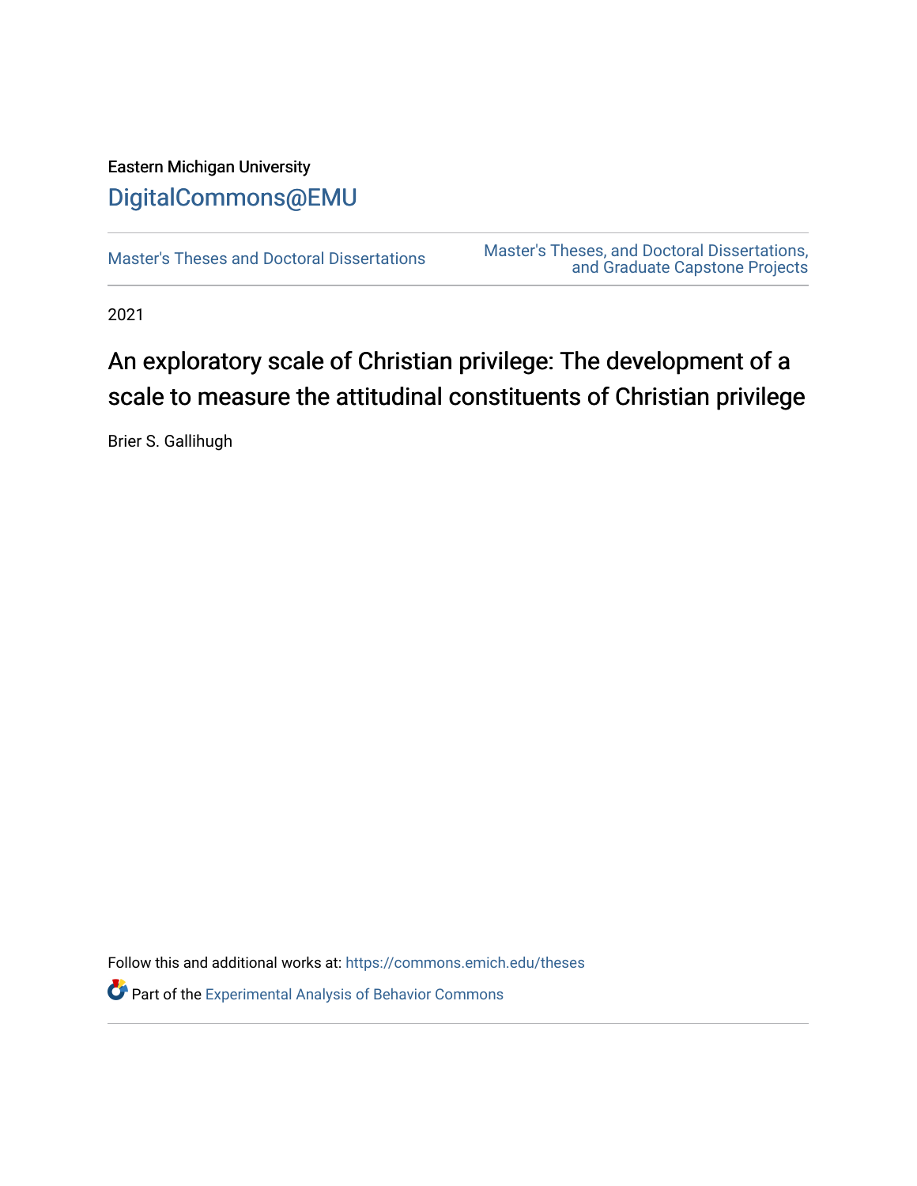Eastern Michigan University

DigitalCommons@EMU

Master's Theses and Doctoral Dissertations

Master's Theses, and Doctoral Dissertations, and Graduate Capstone Projects

2021

# An exploratory scale of Christian privilege: The development of a scale to measure the attitudinal constituents of Christian privilege

Brier S. Gallihugh

Follow this and additional works at: https://commons.emich.edu/theses

Part of the Experimental Analysis of Behavior Commons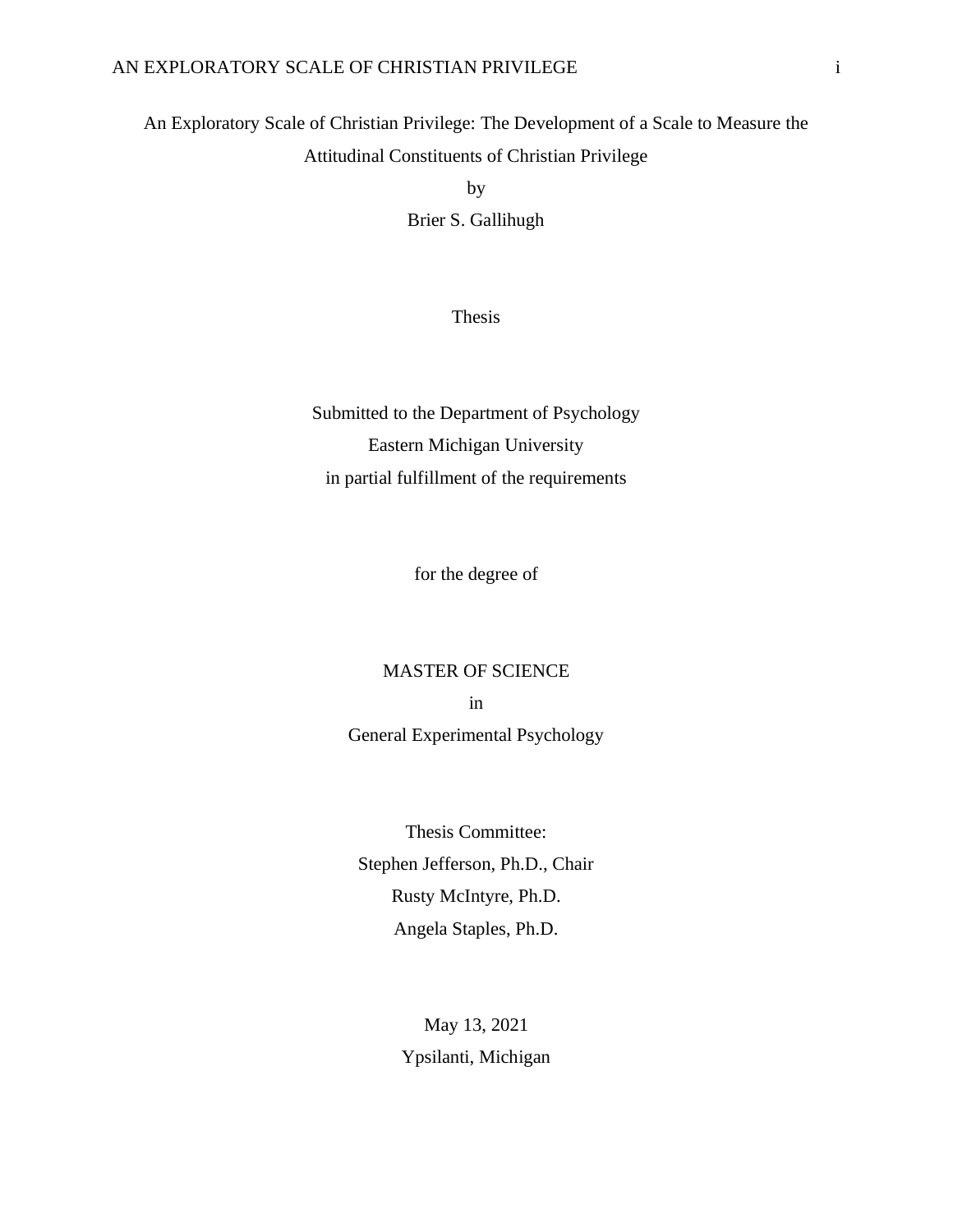An Exploratory Scale of Christian Privilege: The Development of a Scale to Measure the Attitudinal Constituents of Christian Privilege

by

Brier S. Gallihugh

Thesis

Submitted to the Department of Psychology

Eastern Michigan University

in partial fulfillment of the requirements

for the degree of

MASTER OF SCIENCE

in

General Experimental Psychology

Thesis Committee:

Stephen Jefferson, Ph.D., Chair

Rusty McIntyre, Ph.D.

Angela Staples, Ph.D.

May 13, 2021

Ypsilanti, Michigan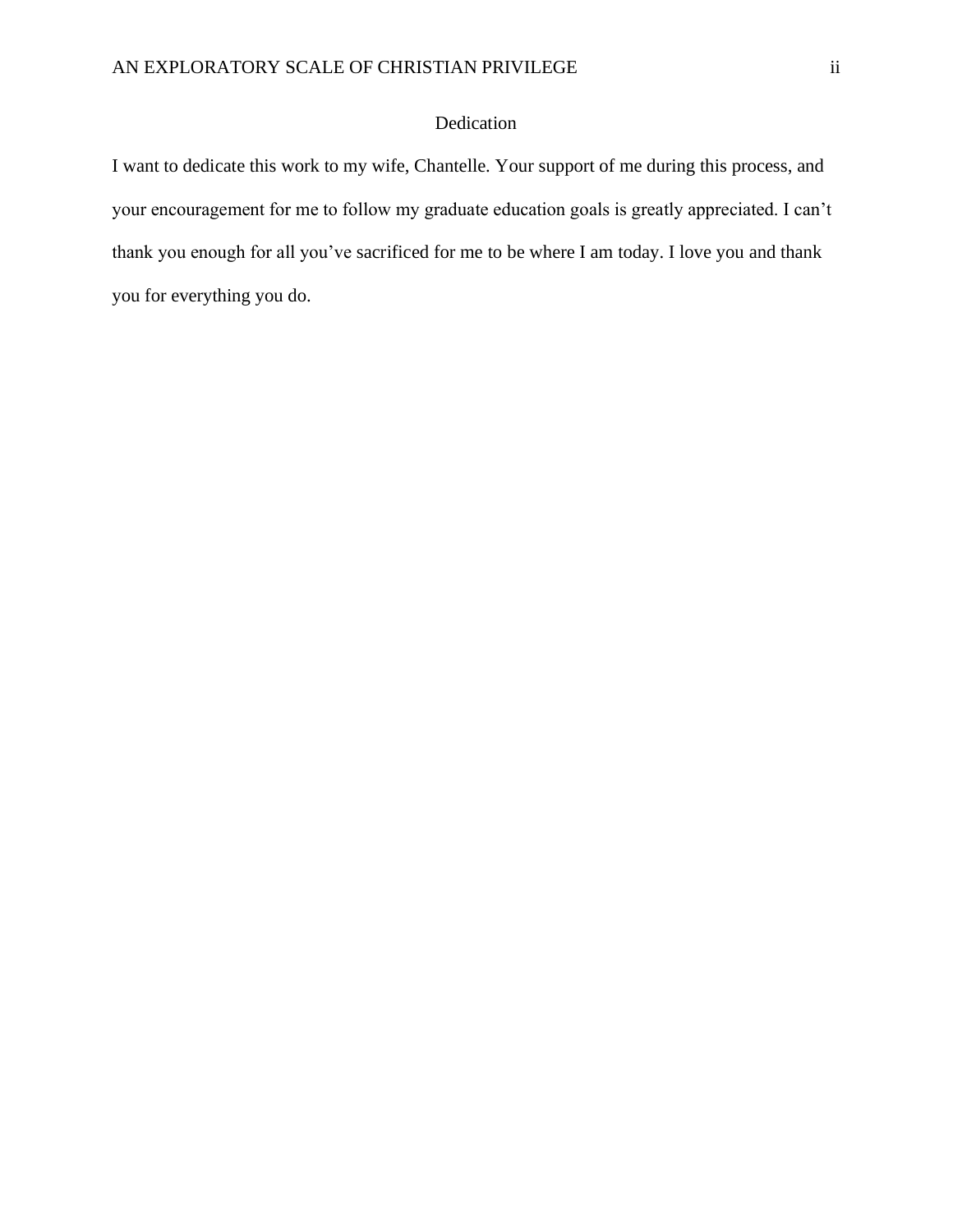# Dedication

I want to dedicate this work to my wife, Chantelle. Your support of me during this process, and your encouragement for me to follow my graduate education goals is greatly appreciated. I can't thank you enough for all you've sacrificed for me to be where I am today. I love you and thank you for everything you do.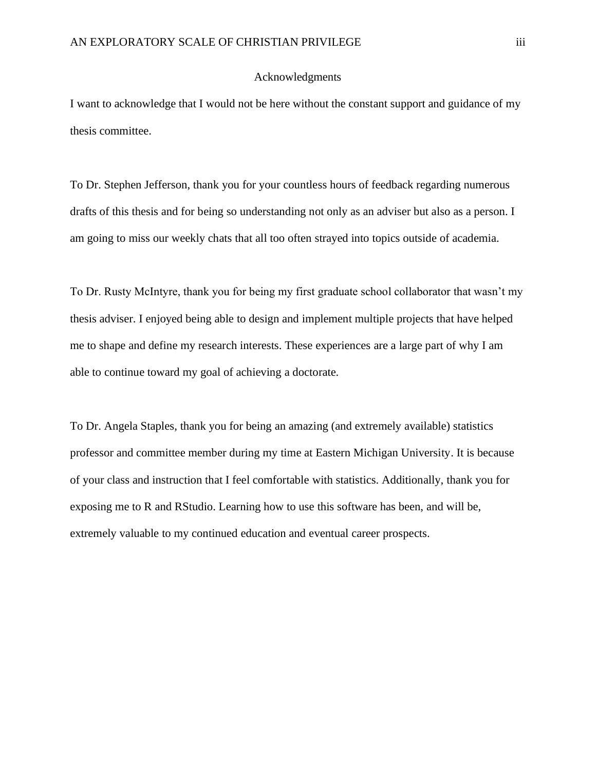# Acknowledgments

I want to acknowledge that I would not be here without the constant support and guidance of my thesis committee.

To Dr. Stephen Jefferson, thank you for your countless hours of feedback regarding numerous drafts of this thesis and for being so understanding not only as an adviser but also as a person. I am going to miss our weekly chats that all too often strayed into topics outside of academia.

To Dr. Rusty McIntyre, thank you for being my first graduate school collaborator that wasn't my thesis adviser. I enjoyed being able to design and implement multiple projects that have helped me to shape and define my research interests. These experiences are a large part of why I am able to continue toward my goal of achieving a doctorate.

To Dr. Angela Staples, thank you for being an amazing (and extremely available) statistics professor and committee member during my time at Eastern Michigan University. It is because of your class and instruction that I feel comfortable with statistics. Additionally, thank you for exposing me to R and RStudio. Learning how to use this software has been, and will be, extremely valuable to my continued education and eventual career prospects.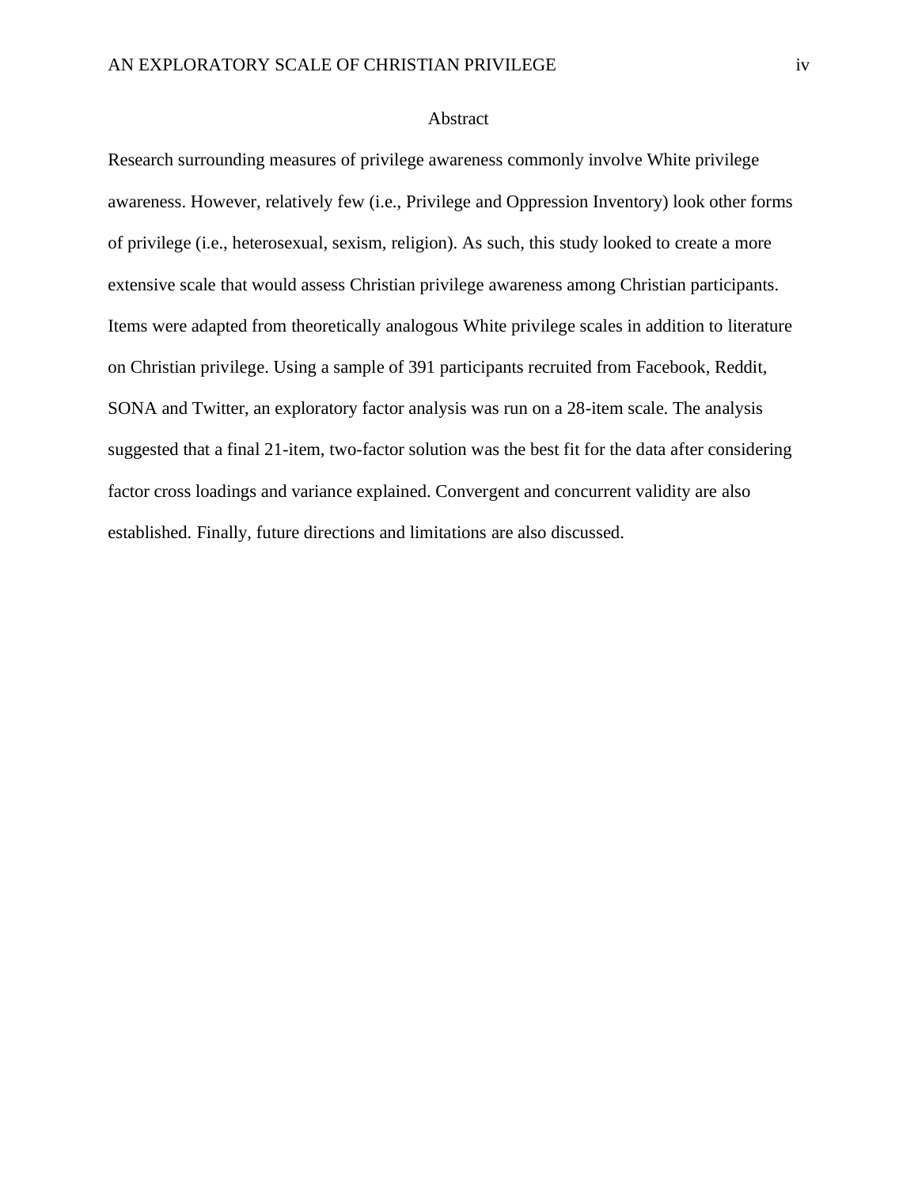# Abstract

Research surrounding measures of privilege awareness commonly involve White privilege awareness. However, relatively few (i.e., Privilege and Oppression Inventory) look other forms of privilege (i.e., heterosexual, sexism, religion). As such, this study looked to create a more extensive scale that would assess Christian privilege awareness among Christian participants. Items were adapted from theoretically analogous White privilege scales in addition to literature on Christian privilege. Using a sample of 391 participants recruited from Facebook, Reddit, SONA and Twitter, an exploratory factor analysis was run on a 28-item scale. The analysis suggested that a final 21-item, two-factor solution was the best fit for the data after considering factor cross loadings and variance explained. Convergent and concurrent validity are also established. Finally, future directions and limitations are also discussed.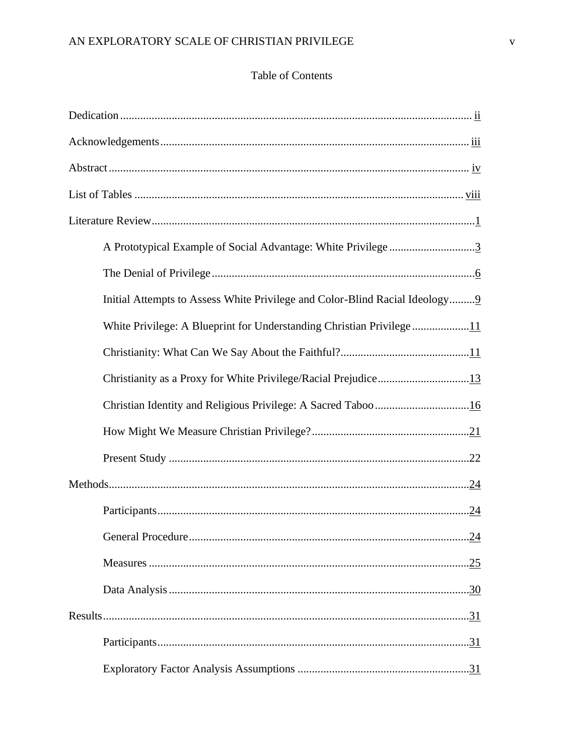Table of Contents

Dedication ........................................................................................................................ ii

Acknowledgements ........................................................................................................ iii

Abstract ........................................................................................................................... iv

List of Tables ................................................................................................................. viii

Literature Review .............................................................................................................. 1

- A Prototypical Example of Social Advantage: White Privilege ............................. 3
- The Denial of Privilege ........................................................................................... 6
- Initial Attempts to Assess White Privilege and Color-Blind Racial Ideology ......... 9
- White Privilege: A Blueprint for Understanding Christian Privilege .................... 11
- Christianity: What Can We Say About the Faithful? ............................................. 11
- Christianity as a Proxy for White Privilege/Racial Prejudice ................................ 13
- Christian Identity and Religious Privilege: A Sacred Taboo ................................. 16
- How Might We Measure Christian Privilege? ....................................................... 21
- Present Study .......................................................................................................... 22

Methods ........................................................................................................................... 24

- Participants ............................................................................................................. 24
- General Procedure .................................................................................................. 24
- Measures ................................................................................................................ 25
- Data Analysis ......................................................................................................... 30

Results ............................................................................................................................. 31

- Participants ............................................................................................................. 31
- Exploratory Factor Analysis Assumptions ............................................................ 31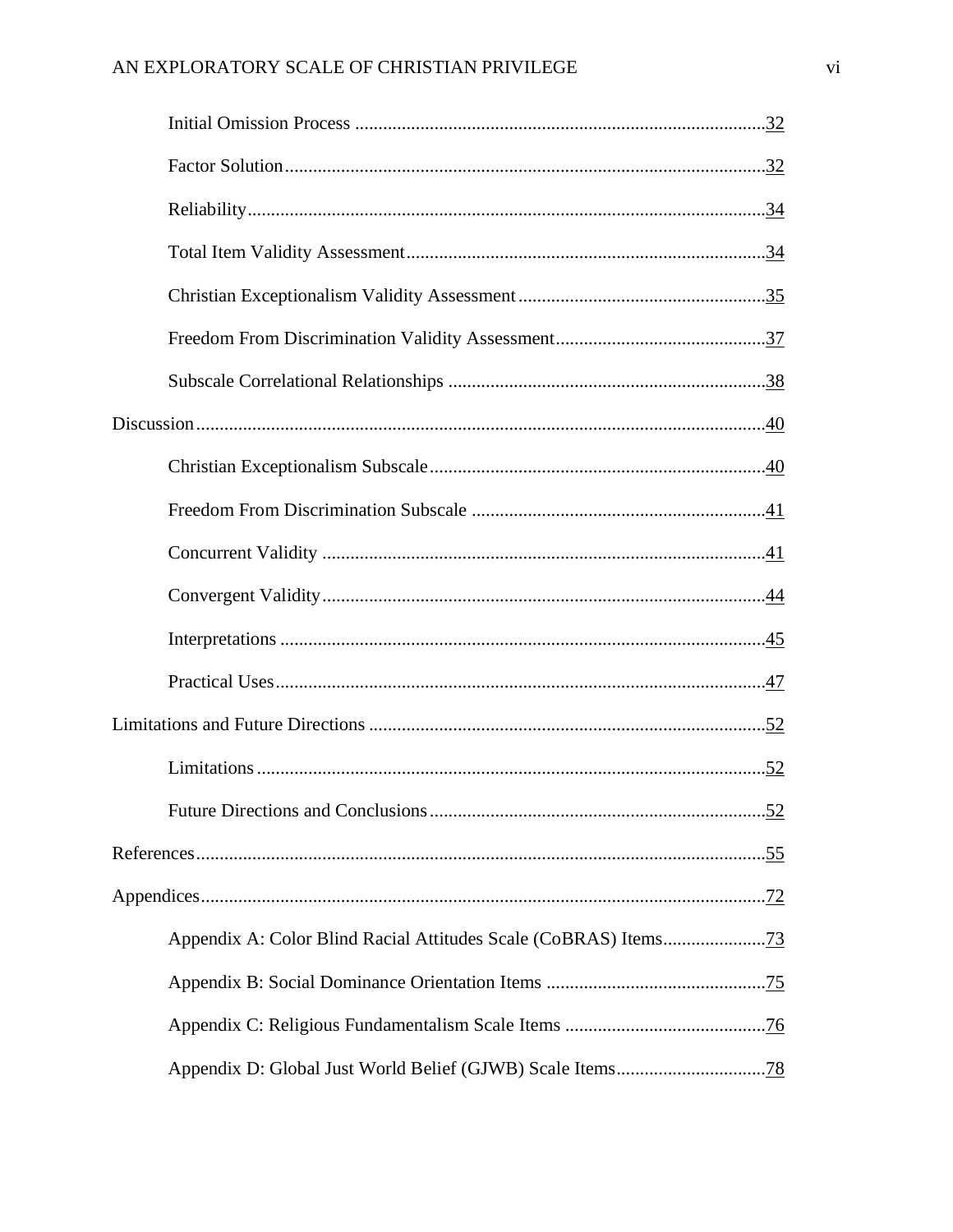Initial Omission Process ....................................................................................... 32

Factor Solution ...................................................................................................... 32

Reliability .............................................................................................................. 34

Total Item Validity Assessment ............................................................................ 34

Christian Exceptionalism Validity Assessment .................................................... 35

Freedom From Discrimination Validity Assessment ............................................ 37

Subscale Correlational Relationships ................................................................... 38

Discussion ........................................................................................................................ 40

Christian Exceptionalism Subscale ....................................................................... 40

Freedom From Discrimination Subscale .............................................................. 41

Concurrent Validity .............................................................................................. 41

Convergent Validity .............................................................................................. 44

Interpretations ....................................................................................................... 45

Practical Uses ........................................................................................................ 47

Limitations and Future Directions .................................................................................... 52

Limitations ............................................................................................................ 52

Future Directions and Conclusions ....................................................................... 52

References ......................................................................................................................... 55

Appendices ........................................................................................................................ 72

Appendix A: Color Blind Racial Attitudes Scale (CoBRAS) Items ...................... 73

Appendix B: Social Dominance Orientation Items ............................................... 75

Appendix C: Religious Fundamentalism Scale Items ........................................... 76

Appendix D: Global Just World Belief (GJWB) Scale Items ................................ 78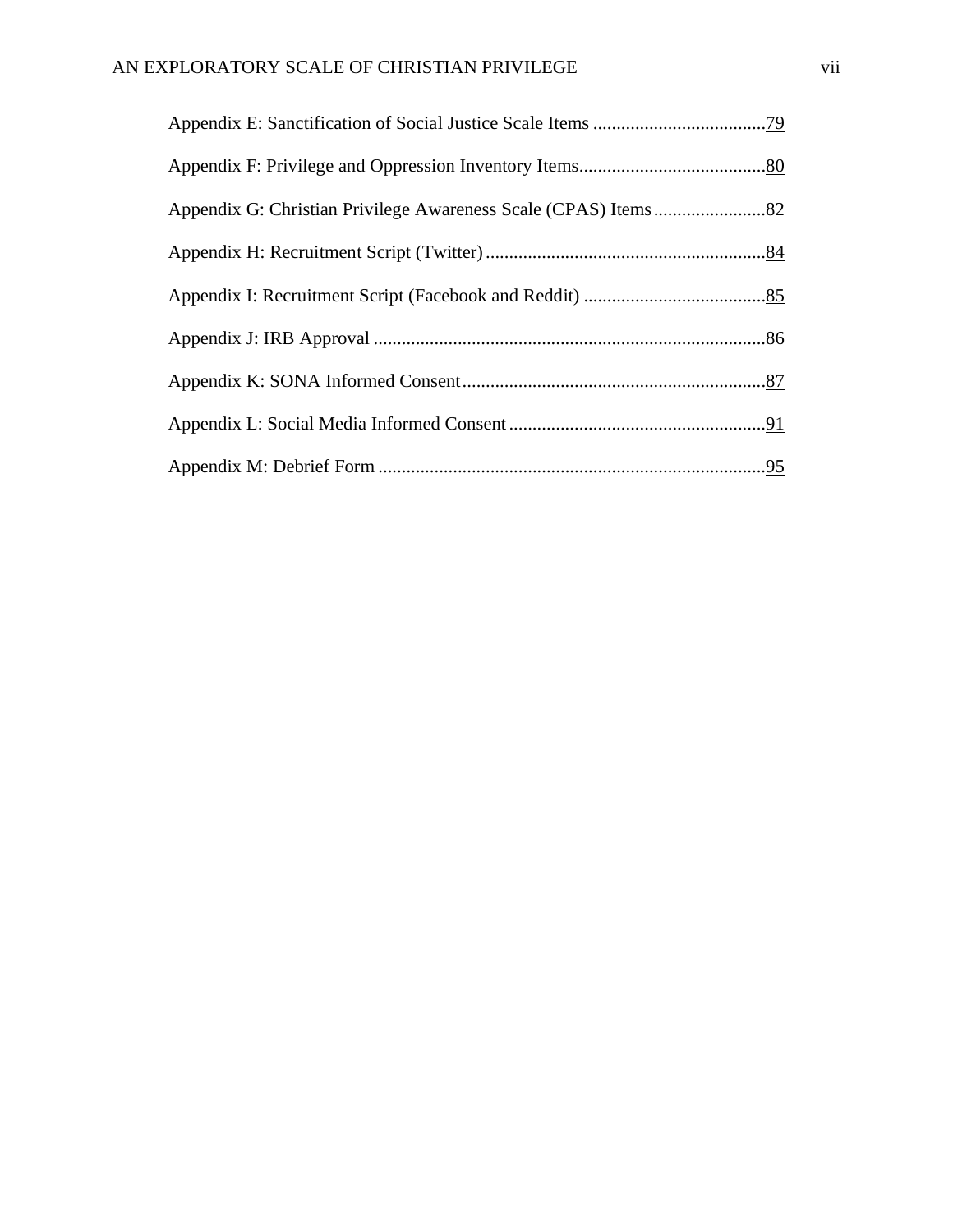Appendix E: Sanctification of Social Justice Scale Items ....................................79

Appendix F: Privilege and Oppression Inventory Items.......................................80

Appendix G: Christian Privilege Awareness Scale (CPAS) Items........................82

Appendix H: Recruitment Script (Twitter)............................................................84

Appendix I: Recruitment Script (Facebook and Reddit) ......................................85

Appendix J: IRB Approval ....................................................................................86

Appendix K: SONA Informed Consent.................................................................87

Appendix L: Social Media Informed Consent.......................................................91

Appendix M: Debrief Form ...................................................................................95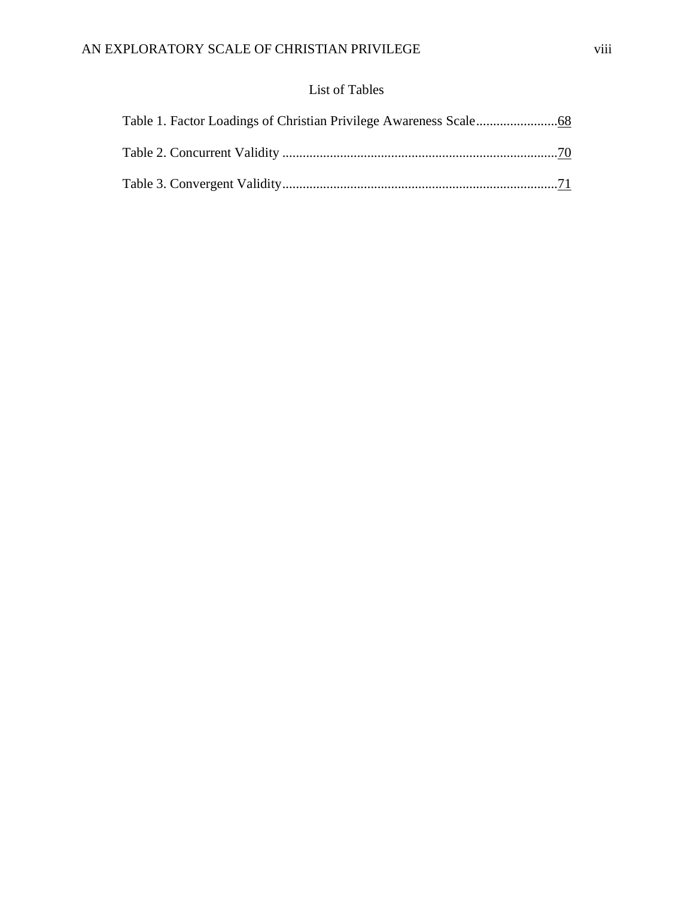# List of Tables

Table 1. Factor Loadings of Christian Privilege Awareness Scale........................68

Table 2. Concurrent Validity ..................................................................................70

Table 3. Convergent Validity..................................................................................71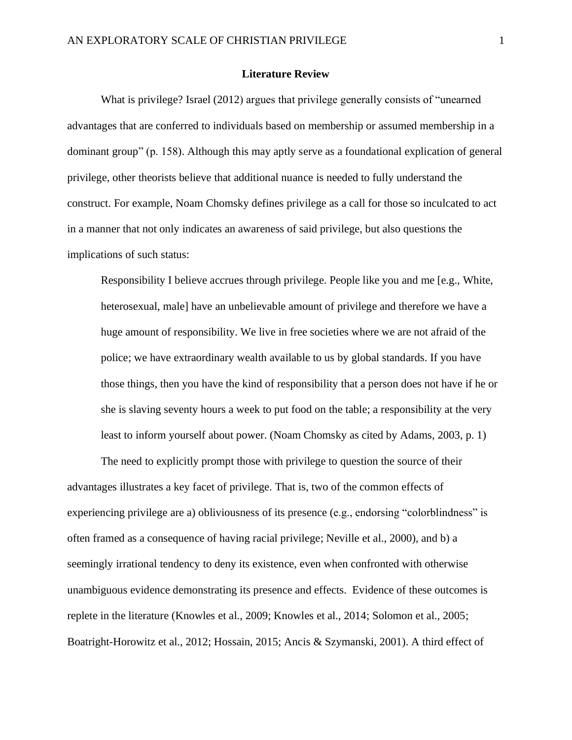## Literature Review

What is privilege? Israel (2012) argues that privilege generally consists of "unearned advantages that are conferred to individuals based on membership or assumed membership in a dominant group" (p. 158). Although this may aptly serve as a foundational explication of general privilege, other theorists believe that additional nuance is needed to fully understand the construct. For example, Noam Chomsky defines privilege as a call for those so inculcated to act in a manner that not only indicates an awareness of said privilege, but also questions the implications of such status:

> Responsibility I believe accrues through privilege. People like you and me [e.g., White, heterosexual, male] have an unbelievable amount of privilege and therefore we have a huge amount of responsibility. We live in free societies where we are not afraid of the police; we have extraordinary wealth available to us by global standards. If you have those things, then you have the kind of responsibility that a person does not have if he or she is slaving seventy hours a week to put food on the table; a responsibility at the very least to inform yourself about power. (Noam Chomsky as cited by Adams, 2003, p. 1)

The need to explicitly prompt those with privilege to question the source of their advantages illustrates a key facet of privilege. That is, two of the common effects of experiencing privilege are a) obliviousness of its presence (e.g., endorsing "colorblindness" is often framed as a consequence of having racial privilege; Neville et al., 2000), and b) a seemingly irrational tendency to deny its existence, even when confronted with otherwise unambiguous evidence demonstrating its presence and effects. Evidence of these outcomes is replete in the literature (Knowles et al., 2009; Knowles et al., 2014; Solomon et al., 2005; Boatright-Horowitz et al., 2012; Hossain, 2015; Ancis & Szymanski, 2001). A third effect of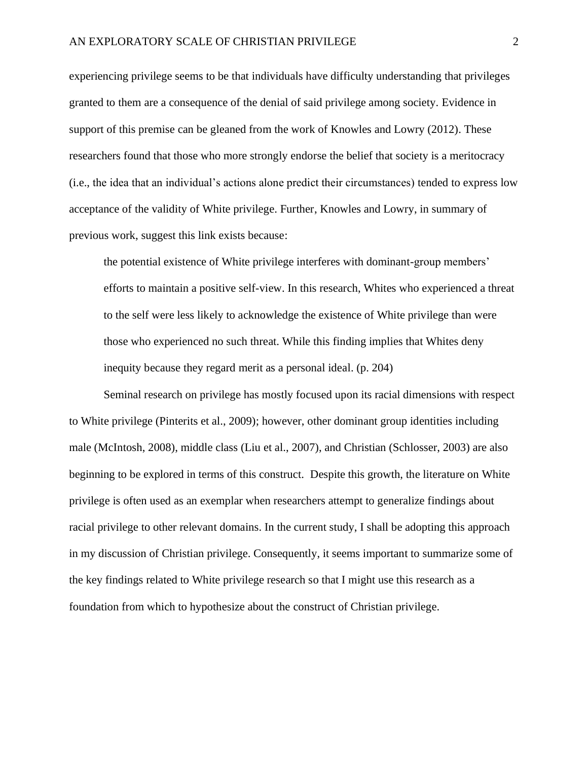experiencing privilege seems to be that individuals have difficulty understanding that privileges granted to them are a consequence of the denial of said privilege among society. Evidence in support of this premise can be gleaned from the work of Knowles and Lowry (2012). These researchers found that those who more strongly endorse the belief that society is a meritocracy (i.e., the idea that an individual's actions alone predict their circumstances) tended to express low acceptance of the validity of White privilege. Further, Knowles and Lowry, in summary of previous work, suggest this link exists because:

> the potential existence of White privilege interferes with dominant-group members' efforts to maintain a positive self-view. In this research, Whites who experienced a threat to the self were less likely to acknowledge the existence of White privilege than were those who experienced no such threat. While this finding implies that Whites deny inequity because they regard merit as a personal ideal. (p. 204)

Seminal research on privilege has mostly focused upon its racial dimensions with respect to White privilege (Pinterits et al., 2009); however, other dominant group identities including male (McIntosh, 2008), middle class (Liu et al., 2007), and Christian (Schlosser, 2003) are also beginning to be explored in terms of this construct. Despite this growth, the literature on White privilege is often used as an exemplar when researchers attempt to generalize findings about racial privilege to other relevant domains. In the current study, I shall be adopting this approach in my discussion of Christian privilege. Consequently, it seems important to summarize some of the key findings related to White privilege research so that I might use this research as a foundation from which to hypothesize about the construct of Christian privilege.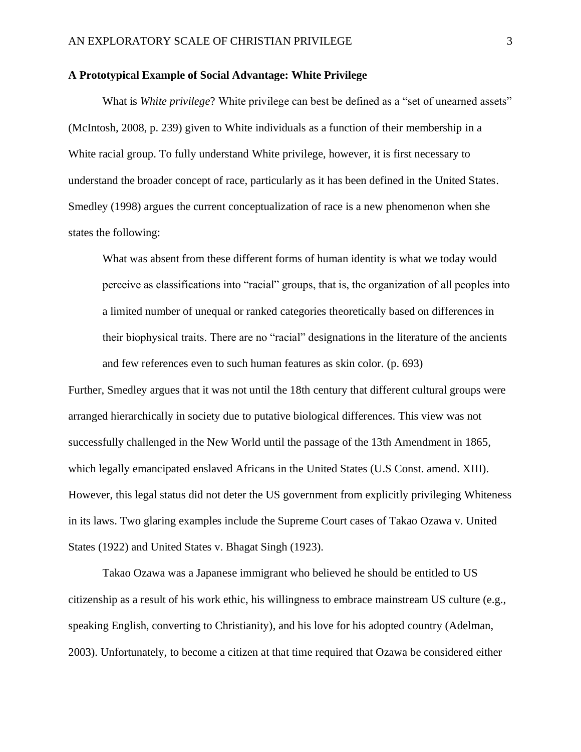### A Prototypical Example of Social Advantage: White Privilege

What is *White privilege*? White privilege can best be defined as a "set of unearned assets" (McIntosh, 2008, p. 239) given to White individuals as a function of their membership in a White racial group. To fully understand White privilege, however, it is first necessary to understand the broader concept of race, particularly as it has been defined in the United States. Smedley (1998) argues the current conceptualization of race is a new phenomenon when she states the following:

> What was absent from these different forms of human identity is what we today would perceive as classifications into "racial" groups, that is, the organization of all peoples into a limited number of unequal or ranked categories theoretically based on differences in their biophysical traits. There are no "racial" designations in the literature of the ancients and few references even to such human features as skin color. (p. 693)

Further, Smedley argues that it was not until the 18th century that different cultural groups were arranged hierarchically in society due to putative biological differences. This view was not successfully challenged in the New World until the passage of the 13th Amendment in 1865, which legally emancipated enslaved Africans in the United States (U.S Const. amend. XIII). However, this legal status did not deter the US government from explicitly privileging Whiteness in its laws. Two glaring examples include the Supreme Court cases of Takao Ozawa v. United States (1922) and United States v. Bhagat Singh (1923).

Takao Ozawa was a Japanese immigrant who believed he should be entitled to US citizenship as a result of his work ethic, his willingness to embrace mainstream US culture (e.g., speaking English, converting to Christianity), and his love for his adopted country (Adelman, 2003). Unfortunately, to become a citizen at that time required that Ozawa be considered either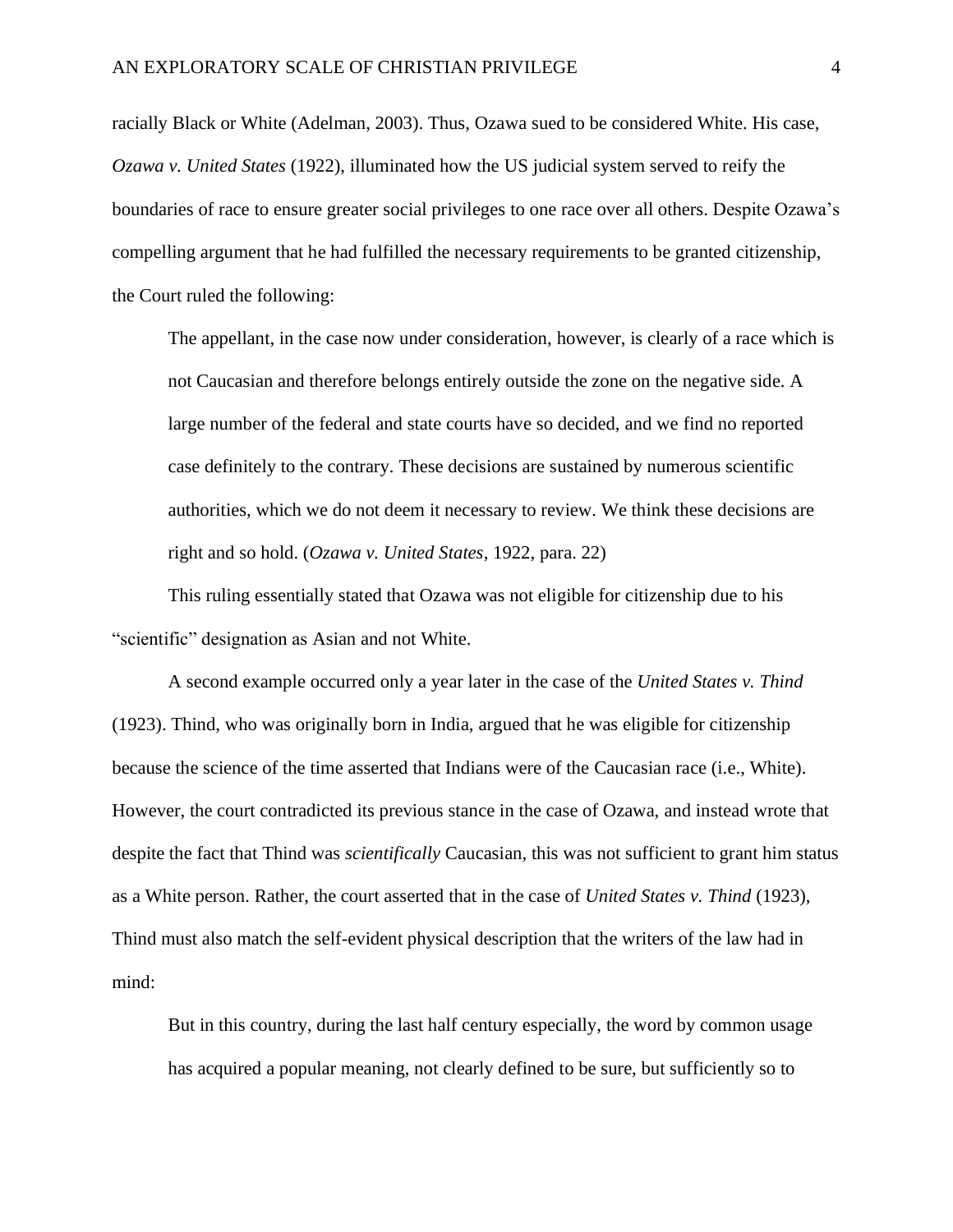racially Black or White (Adelman, 2003). Thus, Ozawa sued to be considered White. His case, *Ozawa v. United States* (1922), illuminated how the US judicial system served to reify the boundaries of race to ensure greater social privileges to one race over all others. Despite Ozawa's compelling argument that he had fulfilled the necessary requirements to be granted citizenship, the Court ruled the following:

> The appellant, in the case now under consideration, however, is clearly of a race which is not Caucasian and therefore belongs entirely outside the zone on the negative side. A large number of the federal and state courts have so decided, and we find no reported case definitely to the contrary. These decisions are sustained by numerous scientific authorities, which we do not deem it necessary to review. We think these decisions are right and so hold. (*Ozawa v. United States*, 1922, para. 22)

This ruling essentially stated that Ozawa was not eligible for citizenship due to his "scientific" designation as Asian and not White.

A second example occurred only a year later in the case of the *United States v. Thind* (1923). Thind, who was originally born in India, argued that he was eligible for citizenship because the science of the time asserted that Indians were of the Caucasian race (i.e., White). However, the court contradicted its previous stance in the case of Ozawa, and instead wrote that despite the fact that Thind was *scientifically* Caucasian, this was not sufficient to grant him status as a White person. Rather, the court asserted that in the case of *United States v. Thind* (1923), Thind must also match the self-evident physical description that the writers of the law had in mind:

> But in this country, during the last half century especially, the word by common usage has acquired a popular meaning, not clearly defined to be sure, but sufficiently so to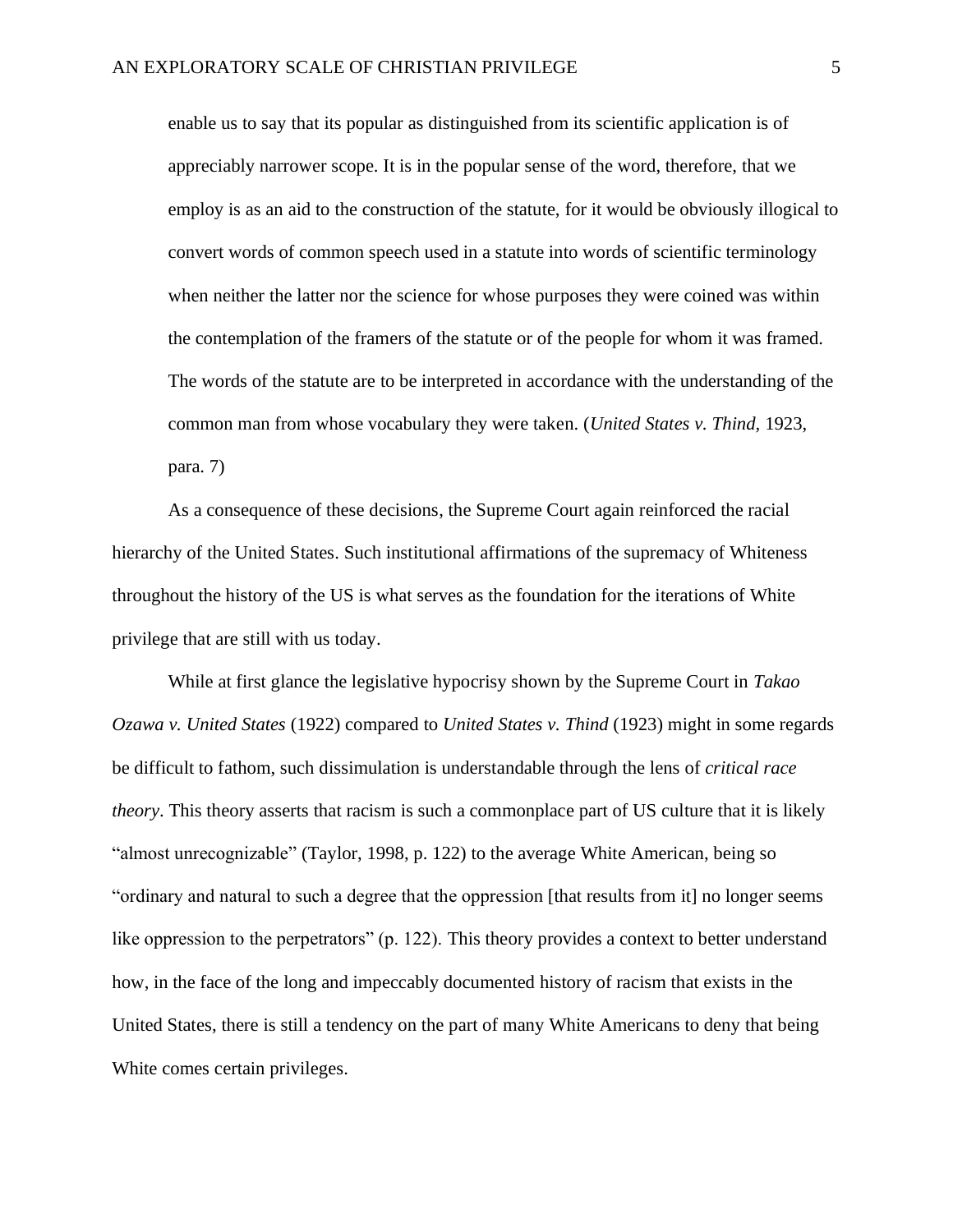> enable us to say that its popular as distinguished from its scientific application is of appreciably narrower scope. It is in the popular sense of the word, therefore, that we employ is as an aid to the construction of the statute, for it would be obviously illogical to convert words of common speech used in a statute into words of scientific terminology when neither the latter nor the science for whose purposes they were coined was within the contemplation of the framers of the statute or of the people for whom it was framed. The words of the statute are to be interpreted in accordance with the understanding of the common man from whose vocabulary they were taken. (*United States v. Thind,* 1923, para. 7)

As a consequence of these decisions, the Supreme Court again reinforced the racial hierarchy of the United States. Such institutional affirmations of the supremacy of Whiteness throughout the history of the US is what serves as the foundation for the iterations of White privilege that are still with us today.

While at first glance the legislative hypocrisy shown by the Supreme Court in *Takao Ozawa v. United States* (1922) compared to *United States v. Thind* (1923) might in some regards be difficult to fathom, such dissimulation is understandable through the lens of *critical race theory*. This theory asserts that racism is such a commonplace part of US culture that it is likely "almost unrecognizable" (Taylor, 1998, p. 122) to the average White American, being so "ordinary and natural to such a degree that the oppression [that results from it] no longer seems like oppression to the perpetrators" (p. 122). This theory provides a context to better understand how, in the face of the long and impeccably documented history of racism that exists in the United States, there is still a tendency on the part of many White Americans to deny that being White comes certain privileges.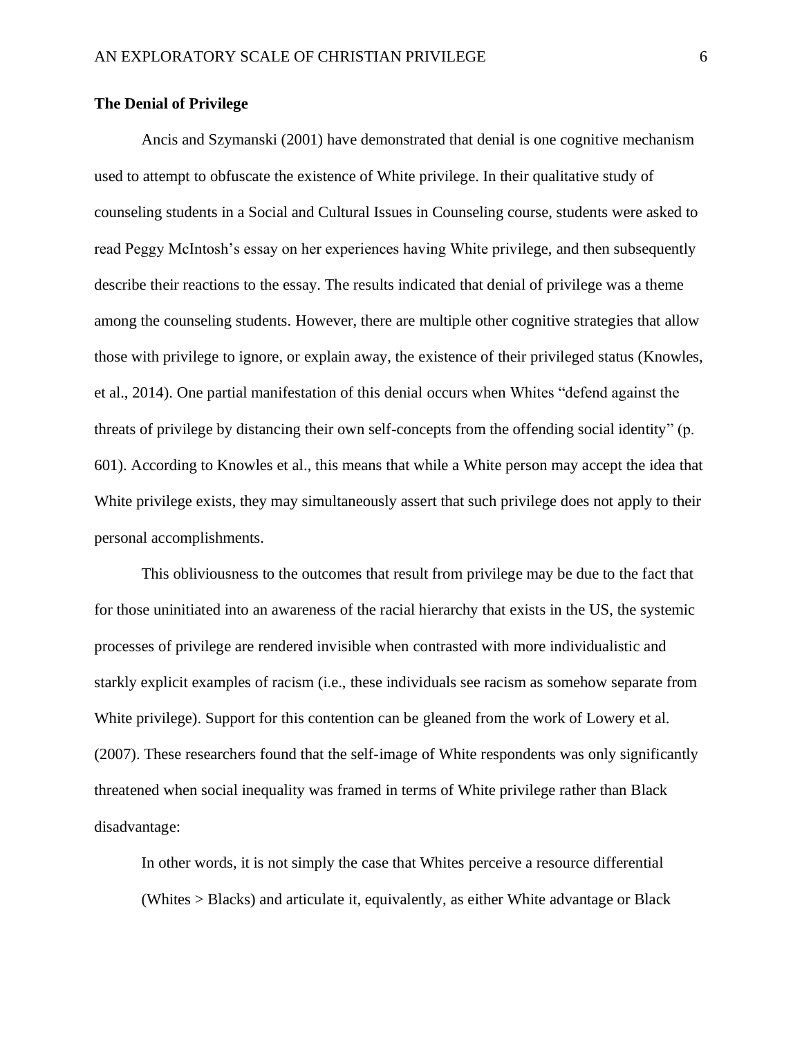## The Denial of Privilege

Ancis and Szymanski (2001) have demonstrated that denial is one cognitive mechanism used to attempt to obfuscate the existence of White privilege. In their qualitative study of counseling students in a Social and Cultural Issues in Counseling course, students were asked to read Peggy McIntosh's essay on her experiences having White privilege, and then subsequently describe their reactions to the essay. The results indicated that denial of privilege was a theme among the counseling students. However, there are multiple other cognitive strategies that allow those with privilege to ignore, or explain away, the existence of their privileged status (Knowles, et al., 2014). One partial manifestation of this denial occurs when Whites "defend against the threats of privilege by distancing their own self-concepts from the offending social identity" (p. 601). According to Knowles et al., this means that while a White person may accept the idea that White privilege exists, they may simultaneously assert that such privilege does not apply to their personal accomplishments.

This obliviousness to the outcomes that result from privilege may be due to the fact that for those uninitiated into an awareness of the racial hierarchy that exists in the US, the systemic processes of privilege are rendered invisible when contrasted with more individualistic and starkly explicit examples of racism (i.e., these individuals see racism as somehow separate from White privilege). Support for this contention can be gleaned from the work of Lowery et al. (2007). These researchers found that the self-image of White respondents was only significantly threatened when social inequality was framed in terms of White privilege rather than Black disadvantage:

> In other words, it is not simply the case that Whites perceive a resource differential (Whites > Blacks) and articulate it, equivalently, as either White advantage or Black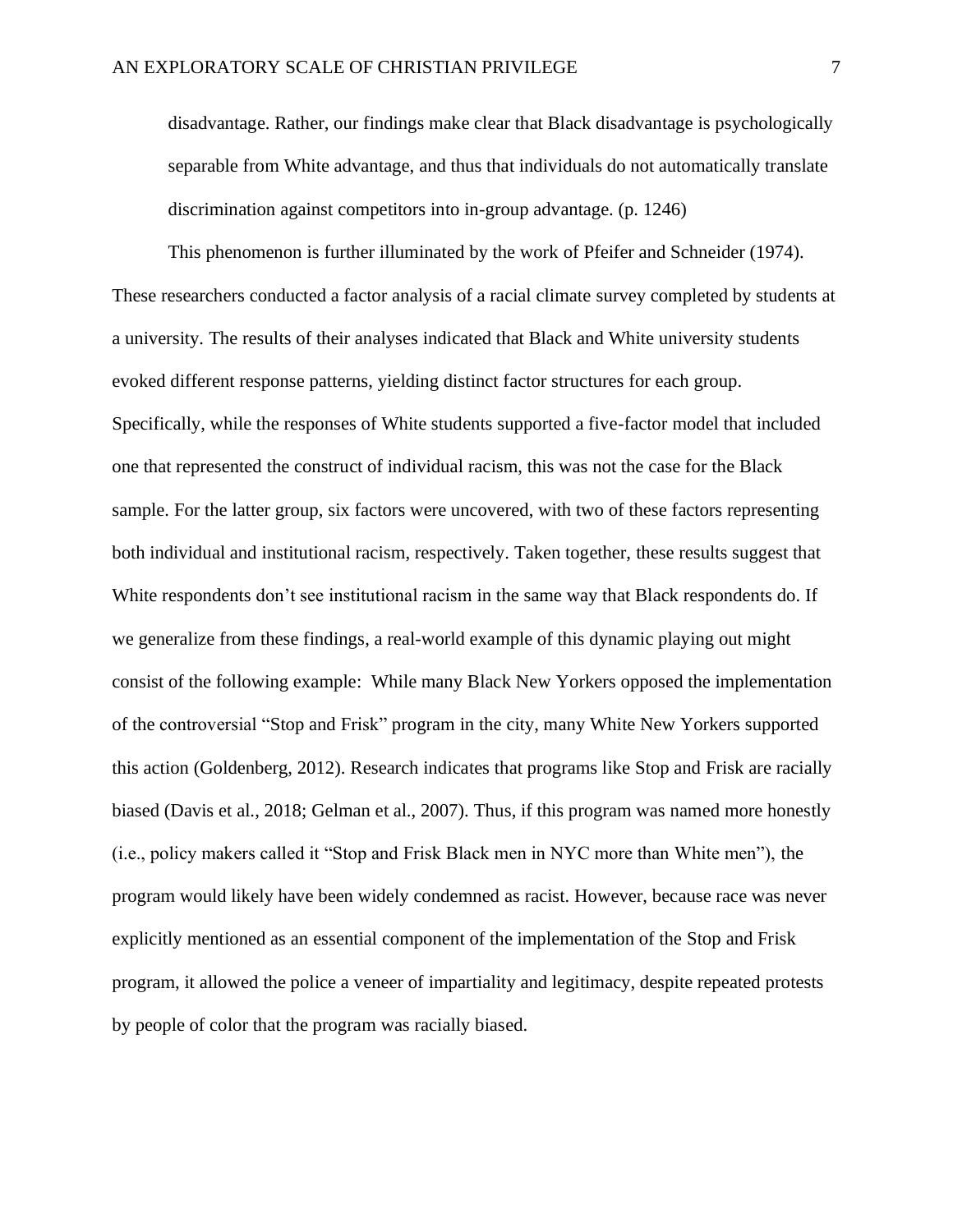disadvantage. Rather, our findings make clear that Black disadvantage is psychologically separable from White advantage, and thus that individuals do not automatically translate discrimination against competitors into in-group advantage. (p. 1246)

This phenomenon is further illuminated by the work of Pfeifer and Schneider (1974). These researchers conducted a factor analysis of a racial climate survey completed by students at a university. The results of their analyses indicated that Black and White university students evoked different response patterns, yielding distinct factor structures for each group. Specifically, while the responses of White students supported a five-factor model that included one that represented the construct of individual racism, this was not the case for the Black sample. For the latter group, six factors were uncovered, with two of these factors representing both individual and institutional racism, respectively. Taken together, these results suggest that White respondents don't see institutional racism in the same way that Black respondents do. If we generalize from these findings, a real-world example of this dynamic playing out might consist of the following example: While many Black New Yorkers opposed the implementation of the controversial "Stop and Frisk" program in the city, many White New Yorkers supported this action (Goldenberg, 2012). Research indicates that programs like Stop and Frisk are racially biased (Davis et al., 2018; Gelman et al., 2007). Thus, if this program was named more honestly (i.e., policy makers called it "Stop and Frisk Black men in NYC more than White men"), the program would likely have been widely condemned as racist. However, because race was never explicitly mentioned as an essential component of the implementation of the Stop and Frisk program, it allowed the police a veneer of impartiality and legitimacy, despite repeated protests by people of color that the program was racially biased.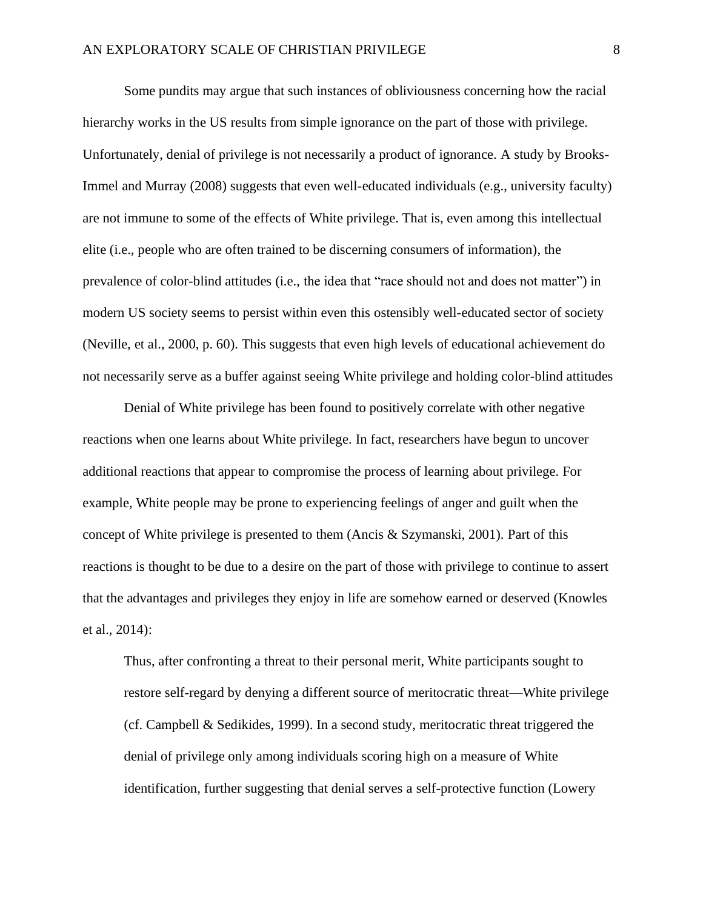Some pundits may argue that such instances of obliviousness concerning how the racial hierarchy works in the US results from simple ignorance on the part of those with privilege. Unfortunately, denial of privilege is not necessarily a product of ignorance. A study by Brooks-Immel and Murray (2008) suggests that even well-educated individuals (e.g., university faculty) are not immune to some of the effects of White privilege. That is, even among this intellectual elite (i.e., people who are often trained to be discerning consumers of information), the prevalence of color-blind attitudes (i.e., the idea that "race should not and does not matter") in modern US society seems to persist within even this ostensibly well-educated sector of society (Neville, et al., 2000, p. 60). This suggests that even high levels of educational achievement do not necessarily serve as a buffer against seeing White privilege and holding color-blind attitudes

Denial of White privilege has been found to positively correlate with other negative reactions when one learns about White privilege. In fact, researchers have begun to uncover additional reactions that appear to compromise the process of learning about privilege. For example, White people may be prone to experiencing feelings of anger and guilt when the concept of White privilege is presented to them (Ancis & Szymanski, 2001). Part of this reactions is thought to be due to a desire on the part of those with privilege to continue to assert that the advantages and privileges they enjoy in life are somehow earned or deserved (Knowles et al., 2014):

> Thus, after confronting a threat to their personal merit, White participants sought to restore self-regard by denying a different source of meritocratic threat—White privilege (cf. Campbell & Sedikides, 1999). In a second study, meritocratic threat triggered the denial of privilege only among individuals scoring high on a measure of White identification, further suggesting that denial serves a self-protective function (Lowery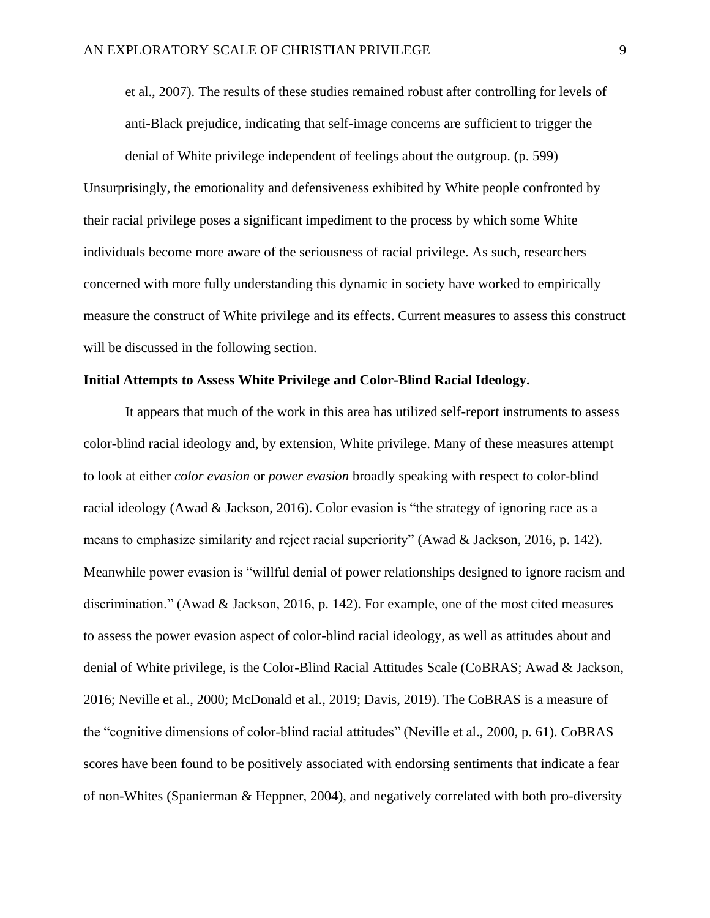> et al., 2007). The results of these studies remained robust after controlling for levels of anti-Black prejudice, indicating that self-image concerns are sufficient to trigger the denial of White privilege independent of feelings about the outgroup. (p. 599)

Unsurprisingly, the emotionality and defensiveness exhibited by White people confronted by their racial privilege poses a significant impediment to the process by which some White individuals become more aware of the seriousness of racial privilege. As such, researchers concerned with more fully understanding this dynamic in society have worked to empirically measure the construct of White privilege and its effects. Current measures to assess this construct will be discussed in the following section.

**Initial Attempts to Assess White Privilege and Color-Blind Racial Ideology.**

It appears that much of the work in this area has utilized self-report instruments to assess color-blind racial ideology and, by extension, White privilege. Many of these measures attempt to look at either *color evasion* or *power evasion* broadly speaking with respect to color-blind racial ideology (Awad & Jackson, 2016). Color evasion is "the strategy of ignoring race as a means to emphasize similarity and reject racial superiority" (Awad & Jackson, 2016, p. 142). Meanwhile power evasion is "willful denial of power relationships designed to ignore racism and discrimination." (Awad & Jackson, 2016, p. 142). For example, one of the most cited measures to assess the power evasion aspect of color-blind racial ideology, as well as attitudes about and denial of White privilege, is the Color-Blind Racial Attitudes Scale (CoBRAS; Awad & Jackson, 2016; Neville et al., 2000; McDonald et al., 2019; Davis, 2019). The CoBRAS is a measure of the "cognitive dimensions of color-blind racial attitudes" (Neville et al., 2000, p. 61). CoBRAS scores have been found to be positively associated with endorsing sentiments that indicate a fear of non-Whites (Spanierman & Heppner, 2004), and negatively correlated with both pro-diversity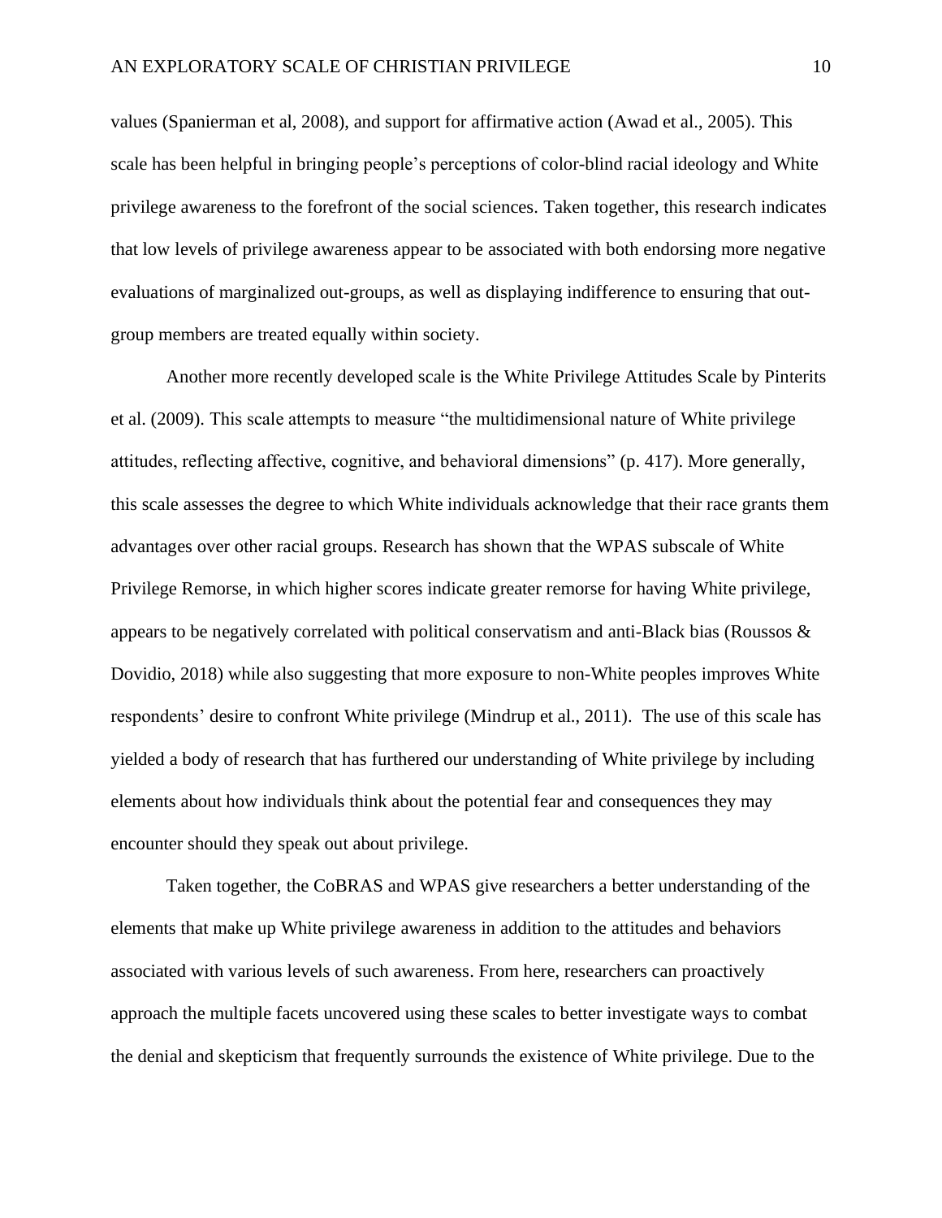values (Spanierman et al, 2008), and support for affirmative action (Awad et al., 2005). This scale has been helpful in bringing people's perceptions of color-blind racial ideology and White privilege awareness to the forefront of the social sciences. Taken together, this research indicates that low levels of privilege awareness appear to be associated with both endorsing more negative evaluations of marginalized out-groups, as well as displaying indifference to ensuring that out-group members are treated equally within society.

Another more recently developed scale is the White Privilege Attitudes Scale by Pinterits et al. (2009). This scale attempts to measure "the multidimensional nature of White privilege attitudes, reflecting affective, cognitive, and behavioral dimensions" (p. 417). More generally, this scale assesses the degree to which White individuals acknowledge that their race grants them advantages over other racial groups. Research has shown that the WPAS subscale of White Privilege Remorse, in which higher scores indicate greater remorse for having White privilege, appears to be negatively correlated with political conservatism and anti-Black bias (Roussos & Dovidio, 2018) while also suggesting that more exposure to non-White peoples improves White respondents' desire to confront White privilege (Mindrup et al., 2011). The use of this scale has yielded a body of research that has furthered our understanding of White privilege by including elements about how individuals think about the potential fear and consequences they may encounter should they speak out about privilege.

Taken together, the CoBRAS and WPAS give researchers a better understanding of the elements that make up White privilege awareness in addition to the attitudes and behaviors associated with various levels of such awareness. From here, researchers can proactively approach the multiple facets uncovered using these scales to better investigate ways to combat the denial and skepticism that frequently surrounds the existence of White privilege. Due to the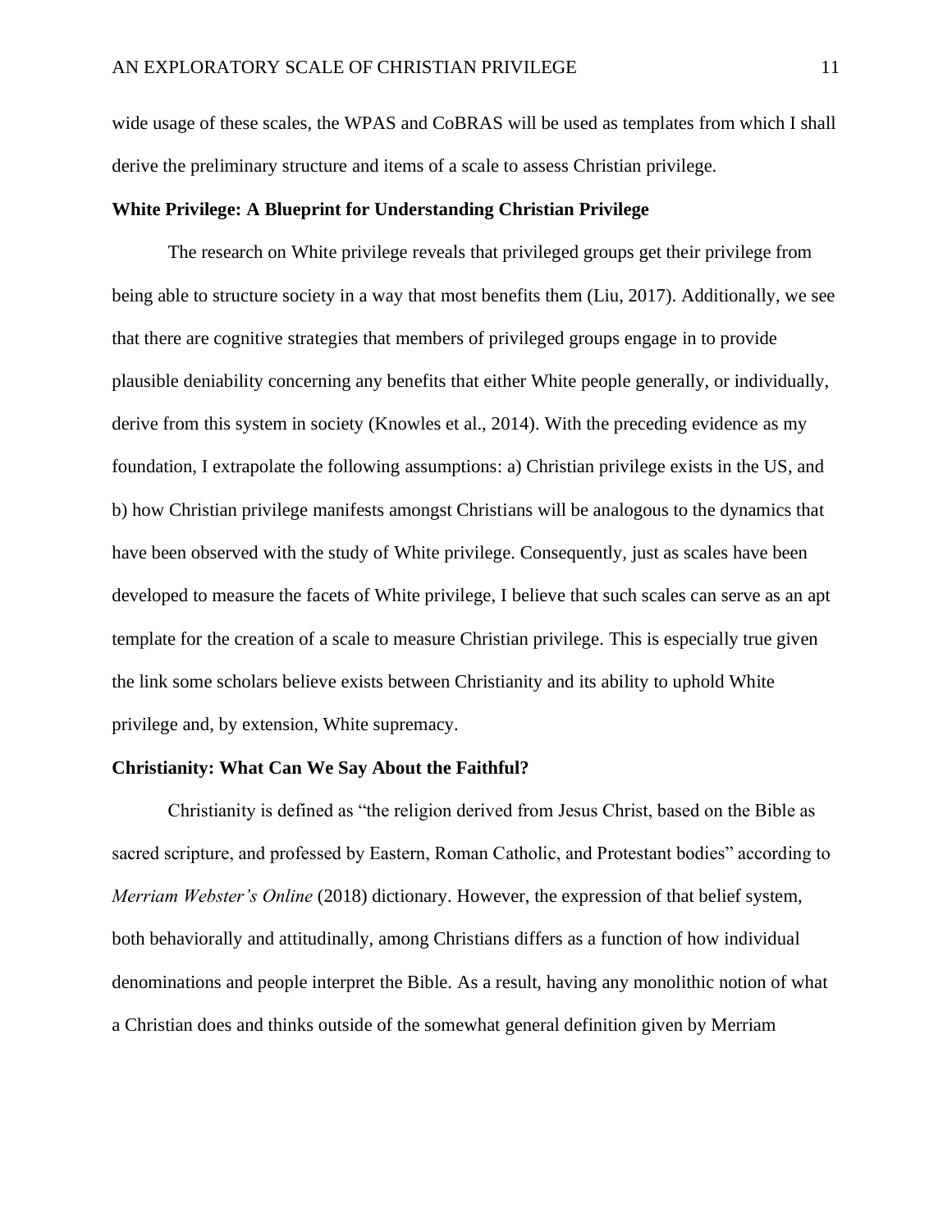wide usage of these scales, the WPAS and CoBRAS will be used as templates from which I shall derive the preliminary structure and items of a scale to assess Christian privilege.

**White Privilege: A Blueprint for Understanding Christian Privilege**

The research on White privilege reveals that privileged groups get their privilege from being able to structure society in a way that most benefits them (Liu, 2017). Additionally, we see that there are cognitive strategies that members of privileged groups engage in to provide plausible deniability concerning any benefits that either White people generally, or individually, derive from this system in society (Knowles et al., 2014). With the preceding evidence as my foundation, I extrapolate the following assumptions: a) Christian privilege exists in the US, and b) how Christian privilege manifests amongst Christians will be analogous to the dynamics that have been observed with the study of White privilege. Consequently, just as scales have been developed to measure the facets of White privilege, I believe that such scales can serve as an apt template for the creation of a scale to measure Christian privilege. This is especially true given the link some scholars believe exists between Christianity and its ability to uphold White privilege and, by extension, White supremacy.

**Christianity: What Can We Say About the Faithful?**

Christianity is defined as "the religion derived from Jesus Christ, based on the Bible as sacred scripture, and professed by Eastern, Roman Catholic, and Protestant bodies" according to *Merriam Webster's Online* (2018) dictionary. However, the expression of that belief system, both behaviorally and attitudinally, among Christians differs as a function of how individual denominations and people interpret the Bible. As a result, having any monolithic notion of what a Christian does and thinks outside of the somewhat general definition given by Merriam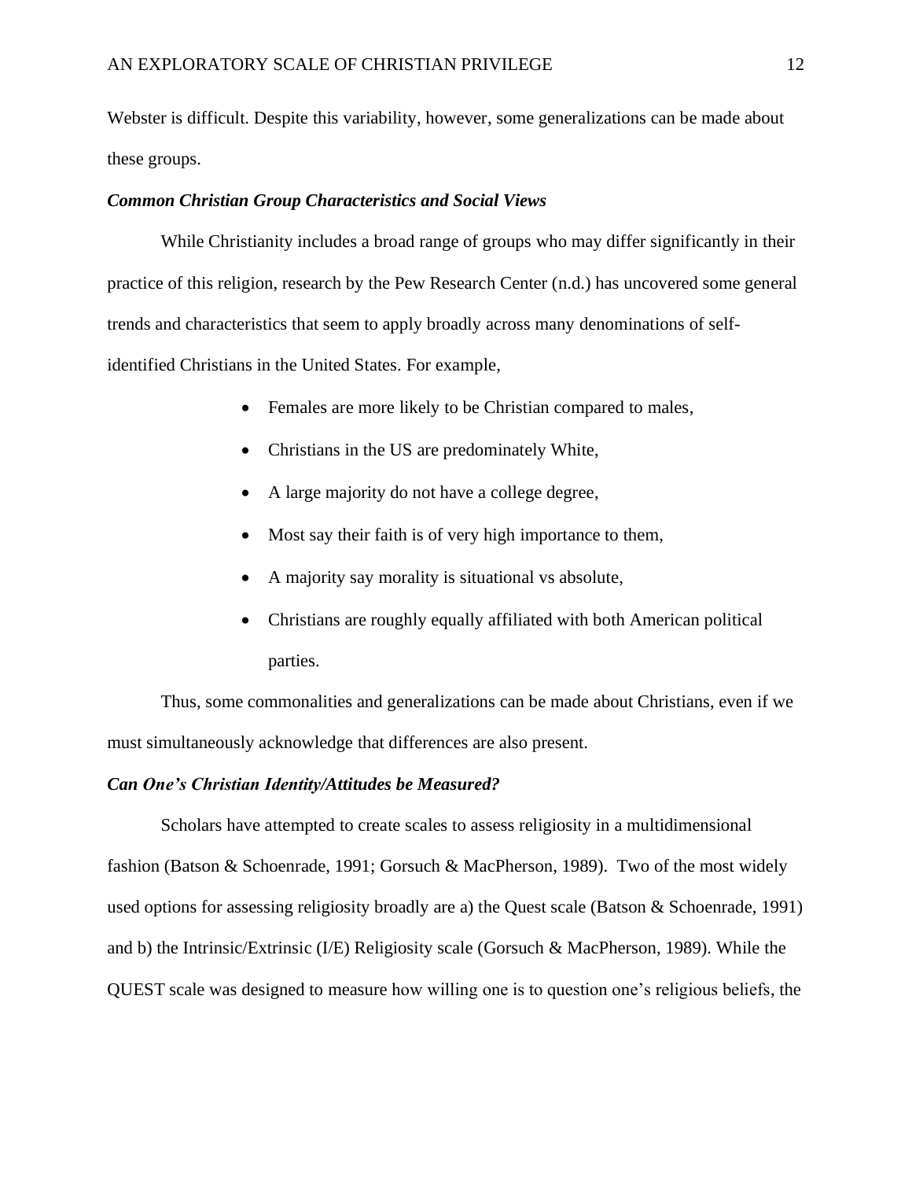Webster is difficult. Despite this variability, however, some generalizations can be made about these groups.

### *Common Christian Group Characteristics and Social Views*

While Christianity includes a broad range of groups who may differ significantly in their practice of this religion, research by the Pew Research Center (n.d.) has uncovered some general trends and characteristics that seem to apply broadly across many denominations of self-identified Christians in the United States. For example,

- Females are more likely to be Christian compared to males,
- Christians in the US are predominately White,
- A large majority do not have a college degree,
- Most say their faith is of very high importance to them,
- A majority say morality is situational vs absolute,
- Christians are roughly equally affiliated with both American political parties.

Thus, some commonalities and generalizations can be made about Christians, even if we must simultaneously acknowledge that differences are also present.

### *Can One's Christian Identity/Attitudes be Measured?*

Scholars have attempted to create scales to assess religiosity in a multidimensional fashion (Batson & Schoenrade, 1991; Gorsuch & MacPherson, 1989). Two of the most widely used options for assessing religiosity broadly are a) the Quest scale (Batson & Schoenrade, 1991) and b) the Intrinsic/Extrinsic (I/E) Religiosity scale (Gorsuch & MacPherson, 1989). While the QUEST scale was designed to measure how willing one is to question one's religious beliefs, the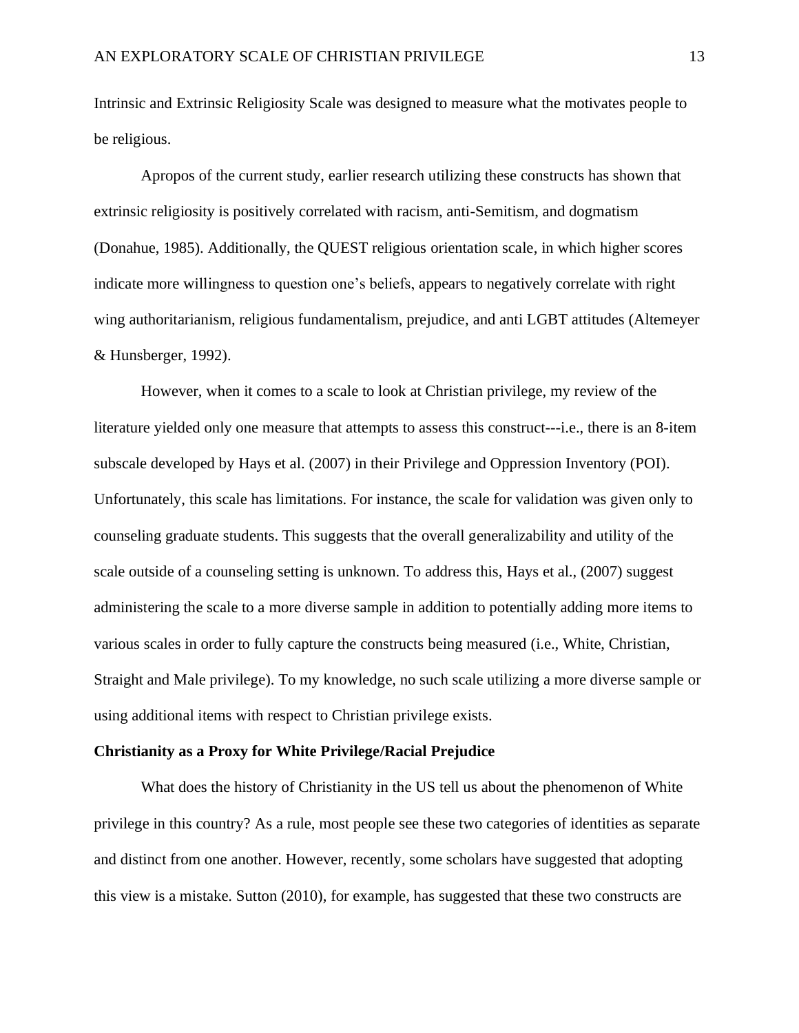Intrinsic and Extrinsic Religiosity Scale was designed to measure what the motivates people to be religious.

Apropos of the current study, earlier research utilizing these constructs has shown that extrinsic religiosity is positively correlated with racism, anti-Semitism, and dogmatism (Donahue, 1985). Additionally, the QUEST religious orientation scale, in which higher scores indicate more willingness to question one's beliefs, appears to negatively correlate with right wing authoritarianism, religious fundamentalism, prejudice, and anti LGBT attitudes (Altemeyer & Hunsberger, 1992).

However, when it comes to a scale to look at Christian privilege, my review of the literature yielded only one measure that attempts to assess this construct---i.e., there is an 8-item subscale developed by Hays et al. (2007) in their Privilege and Oppression Inventory (POI). Unfortunately, this scale has limitations. For instance, the scale for validation was given only to counseling graduate students. This suggests that the overall generalizability and utility of the scale outside of a counseling setting is unknown. To address this, Hays et al., (2007) suggest administering the scale to a more diverse sample in addition to potentially adding more items to various scales in order to fully capture the constructs being measured (i.e., White, Christian, Straight and Male privilege). To my knowledge, no such scale utilizing a more diverse sample or using additional items with respect to Christian privilege exists.

**Christianity as a Proxy for White Privilege/Racial Prejudice**

What does the history of Christianity in the US tell us about the phenomenon of White privilege in this country? As a rule, most people see these two categories of identities as separate and distinct from one another. However, recently, some scholars have suggested that adopting this view is a mistake. Sutton (2010), for example, has suggested that these two constructs are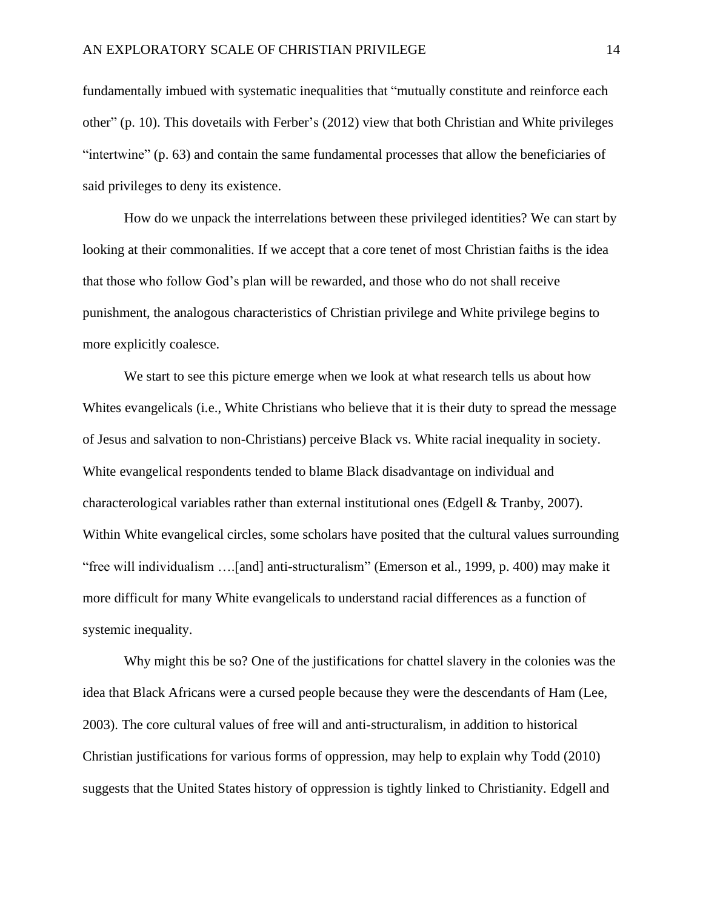fundamentally imbued with systematic inequalities that "mutually constitute and reinforce each other" (p. 10). This dovetails with Ferber's (2012) view that both Christian and White privileges "intertwine" (p. 63) and contain the same fundamental processes that allow the beneficiaries of said privileges to deny its existence.

How do we unpack the interrelations between these privileged identities? We can start by looking at their commonalities. If we accept that a core tenet of most Christian faiths is the idea that those who follow God's plan will be rewarded, and those who do not shall receive punishment, the analogous characteristics of Christian privilege and White privilege begins to more explicitly coalesce.

We start to see this picture emerge when we look at what research tells us about how Whites evangelicals (i.e., White Christians who believe that it is their duty to spread the message of Jesus and salvation to non-Christians) perceive Black vs. White racial inequality in society. White evangelical respondents tended to blame Black disadvantage on individual and characterological variables rather than external institutional ones (Edgell & Tranby, 2007). Within White evangelical circles, some scholars have posited that the cultural values surrounding "free will individualism ….[and] anti-structuralism" (Emerson et al., 1999, p. 400) may make it more difficult for many White evangelicals to understand racial differences as a function of systemic inequality.

Why might this be so? One of the justifications for chattel slavery in the colonies was the idea that Black Africans were a cursed people because they were the descendants of Ham (Lee, 2003). The core cultural values of free will and anti-structuralism, in addition to historical Christian justifications for various forms of oppression, may help to explain why Todd (2010) suggests that the United States history of oppression is tightly linked to Christianity. Edgell and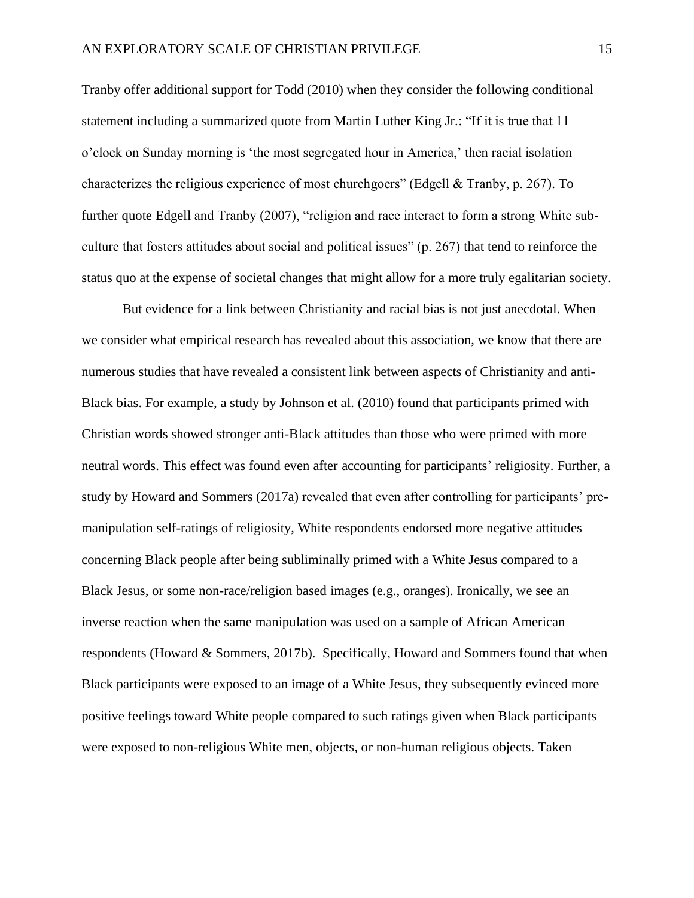Tranby offer additional support for Todd (2010) when they consider the following conditional statement including a summarized quote from Martin Luther King Jr.: "If it is true that 11 o'clock on Sunday morning is 'the most segregated hour in America,' then racial isolation characterizes the religious experience of most churchgoers" (Edgell & Tranby, p. 267). To further quote Edgell and Tranby (2007), "religion and race interact to form a strong White sub-culture that fosters attitudes about social and political issues" (p. 267) that tend to reinforce the status quo at the expense of societal changes that might allow for a more truly egalitarian society.

But evidence for a link between Christianity and racial bias is not just anecdotal. When we consider what empirical research has revealed about this association, we know that there are numerous studies that have revealed a consistent link between aspects of Christianity and anti-Black bias. For example, a study by Johnson et al. (2010) found that participants primed with Christian words showed stronger anti-Black attitudes than those who were primed with more neutral words. This effect was found even after accounting for participants' religiosity. Further, a study by Howard and Sommers (2017a) revealed that even after controlling for participants' pre-manipulation self-ratings of religiosity, White respondents endorsed more negative attitudes concerning Black people after being subliminally primed with a White Jesus compared to a Black Jesus, or some non-race/religion based images (e.g., oranges). Ironically, we see an inverse reaction when the same manipulation was used on a sample of African American respondents (Howard & Sommers, 2017b). Specifically, Howard and Sommers found that when Black participants were exposed to an image of a White Jesus, they subsequently evinced more positive feelings toward White people compared to such ratings given when Black participants were exposed to non-religious White men, objects, or non-human religious objects. Taken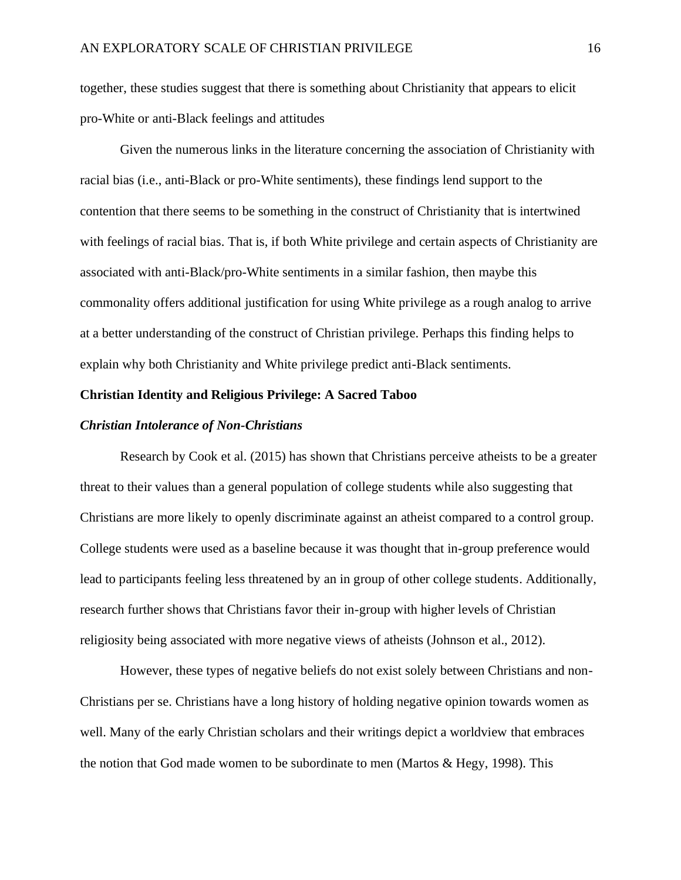together, these studies suggest that there is something about Christianity that appears to elicit pro-White or anti-Black feelings and attitudes

Given the numerous links in the literature concerning the association of Christianity with racial bias (i.e., anti-Black or pro-White sentiments), these findings lend support to the contention that there seems to be something in the construct of Christianity that is intertwined with feelings of racial bias. That is, if both White privilege and certain aspects of Christianity are associated with anti-Black/pro-White sentiments in a similar fashion, then maybe this commonality offers additional justification for using White privilege as a rough analog to arrive at a better understanding of the construct of Christian privilege. Perhaps this finding helps to explain why both Christianity and White privilege predict anti-Black sentiments.

## Christian Identity and Religious Privilege: A Sacred Taboo

### *Christian Intolerance of Non-Christians*

Research by Cook et al. (2015) has shown that Christians perceive atheists to be a greater threat to their values than a general population of college students while also suggesting that Christians are more likely to openly discriminate against an atheist compared to a control group. College students were used as a baseline because it was thought that in-group preference would lead to participants feeling less threatened by an in group of other college students. Additionally, research further shows that Christians favor their in-group with higher levels of Christian religiosity being associated with more negative views of atheists (Johnson et al., 2012).

However, these types of negative beliefs do not exist solely between Christians and non-Christians per se. Christians have a long history of holding negative opinion towards women as well. Many of the early Christian scholars and their writings depict a worldview that embraces the notion that God made women to be subordinate to men (Martos & Hegy, 1998). This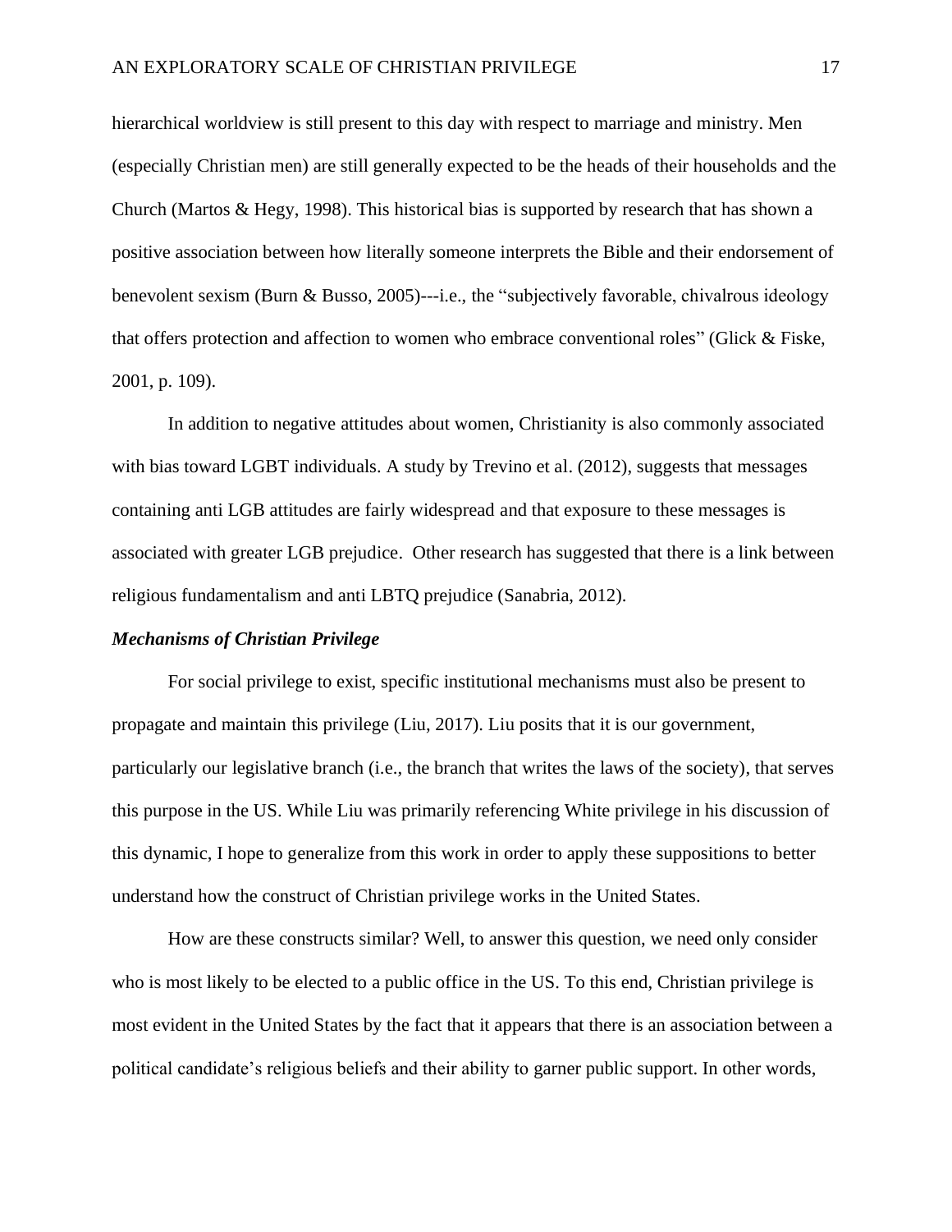hierarchical worldview is still present to this day with respect to marriage and ministry. Men (especially Christian men) are still generally expected to be the heads of their households and the Church (Martos & Hegy, 1998). This historical bias is supported by research that has shown a positive association between how literally someone interprets the Bible and their endorsement of benevolent sexism (Burn & Busso, 2005)---i.e., the "subjectively favorable, chivalrous ideology that offers protection and affection to women who embrace conventional roles" (Glick & Fiske, 2001, p. 109).

In addition to negative attitudes about women, Christianity is also commonly associated with bias toward LGBT individuals. A study by Trevino et al. (2012), suggests that messages containing anti LGB attitudes are fairly widespread and that exposure to these messages is associated with greater LGB prejudice. Other research has suggested that there is a link between religious fundamentalism and anti LBTQ prejudice (Sanabria, 2012).

***Mechanisms of Christian Privilege***

For social privilege to exist, specific institutional mechanisms must also be present to propagate and maintain this privilege (Liu, 2017). Liu posits that it is our government, particularly our legislative branch (i.e., the branch that writes the laws of the society), that serves this purpose in the US. While Liu was primarily referencing White privilege in his discussion of this dynamic, I hope to generalize from this work in order to apply these suppositions to better understand how the construct of Christian privilege works in the United States.

How are these constructs similar? Well, to answer this question, we need only consider who is most likely to be elected to a public office in the US. To this end, Christian privilege is most evident in the United States by the fact that it appears that there is an association between a political candidate's religious beliefs and their ability to garner public support. In other words,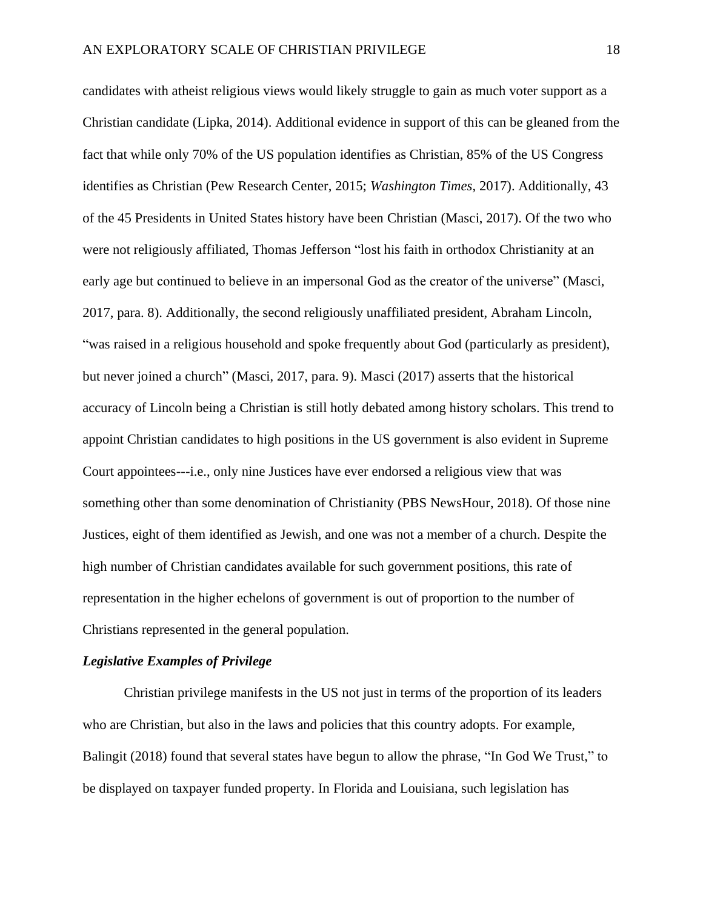candidates with atheist religious views would likely struggle to gain as much voter support as a Christian candidate (Lipka, 2014). Additional evidence in support of this can be gleaned from the fact that while only 70% of the US population identifies as Christian, 85% of the US Congress identifies as Christian (Pew Research Center, 2015; *Washington Times*, 2017). Additionally, 43 of the 45 Presidents in United States history have been Christian (Masci, 2017). Of the two who were not religiously affiliated, Thomas Jefferson "lost his faith in orthodox Christianity at an early age but continued to believe in an impersonal God as the creator of the universe" (Masci, 2017, para. 8). Additionally, the second religiously unaffiliated president, Abraham Lincoln, "was raised in a religious household and spoke frequently about God (particularly as president), but never joined a church" (Masci, 2017, para. 9). Masci (2017) asserts that the historical accuracy of Lincoln being a Christian is still hotly debated among history scholars. This trend to appoint Christian candidates to high positions in the US government is also evident in Supreme Court appointees---i.e., only nine Justices have ever endorsed a religious view that was something other than some denomination of Christianity (PBS NewsHour, 2018). Of those nine Justices, eight of them identified as Jewish, and one was not a member of a church. Despite the high number of Christian candidates available for such government positions, this rate of representation in the higher echelons of government is out of proportion to the number of Christians represented in the general population.

### *Legislative Examples of Privilege*

Christian privilege manifests in the US not just in terms of the proportion of its leaders who are Christian, but also in the laws and policies that this country adopts. For example, Balingit (2018) found that several states have begun to allow the phrase, "In God We Trust," to be displayed on taxpayer funded property. In Florida and Louisiana, such legislation has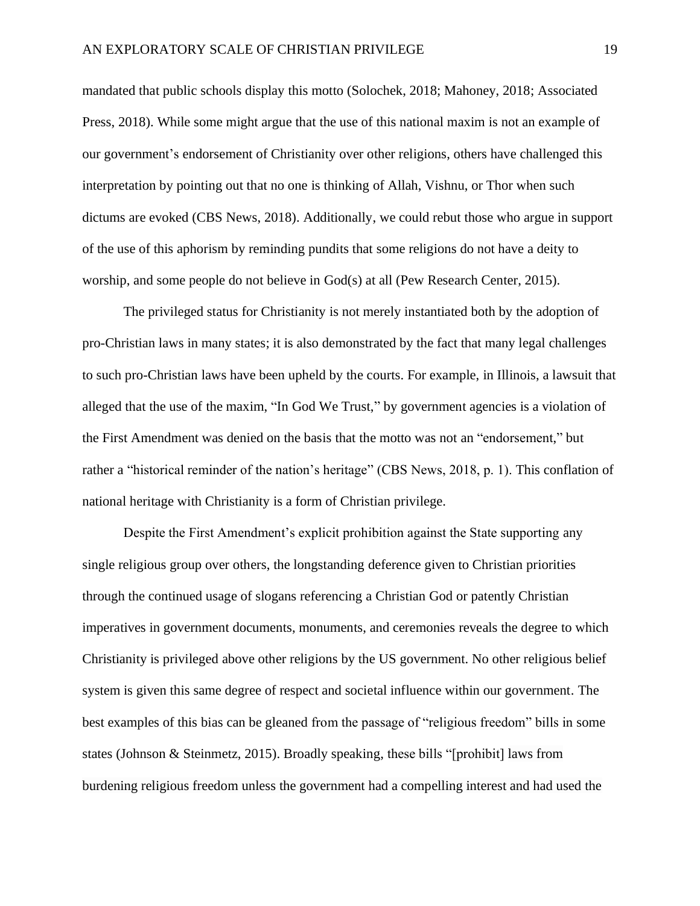mandated that public schools display this motto (Solochek, 2018; Mahoney, 2018; Associated Press, 2018). While some might argue that the use of this national maxim is not an example of our government's endorsement of Christianity over other religions, others have challenged this interpretation by pointing out that no one is thinking of Allah, Vishnu, or Thor when such dictums are evoked (CBS News, 2018). Additionally, we could rebut those who argue in support of the use of this aphorism by reminding pundits that some religions do not have a deity to worship, and some people do not believe in God(s) at all (Pew Research Center, 2015).

The privileged status for Christianity is not merely instantiated both by the adoption of pro-Christian laws in many states; it is also demonstrated by the fact that many legal challenges to such pro-Christian laws have been upheld by the courts. For example, in Illinois, a lawsuit that alleged that the use of the maxim, "In God We Trust," by government agencies is a violation of the First Amendment was denied on the basis that the motto was not an "endorsement," but rather a "historical reminder of the nation's heritage" (CBS News, 2018, p. 1). This conflation of national heritage with Christianity is a form of Christian privilege.

Despite the First Amendment's explicit prohibition against the State supporting any single religious group over others, the longstanding deference given to Christian priorities through the continued usage of slogans referencing a Christian God or patently Christian imperatives in government documents, monuments, and ceremonies reveals the degree to which Christianity is privileged above other religions by the US government. No other religious belief system is given this same degree of respect and societal influence within our government. The best examples of this bias can be gleaned from the passage of "religious freedom" bills in some states (Johnson & Steinmetz, 2015). Broadly speaking, these bills "[prohibit] laws from burdening religious freedom unless the government had a compelling interest and had used the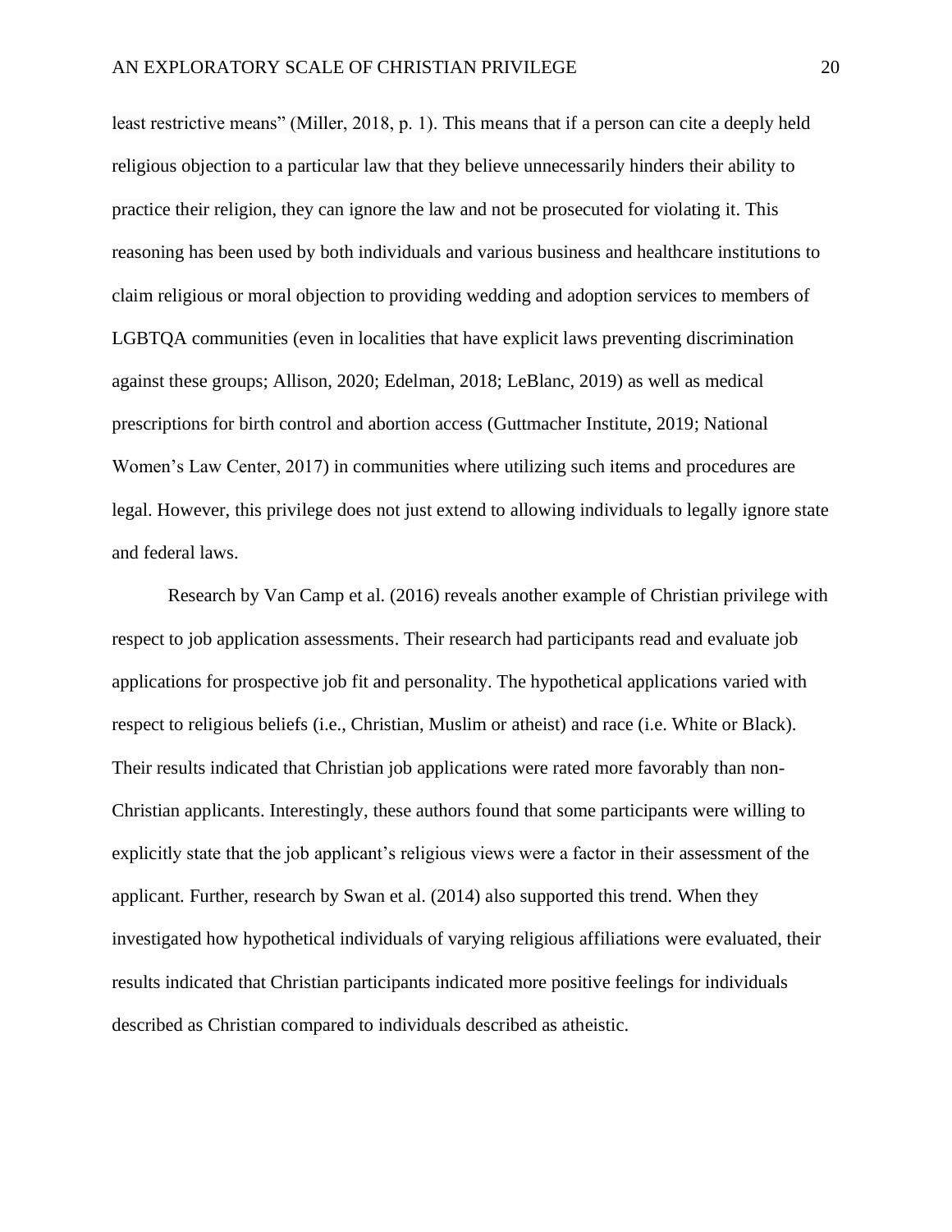least restrictive means" (Miller, 2018, p. 1). This means that if a person can cite a deeply held religious objection to a particular law that they believe unnecessarily hinders their ability to practice their religion, they can ignore the law and not be prosecuted for violating it. This reasoning has been used by both individuals and various business and healthcare institutions to claim religious or moral objection to providing wedding and adoption services to members of LGBTQA communities (even in localities that have explicit laws preventing discrimination against these groups; Allison, 2020; Edelman, 2018; LeBlanc, 2019) as well as medical prescriptions for birth control and abortion access (Guttmacher Institute, 2019; National Women's Law Center, 2017) in communities where utilizing such items and procedures are legal. However, this privilege does not just extend to allowing individuals to legally ignore state and federal laws.

Research by Van Camp et al. (2016) reveals another example of Christian privilege with respect to job application assessments. Their research had participants read and evaluate job applications for prospective job fit and personality. The hypothetical applications varied with respect to religious beliefs (i.e., Christian, Muslim or atheist) and race (i.e. White or Black). Their results indicated that Christian job applications were rated more favorably than non-Christian applicants. Interestingly, these authors found that some participants were willing to explicitly state that the job applicant's religious views were a factor in their assessment of the applicant. Further, research by Swan et al. (2014) also supported this trend. When they investigated how hypothetical individuals of varying religious affiliations were evaluated, their results indicated that Christian participants indicated more positive feelings for individuals described as Christian compared to individuals described as atheistic.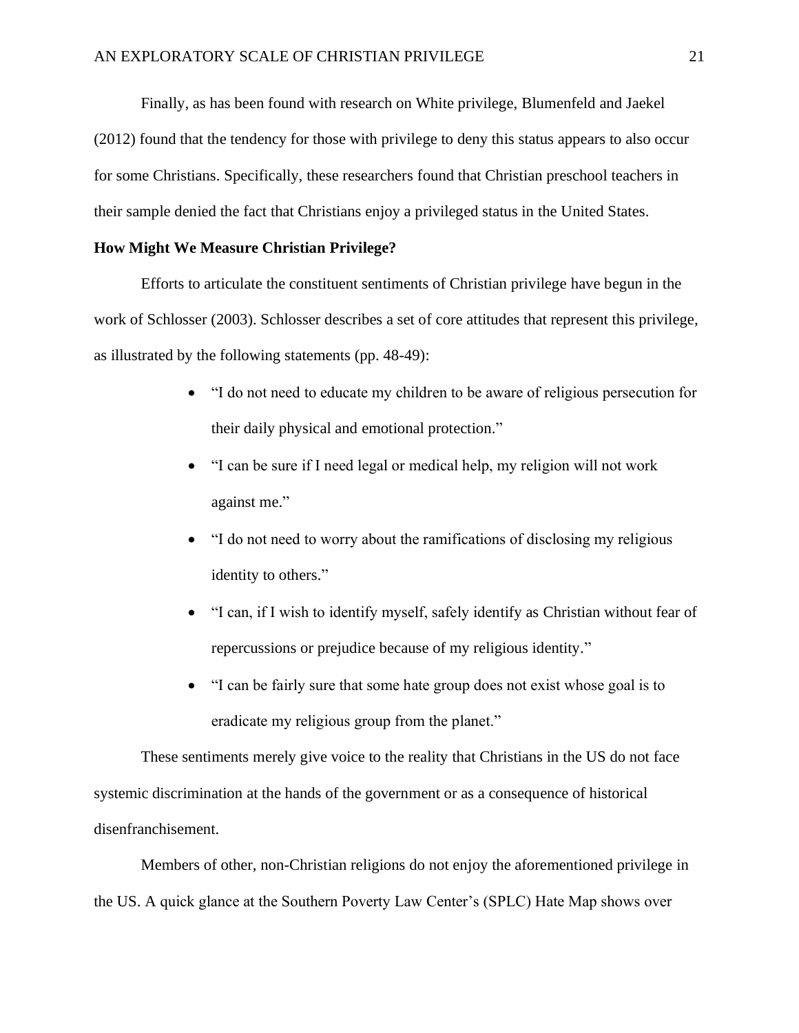Finally, as has been found with research on White privilege, Blumenfeld and Jaekel (2012) found that the tendency for those with privilege to deny this status appears to also occur for some Christians. Specifically, these researchers found that Christian preschool teachers in their sample denied the fact that Christians enjoy a privileged status in the United States.

**How Might We Measure Christian Privilege?**

Efforts to articulate the constituent sentiments of Christian privilege have begun in the work of Schlosser (2003). Schlosser describes a set of core attitudes that represent this privilege, as illustrated by the following statements (pp. 48-49):

- "I do not need to educate my children to be aware of religious persecution for their daily physical and emotional protection."
- "I can be sure if I need legal or medical help, my religion will not work against me."
- "I do not need to worry about the ramifications of disclosing my religious identity to others."
- "I can, if I wish to identify myself, safely identify as Christian without fear of repercussions or prejudice because of my religious identity."
- "I can be fairly sure that some hate group does not exist whose goal is to eradicate my religious group from the planet."

These sentiments merely give voice to the reality that Christians in the US do not face systemic discrimination at the hands of the government or as a consequence of historical disenfranchisement.

Members of other, non-Christian religions do not enjoy the aforementioned privilege in the US. A quick glance at the Southern Poverty Law Center's (SPLC) Hate Map shows over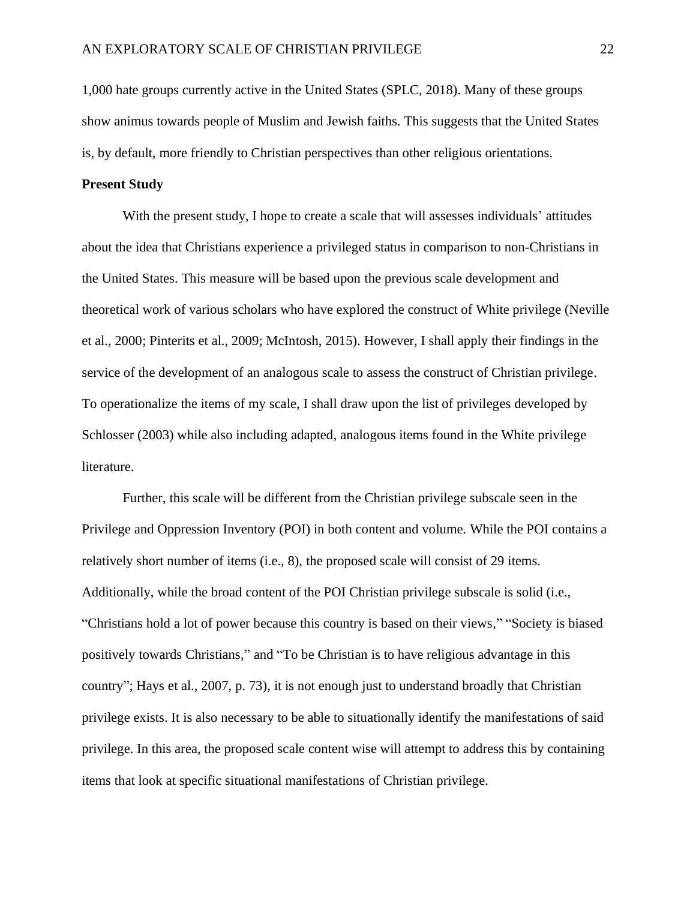1,000 hate groups currently active in the United States (SPLC, 2018). Many of these groups show animus towards people of Muslim and Jewish faiths. This suggests that the United States is, by default, more friendly to Christian perspectives than other religious orientations.

**Present Study**

With the present study, I hope to create a scale that will assesses individuals' attitudes about the idea that Christians experience a privileged status in comparison to non-Christians in the United States. This measure will be based upon the previous scale development and theoretical work of various scholars who have explored the construct of White privilege (Neville et al., 2000; Pinterits et al., 2009; McIntosh, 2015). However, I shall apply their findings in the service of the development of an analogous scale to assess the construct of Christian privilege. To operationalize the items of my scale, I shall draw upon the list of privileges developed by Schlosser (2003) while also including adapted, analogous items found in the White privilege literature.

Further, this scale will be different from the Christian privilege subscale seen in the Privilege and Oppression Inventory (POI) in both content and volume. While the POI contains a relatively short number of items (i.e., 8), the proposed scale will consist of 29 items. Additionally, while the broad content of the POI Christian privilege subscale is solid (i.e., "Christians hold a lot of power because this country is based on their views," "Society is biased positively towards Christians," and "To be Christian is to have religious advantage in this country"; Hays et al., 2007, p. 73), it is not enough just to understand broadly that Christian privilege exists. It is also necessary to be able to situationally identify the manifestations of said privilege. In this area, the proposed scale content wise will attempt to address this by containing items that look at specific situational manifestations of Christian privilege.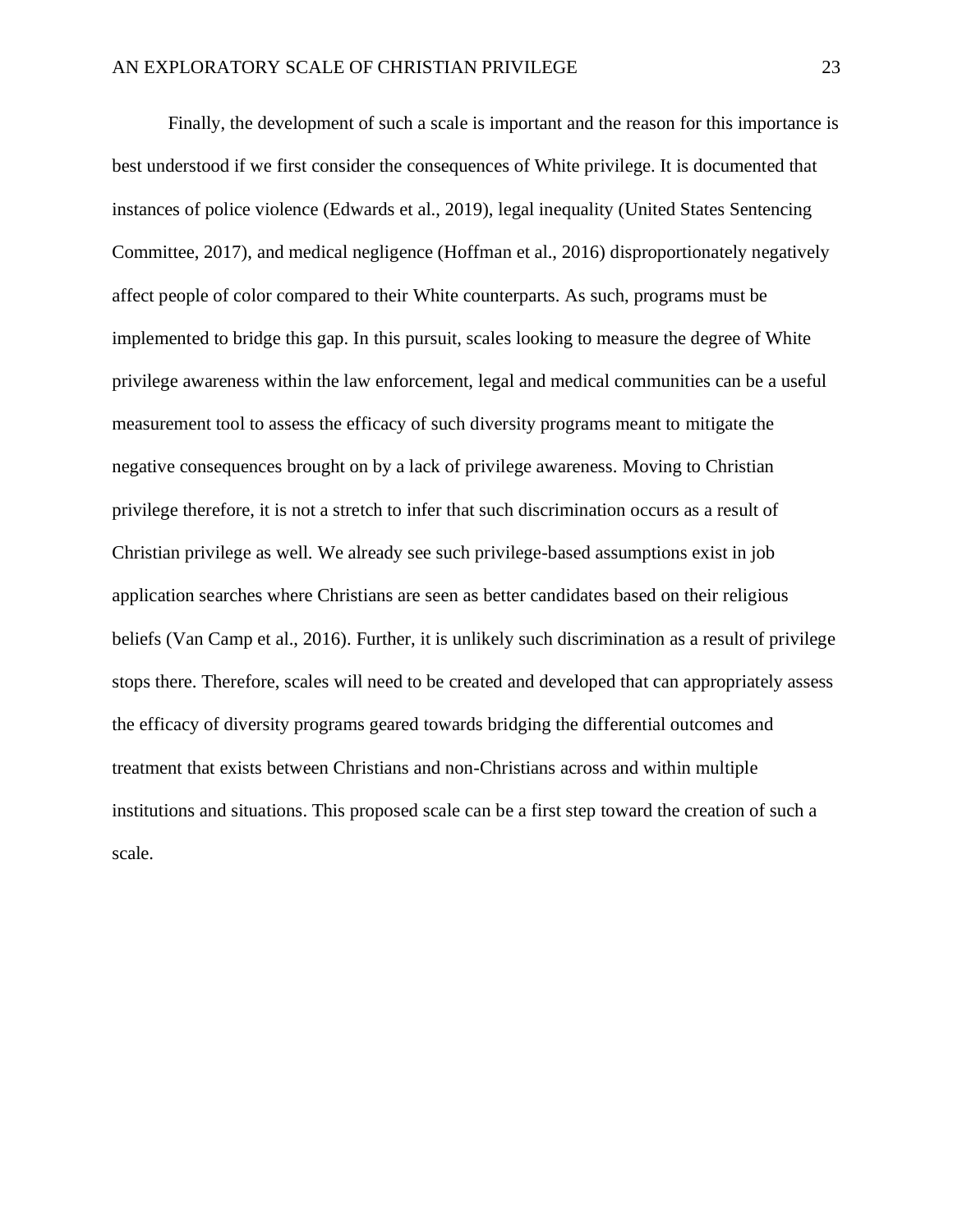Finally, the development of such a scale is important and the reason for this importance is best understood if we first consider the consequences of White privilege. It is documented that instances of police violence (Edwards et al., 2019), legal inequality (United States Sentencing Committee, 2017), and medical negligence (Hoffman et al., 2016) disproportionately negatively affect people of color compared to their White counterparts. As such, programs must be implemented to bridge this gap. In this pursuit, scales looking to measure the degree of White privilege awareness within the law enforcement, legal and medical communities can be a useful measurement tool to assess the efficacy of such diversity programs meant to mitigate the negative consequences brought on by a lack of privilege awareness. Moving to Christian privilege therefore, it is not a stretch to infer that such discrimination occurs as a result of Christian privilege as well. We already see such privilege-based assumptions exist in job application searches where Christians are seen as better candidates based on their religious beliefs (Van Camp et al., 2016). Further, it is unlikely such discrimination as a result of privilege stops there. Therefore, scales will need to be created and developed that can appropriately assess the efficacy of diversity programs geared towards bridging the differential outcomes and treatment that exists between Christians and non-Christians across and within multiple institutions and situations. This proposed scale can be a first step toward the creation of such a scale.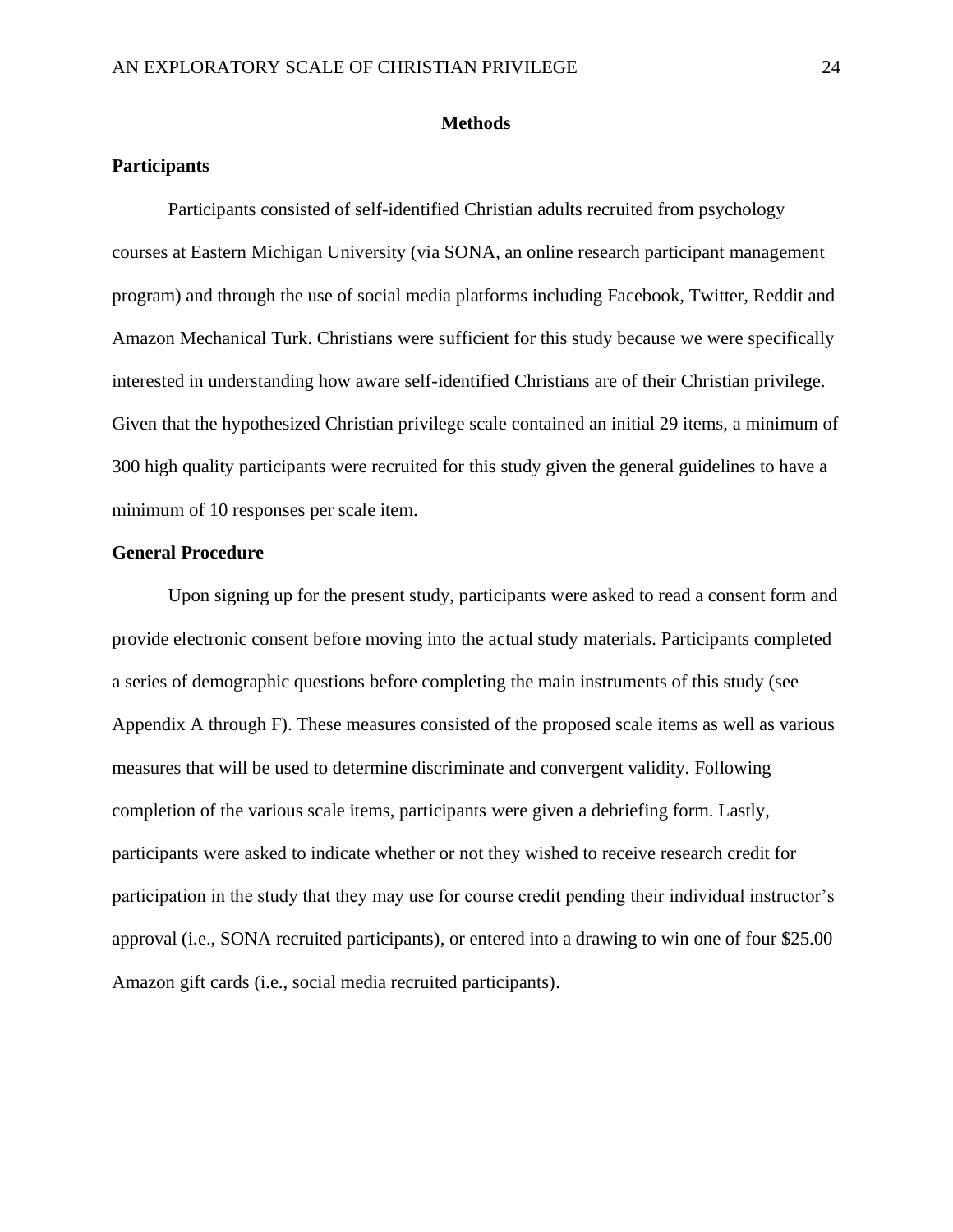# Methods

## Participants

Participants consisted of self-identified Christian adults recruited from psychology courses at Eastern Michigan University (via SONA, an online research participant management program) and through the use of social media platforms including Facebook, Twitter, Reddit and Amazon Mechanical Turk. Christians were sufficient for this study because we were specifically interested in understanding how aware self-identified Christians are of their Christian privilege. Given that the hypothesized Christian privilege scale contained an initial 29 items, a minimum of 300 high quality participants were recruited for this study given the general guidelines to have a minimum of 10 responses per scale item.

## General Procedure

Upon signing up for the present study, participants were asked to read a consent form and provide electronic consent before moving into the actual study materials. Participants completed a series of demographic questions before completing the main instruments of this study (see Appendix A through F). These measures consisted of the proposed scale items as well as various measures that will be used to determine discriminate and convergent validity. Following completion of the various scale items, participants were given a debriefing form. Lastly, participants were asked to indicate whether or not they wished to receive research credit for participation in the study that they may use for course credit pending their individual instructor's approval (i.e., SONA recruited participants), or entered into a drawing to win one of four $25.00 Amazon gift cards (i.e., social media recruited participants).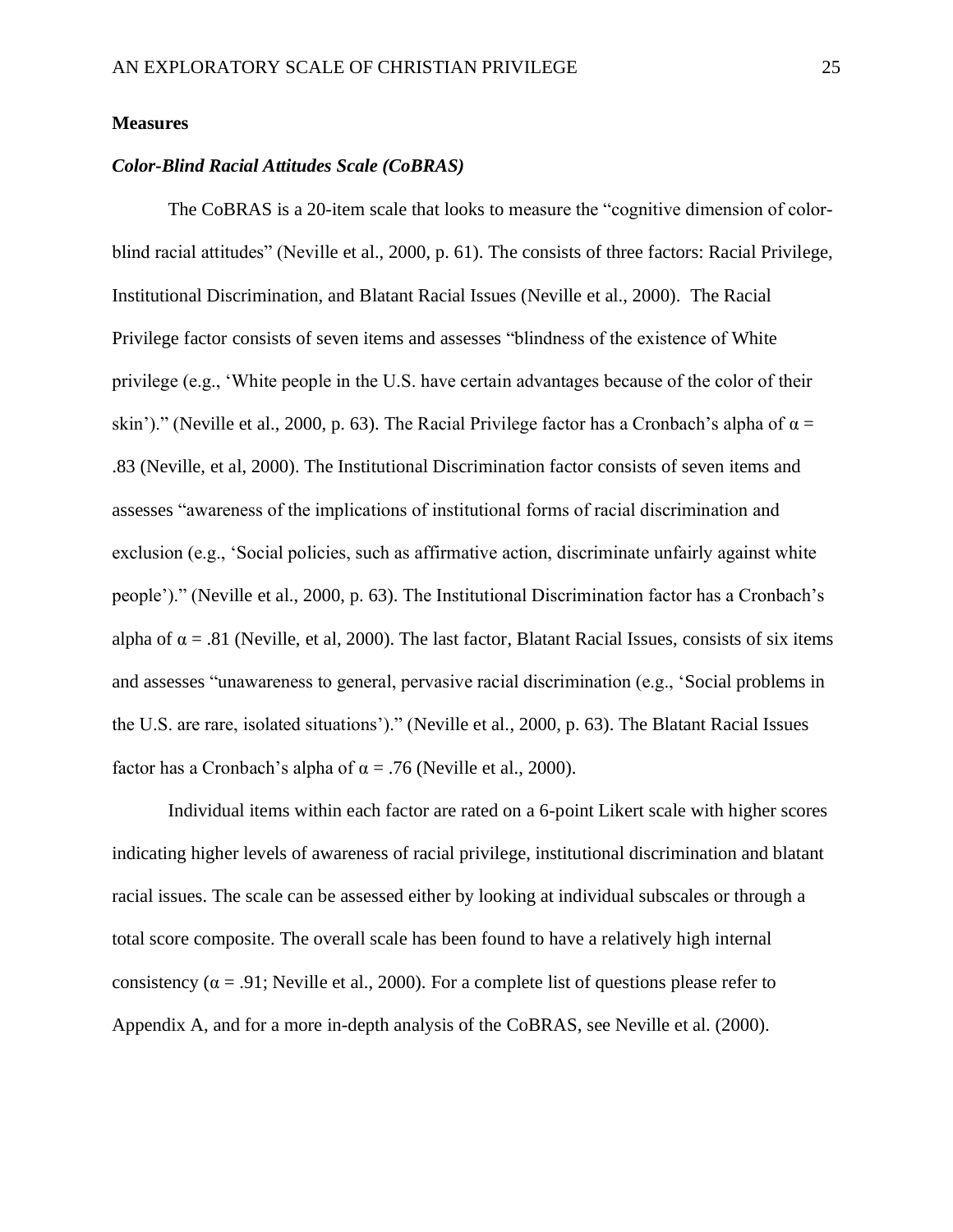## Measures

### *Color-Blind Racial Attitudes Scale (CoBRAS)*

The CoBRAS is a 20-item scale that looks to measure the "cognitive dimension of color-blind racial attitudes" (Neville et al., 2000, p. 61). The consists of three factors: Racial Privilege, Institutional Discrimination, and Blatant Racial Issues (Neville et al., 2000). The Racial Privilege factor consists of seven items and assesses "blindness of the existence of White privilege (e.g., 'White people in the U.S. have certain advantages because of the color of their skin')." (Neville et al., 2000, p. 63). The Racial Privilege factor has a Cronbach's alpha of $\alpha$ = .83 (Neville, et al, 2000). The Institutional Discrimination factor consists of seven items and assesses "awareness of the implications of institutional forms of racial discrimination and exclusion (e.g., 'Social policies, such as affirmative action, discriminate unfairly against white people')." (Neville et al., 2000, p. 63). The Institutional Discrimination factor has a Cronbach's alpha of $\alpha$ = .81 (Neville, et al, 2000). The last factor, Blatant Racial Issues, consists of six items and assesses "unawareness to general, pervasive racial discrimination (e.g., 'Social problems in the U.S. are rare, isolated situations')." (Neville et al., 2000, p. 63). The Blatant Racial Issues factor has a Cronbach's alpha of $\alpha$ = .76 (Neville et al., 2000).

Individual items within each factor are rated on a 6-point Likert scale with higher scores indicating higher levels of awareness of racial privilege, institutional discrimination and blatant racial issues. The scale can be assessed either by looking at individual subscales or through a total score composite. The overall scale has been found to have a relatively high internal consistency ($\alpha$ = .91; Neville et al., 2000). For a complete list of questions please refer to Appendix A, and for a more in-depth analysis of the CoBRAS, see Neville et al. (2000).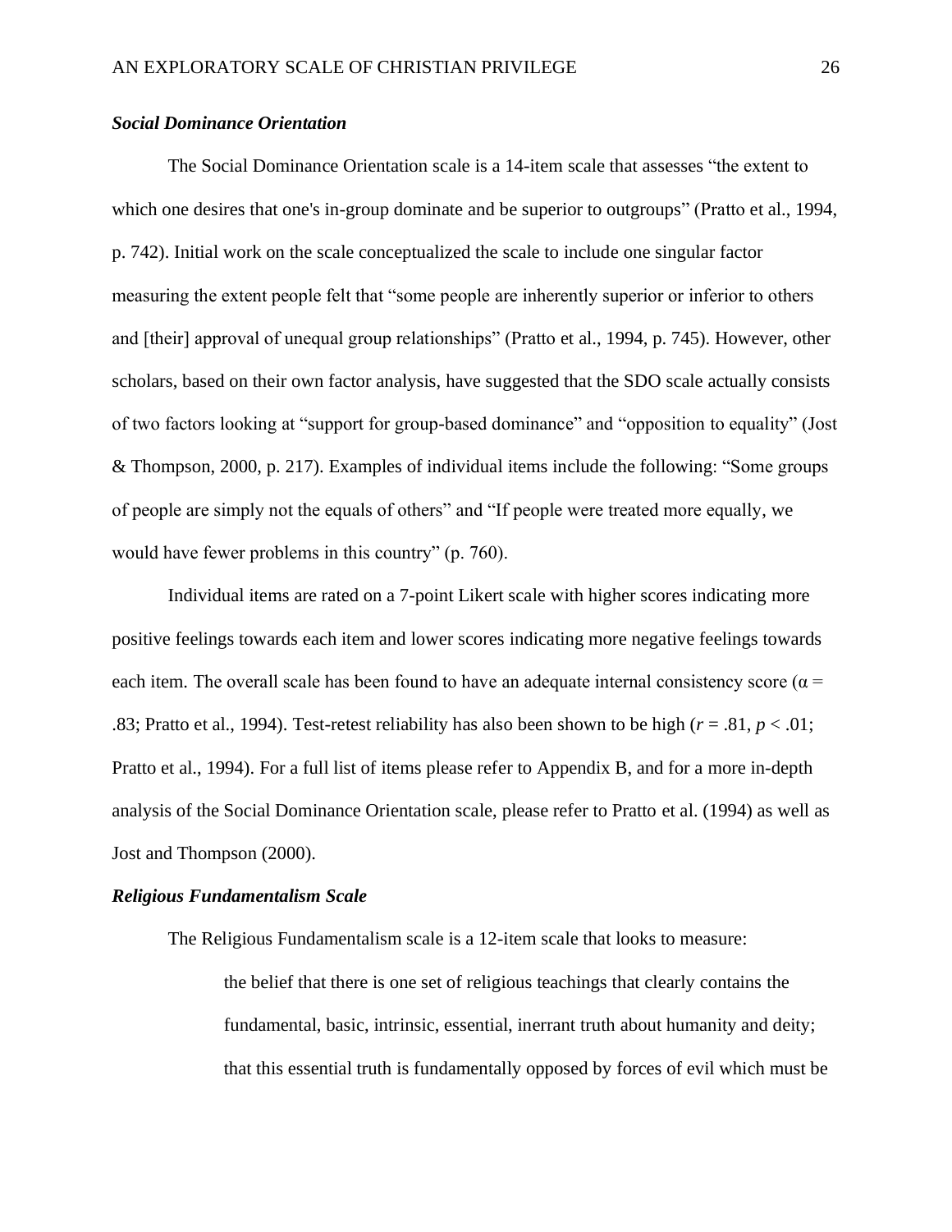### *Social Dominance Orientation*

The Social Dominance Orientation scale is a 14-item scale that assesses "the extent to which one desires that one's in-group dominate and be superior to outgroups" (Pratto et al., 1994, p. 742). Initial work on the scale conceptualized the scale to include one singular factor measuring the extent people felt that "some people are inherently superior or inferior to others and [their] approval of unequal group relationships" (Pratto et al., 1994, p. 745). However, other scholars, based on their own factor analysis, have suggested that the SDO scale actually consists of two factors looking at "support for group-based dominance" and "opposition to equality" (Jost & Thompson, 2000, p. 217). Examples of individual items include the following: "Some groups of people are simply not the equals of others" and "If people were treated more equally, we would have fewer problems in this country" (p. 760).

Individual items are rated on a 7-point Likert scale with higher scores indicating more positive feelings towards each item and lower scores indicating more negative feelings towards each item. The overall scale has been found to have an adequate internal consistency score ($\alpha$ = .83; Pratto et al., 1994). Test-retest reliability has also been shown to be high ($r$ = .81, $p < .01$; Pratto et al., 1994). For a full list of items please refer to Appendix B, and for a more in-depth analysis of the Social Dominance Orientation scale, please refer to Pratto et al. (1994) as well as Jost and Thompson (2000).

### *Religious Fundamentalism Scale*

The Religious Fundamentalism scale is a 12-item scale that looks to measure:

> the belief that there is one set of religious teachings that clearly contains the fundamental, basic, intrinsic, essential, inerrant truth about humanity and deity; that this essential truth is fundamentally opposed by forces of evil which must be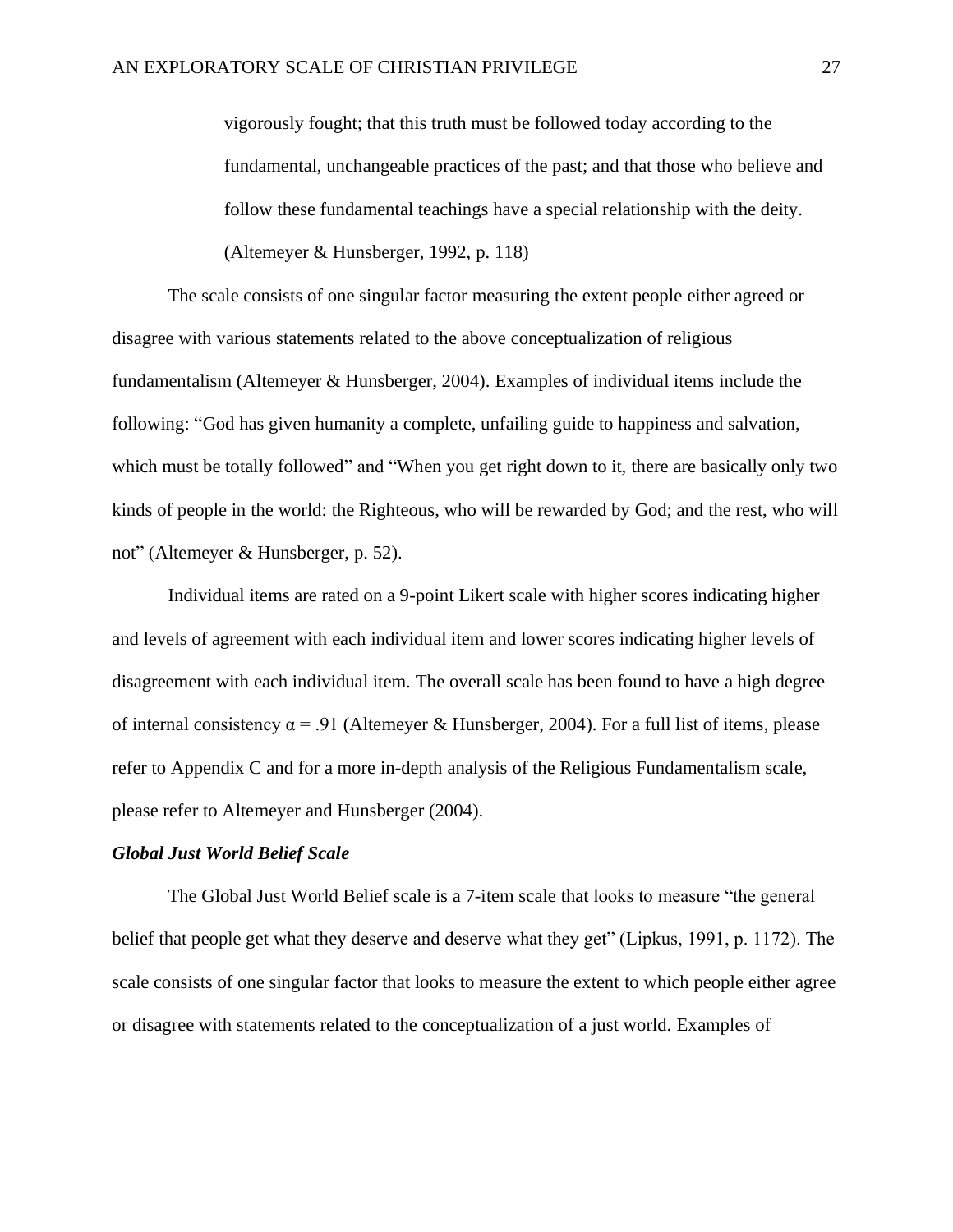> vigorously fought; that this truth must be followed today according to the fundamental, unchangeable practices of the past; and that those who believe and follow these fundamental teachings have a special relationship with the deity. (Altemeyer & Hunsberger, 1992, p. 118)

The scale consists of one singular factor measuring the extent people either agreed or disagree with various statements related to the above conceptualization of religious fundamentalism (Altemeyer & Hunsberger, 2004). Examples of individual items include the following: "God has given humanity a complete, unfailing guide to happiness and salvation, which must be totally followed" and "When you get right down to it, there are basically only two kinds of people in the world: the Righteous, who will be rewarded by God; and the rest, who will not" (Altemeyer & Hunsberger, p. 52).

Individual items are rated on a 9-point Likert scale with higher scores indicating higher and levels of agreement with each individual item and lower scores indicating higher levels of disagreement with each individual item. The overall scale has been found to have a high degree of internal consistency $\alpha = .91$ (Altemeyer & Hunsberger, 2004). For a full list of items, please refer to Appendix C and for a more in-depth analysis of the Religious Fundamentalism scale, please refer to Altemeyer and Hunsberger (2004).

### *Global Just World Belief Scale*

The Global Just World Belief scale is a 7-item scale that looks to measure "the general belief that people get what they deserve and deserve what they get" (Lipkus, 1991, p. 1172). The scale consists of one singular factor that looks to measure the extent to which people either agree or disagree with statements related to the conceptualization of a just world. Examples of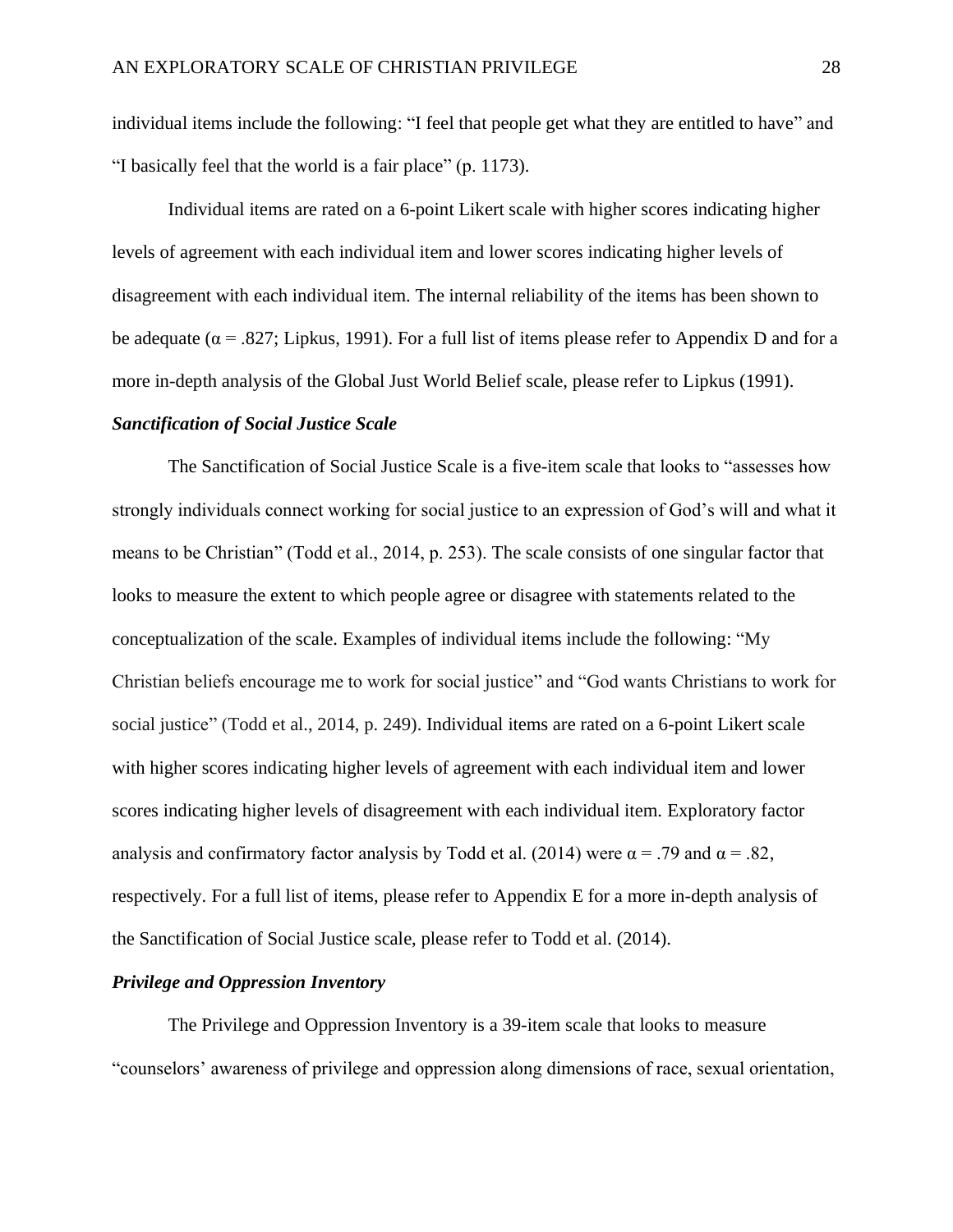individual items include the following: “I feel that people get what they are entitled to have” and “I basically feel that the world is a fair place” (p. 1173).

Individual items are rated on a 6-point Likert scale with higher scores indicating higher levels of agreement with each individual item and lower scores indicating higher levels of disagreement with each individual item. The internal reliability of the items has been shown to be adequate ($\alpha = .827$; Lipkus, 1991). For a full list of items please refer to Appendix D and for a more in-depth analysis of the Global Just World Belief scale, please refer to Lipkus (1991).

### *Sanctification of Social Justice Scale*

The Sanctification of Social Justice Scale is a five-item scale that looks to “assesses how strongly individuals connect working for social justice to an expression of God’s will and what it means to be Christian” (Todd et al., 2014, p. 253). The scale consists of one singular factor that looks to measure the extent to which people agree or disagree with statements related to the conceptualization of the scale. Examples of individual items include the following: “My Christian beliefs encourage me to work for social justice” and “God wants Christians to work for social justice” (Todd et al., 2014, p. 249). Individual items are rated on a 6-point Likert scale with higher scores indicating higher levels of agreement with each individual item and lower scores indicating higher levels of disagreement with each individual item. Exploratory factor analysis and confirmatory factor analysis by Todd et al. (2014) were $\alpha = .79$ and $\alpha = .82$, respectively. For a full list of items, please refer to Appendix E for a more in-depth analysis of the Sanctification of Social Justice scale, please refer to Todd et al. (2014).

### *Privilege and Oppression Inventory*

The Privilege and Oppression Inventory is a 39-item scale that looks to measure “counselors’ awareness of privilege and oppression along dimensions of race, sexual orientation,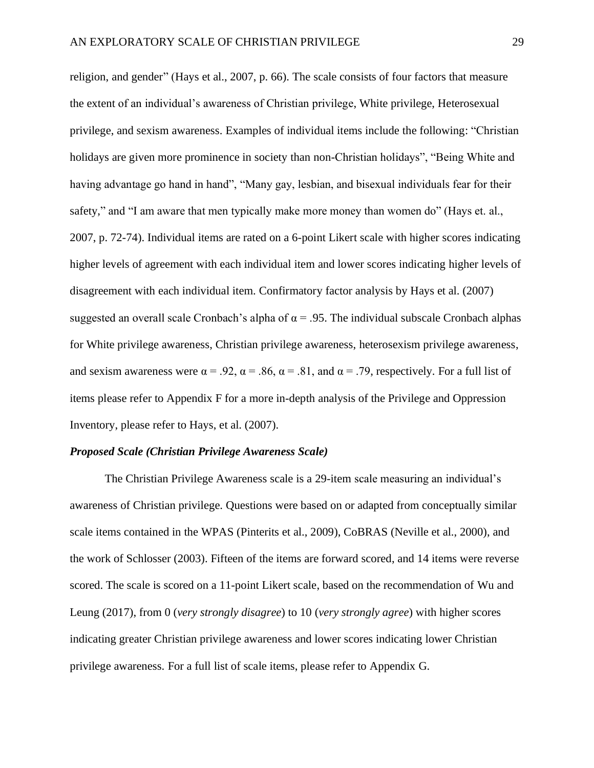religion, and gender" (Hays et al., 2007, p. 66). The scale consists of four factors that measure the extent of an individual's awareness of Christian privilege, White privilege, Heterosexual privilege, and sexism awareness. Examples of individual items include the following: "Christian holidays are given more prominence in society than non-Christian holidays", "Being White and having advantage go hand in hand", "Many gay, lesbian, and bisexual individuals fear for their safety," and "I am aware that men typically make more money than women do" (Hays et. al., 2007, p. 72-74). Individual items are rated on a 6-point Likert scale with higher scores indicating higher levels of agreement with each individual item and lower scores indicating higher levels of disagreement with each individual item. Confirmatory factor analysis by Hays et al. (2007) suggested an overall scale Cronbach's alpha of $\alpha = .95$. The individual subscale Cronbach alphas for White privilege awareness, Christian privilege awareness, heterosexism privilege awareness, and sexism awareness were $\alpha = .92$, $\alpha = .86$, $\alpha = .81$, and $\alpha = .79$, respectively. For a full list of items please refer to Appendix F for a more in-depth analysis of the Privilege and Oppression Inventory, please refer to Hays, et al. (2007).

### ***Proposed Scale (Christian Privilege Awareness Scale)***

The Christian Privilege Awareness scale is a 29-item scale measuring an individual's awareness of Christian privilege. Questions were based on or adapted from conceptually similar scale items contained in the WPAS (Pinterits et al., 2009), CoBRAS (Neville et al., 2000), and the work of Schlosser (2003). Fifteen of the items are forward scored, and 14 items were reverse scored. The scale is scored on a 11-point Likert scale, based on the recommendation of Wu and Leung (2017), from 0 (*very strongly disagree*) to 10 (*very strongly agree*) with higher scores indicating greater Christian privilege awareness and lower scores indicating lower Christian privilege awareness. For a full list of scale items, please refer to Appendix G.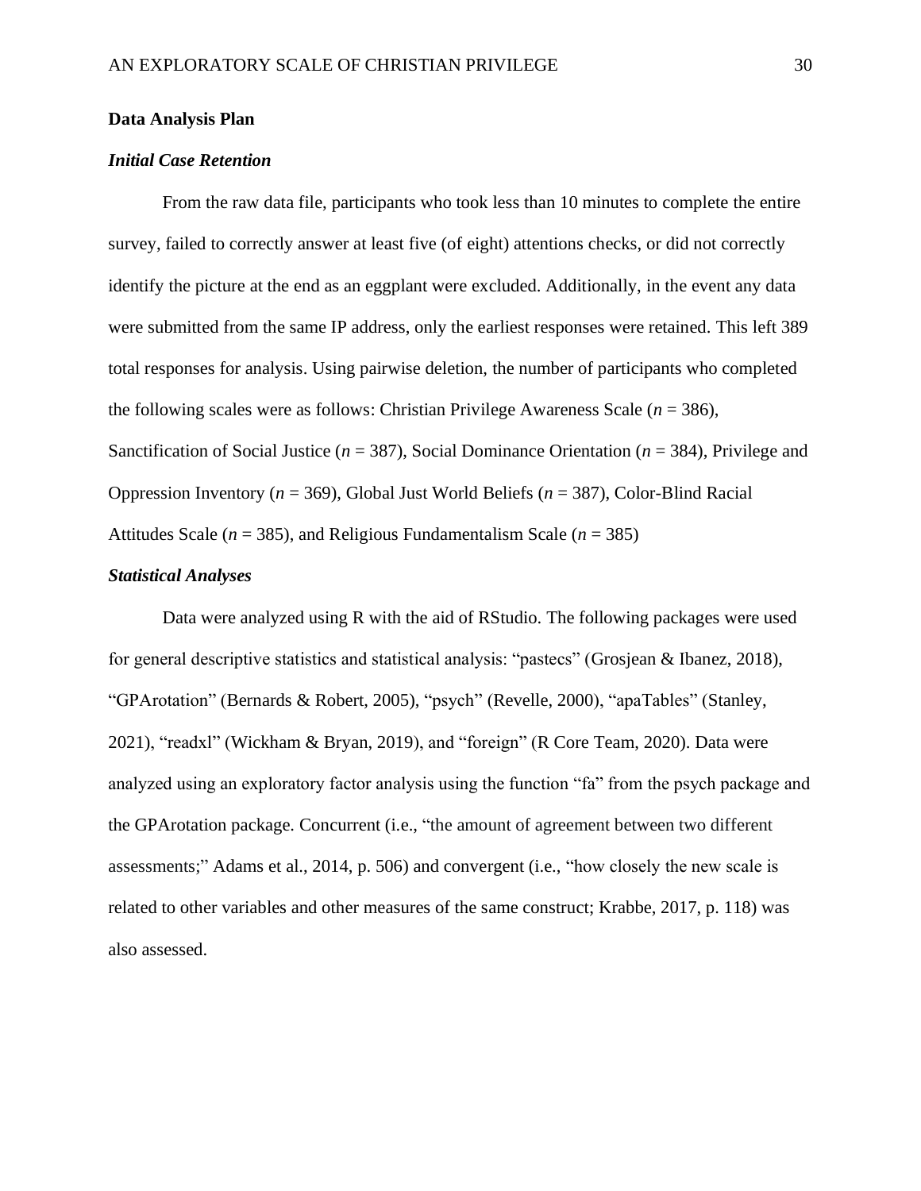## Data Analysis Plan

### *Initial Case Retention*

From the raw data file, participants who took less than 10 minutes to complete the entire survey, failed to correctly answer at least five (of eight) attentions checks, or did not correctly identify the picture at the end as an eggplant were excluded. Additionally, in the event any data were submitted from the same IP address, only the earliest responses were retained. This left 389 total responses for analysis. Using pairwise deletion, the number of participants who completed the following scales were as follows: Christian Privilege Awareness Scale (*n* = 386), Sanctification of Social Justice (*n* = 387), Social Dominance Orientation (*n* = 384), Privilege and Oppression Inventory (*n* = 369), Global Just World Beliefs (*n* = 387), Color-Blind Racial Attitudes Scale (*n* = 385), and Religious Fundamentalism Scale (*n* = 385)

### *Statistical Analyses*

Data were analyzed using R with the aid of RStudio. The following packages were used for general descriptive statistics and statistical analysis: "pastecs" (Grosjean & Ibanez, 2018), "GPArotation" (Bernards & Robert, 2005), "psych" (Revelle, 2000), "apaTables" (Stanley, 2021), "readxl" (Wickham & Bryan, 2019), and "foreign" (R Core Team, 2020). Data were analyzed using an exploratory factor analysis using the function "fa" from the psych package and the GPArotation package. Concurrent (i.e., "the amount of agreement between two different assessments;" Adams et al., 2014, p. 506) and convergent (i.e., "how closely the new scale is related to other variables and other measures of the same construct; Krabbe, 2017, p. 118) was also assessed.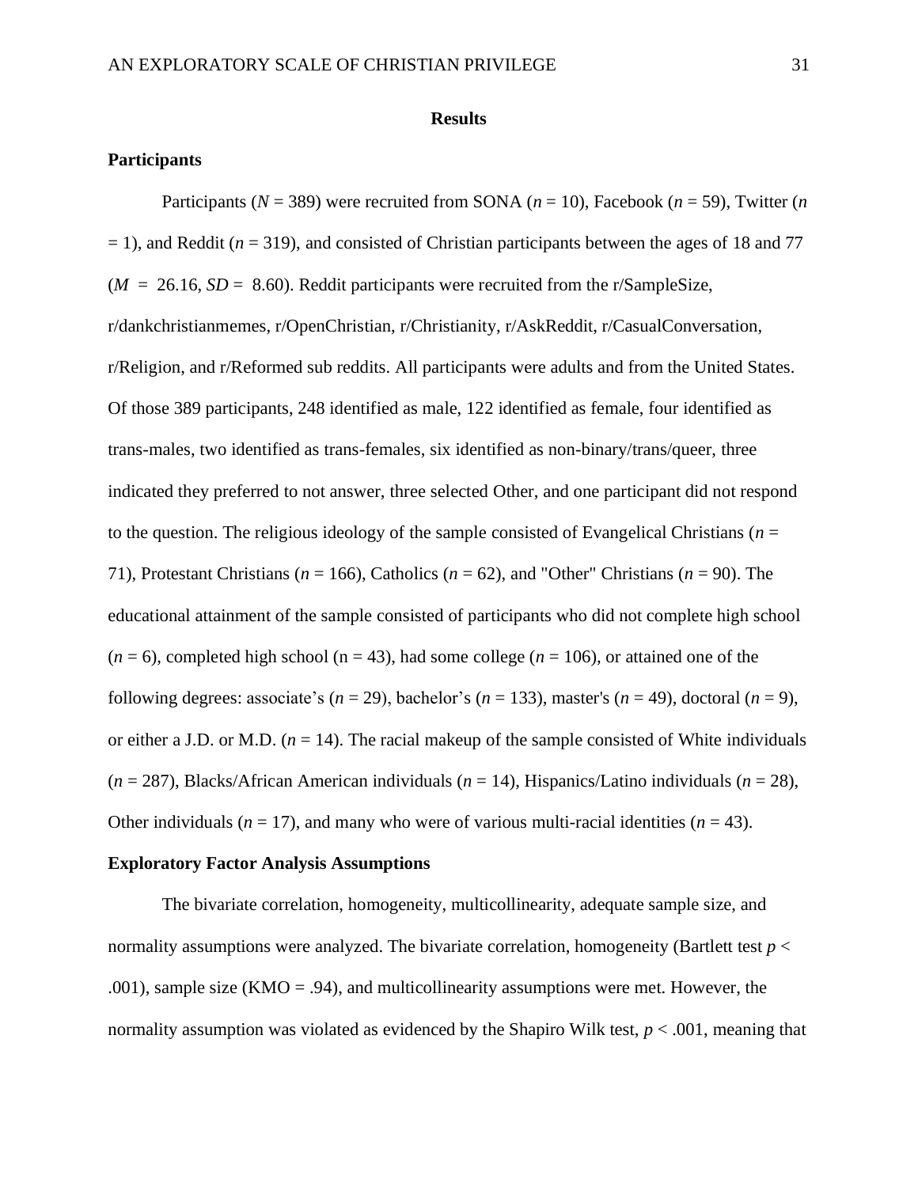# Results

## Participants

Participants ($N$ = 389) were recruited from SONA ($n$ = 10), Facebook ($n$ = 59), Twitter ($n$ = 1), and Reddit ($n$ = 319), and consisted of Christian participants between the ages of 18 and 77 ($M$ = 26.16, $SD$ = 8.60). Reddit participants were recruited from the r/SampleSize, r/dankchristianmemes, r/OpenChristian, r/Christianity, r/AskReddit, r/CasualConversation, r/Religion, and r/Reformed sub reddits. All participants were adults and from the United States. Of those 389 participants, 248 identified as male, 122 identified as female, four identified as trans-males, two identified as trans-females, six identified as non-binary/trans/queer, three indicated they preferred to not answer, three selected Other, and one participant did not respond to the question. The religious ideology of the sample consisted of Evangelical Christians ($n$ = 71), Protestant Christians ($n$ = 166), Catholics ($n$ = 62), and "Other" Christians ($n$ = 90). The educational attainment of the sample consisted of participants who did not complete high school ($n$ = 6), completed high school (n = 43), had some college ($n$ = 106), or attained one of the following degrees: associate's ($n$ = 29), bachelor's ($n$ = 133), master's ($n$ = 49), doctoral ($n$ = 9), or either a J.D. or M.D. ($n$ = 14). The racial makeup of the sample consisted of White individuals ($n$ = 287), Blacks/African American individuals ($n$ = 14), Hispanics/Latino individuals ($n$ = 28), Other individuals ($n$ = 17), and many who were of various multi-racial identities ($n$ = 43).

## Exploratory Factor Analysis Assumptions

The bivariate correlation, homogeneity, multicollinearity, adequate sample size, and normality assumptions were analyzed. The bivariate correlation, homogeneity (Bartlett test $p$ < .001), sample size (KMO = .94), and multicollinearity assumptions were met. However, the normality assumption was violated as evidenced by the Shapiro Wilk test, $p$ < .001, meaning that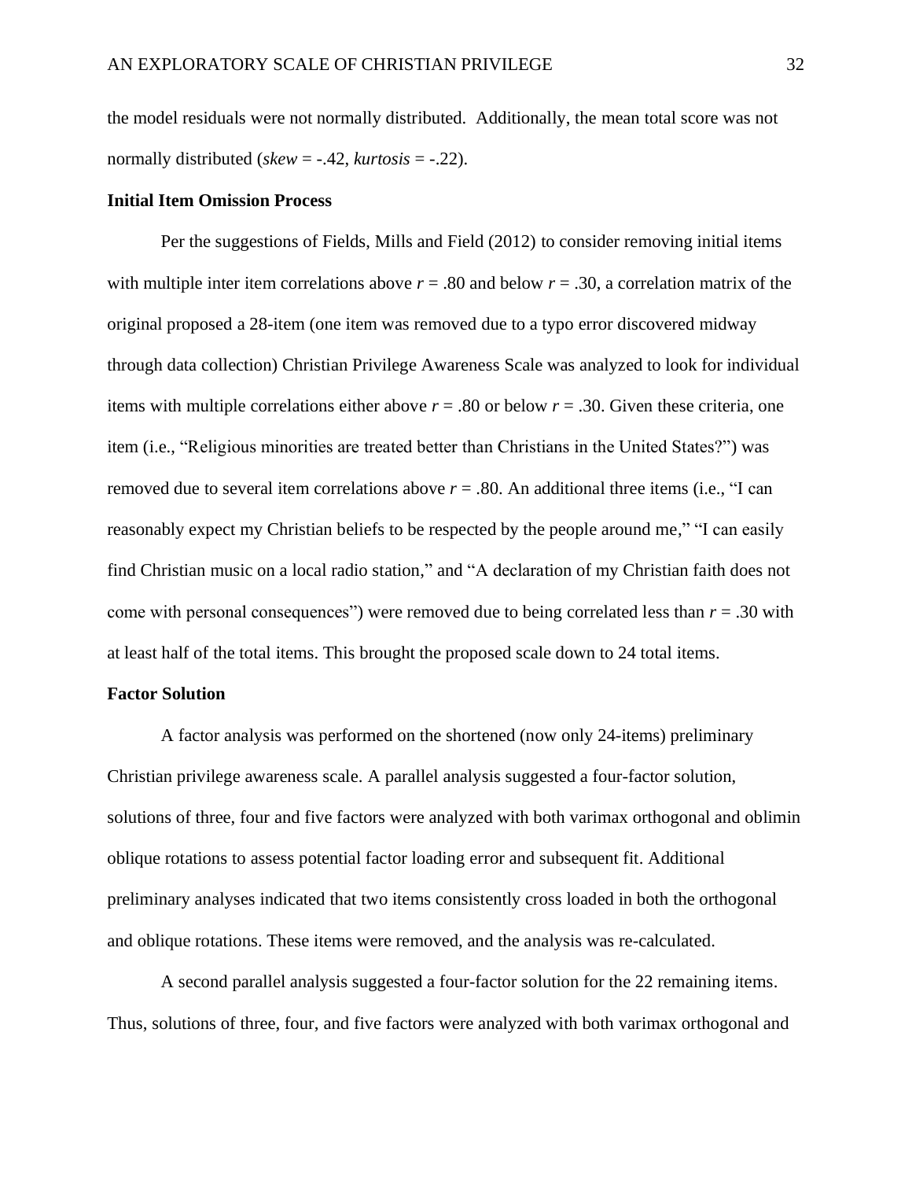the model residuals were not normally distributed. Additionally, the mean total score was not normally distributed (*skew* = -.42, *kurtosis* = -.22).

### Initial Item Omission Process

Per the suggestions of Fields, Mills and Field (2012) to consider removing initial items with multiple inter item correlations above $r = .80$ and below $r = .30$, a correlation matrix of the original proposed a 28-item (one item was removed due to a typo error discovered midway through data collection) Christian Privilege Awareness Scale was analyzed to look for individual items with multiple correlations either above $r = .80$ or below $r = .30$. Given these criteria, one item (i.e., "Religious minorities are treated better than Christians in the United States?") was removed due to several item correlations above $r = .80$. An additional three items (i.e., "I can reasonably expect my Christian beliefs to be respected by the people around me," "I can easily find Christian music on a local radio station," and "A declaration of my Christian faith does not come with personal consequences") were removed due to being correlated less than $r = .30$ with at least half of the total items. This brought the proposed scale down to 24 total items.

### Factor Solution

A factor analysis was performed on the shortened (now only 24-items) preliminary Christian privilege awareness scale. A parallel analysis suggested a four-factor solution, solutions of three, four and five factors were analyzed with both varimax orthogonal and oblimin oblique rotations to assess potential factor loading error and subsequent fit. Additional preliminary analyses indicated that two items consistently cross loaded in both the orthogonal and oblique rotations. These items were removed, and the analysis was re-calculated.

A second parallel analysis suggested a four-factor solution for the 22 remaining items. Thus, solutions of three, four, and five factors were analyzed with both varimax orthogonal and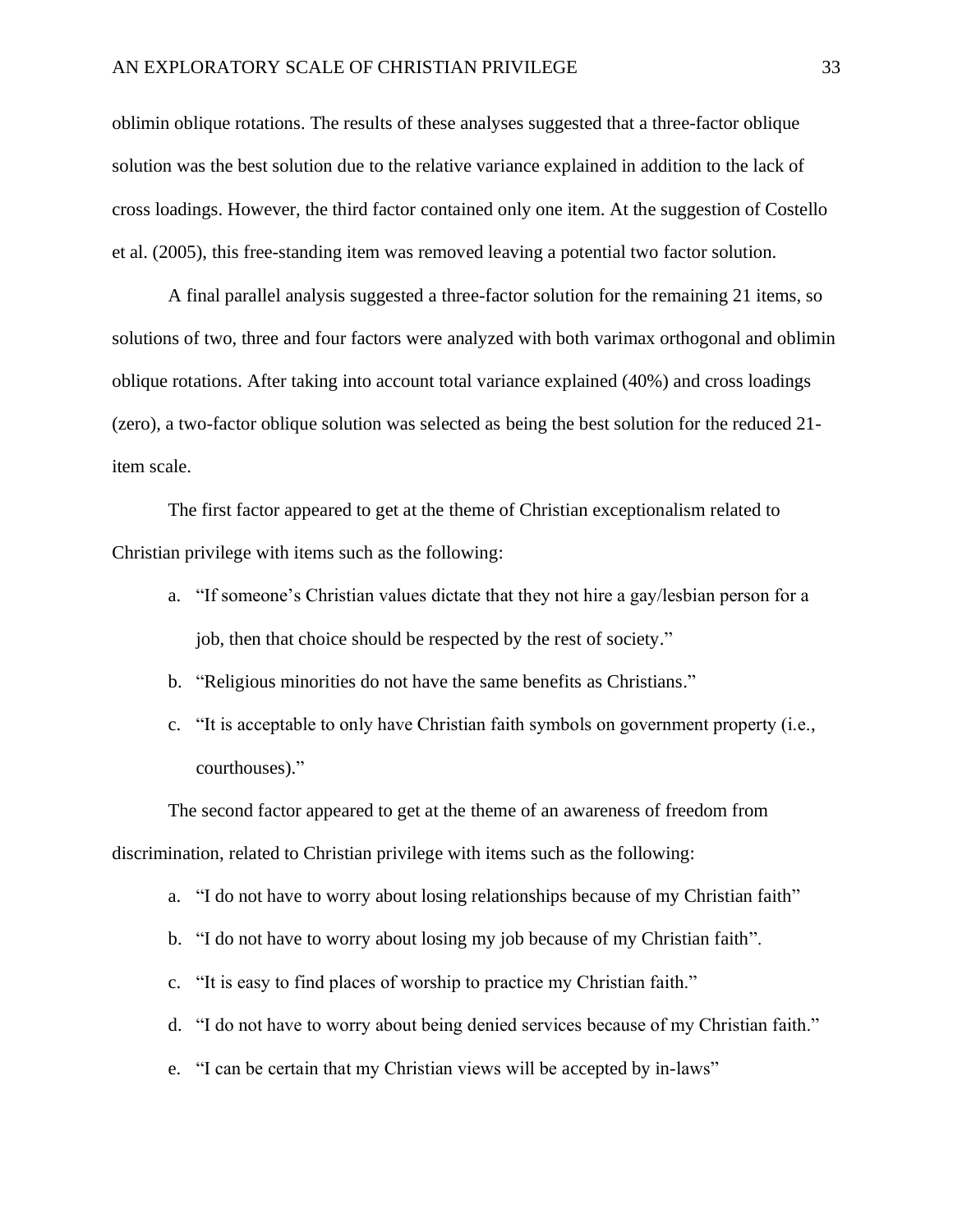oblimin oblique rotations. The results of these analyses suggested that a three-factor oblique solution was the best solution due to the relative variance explained in addition to the lack of cross loadings. However, the third factor contained only one item. At the suggestion of Costello et al. (2005), this free-standing item was removed leaving a potential two factor solution.

A final parallel analysis suggested a three-factor solution for the remaining 21 items, so solutions of two, three and four factors were analyzed with both varimax orthogonal and oblimin oblique rotations. After taking into account total variance explained (40%) and cross loadings (zero), a two-factor oblique solution was selected as being the best solution for the reduced 21-item scale.

The first factor appeared to get at the theme of Christian exceptionalism related to Christian privilege with items such as the following:

a. "If someone's Christian values dictate that they not hire a gay/lesbian person for a job, then that choice should be respected by the rest of society."
b. "Religious minorities do not have the same benefits as Christians."
c. "It is acceptable to only have Christian faith symbols on government property (i.e., courthouses)."

The second factor appeared to get at the theme of an awareness of freedom from discrimination, related to Christian privilege with items such as the following:

a. "I do not have to worry about losing relationships because of my Christian faith"
b. "I do not have to worry about losing my job because of my Christian faith".
c. "It is easy to find places of worship to practice my Christian faith."
d. "I do not have to worry about being denied services because of my Christian faith."
e. "I can be certain that my Christian views will be accepted by in-laws"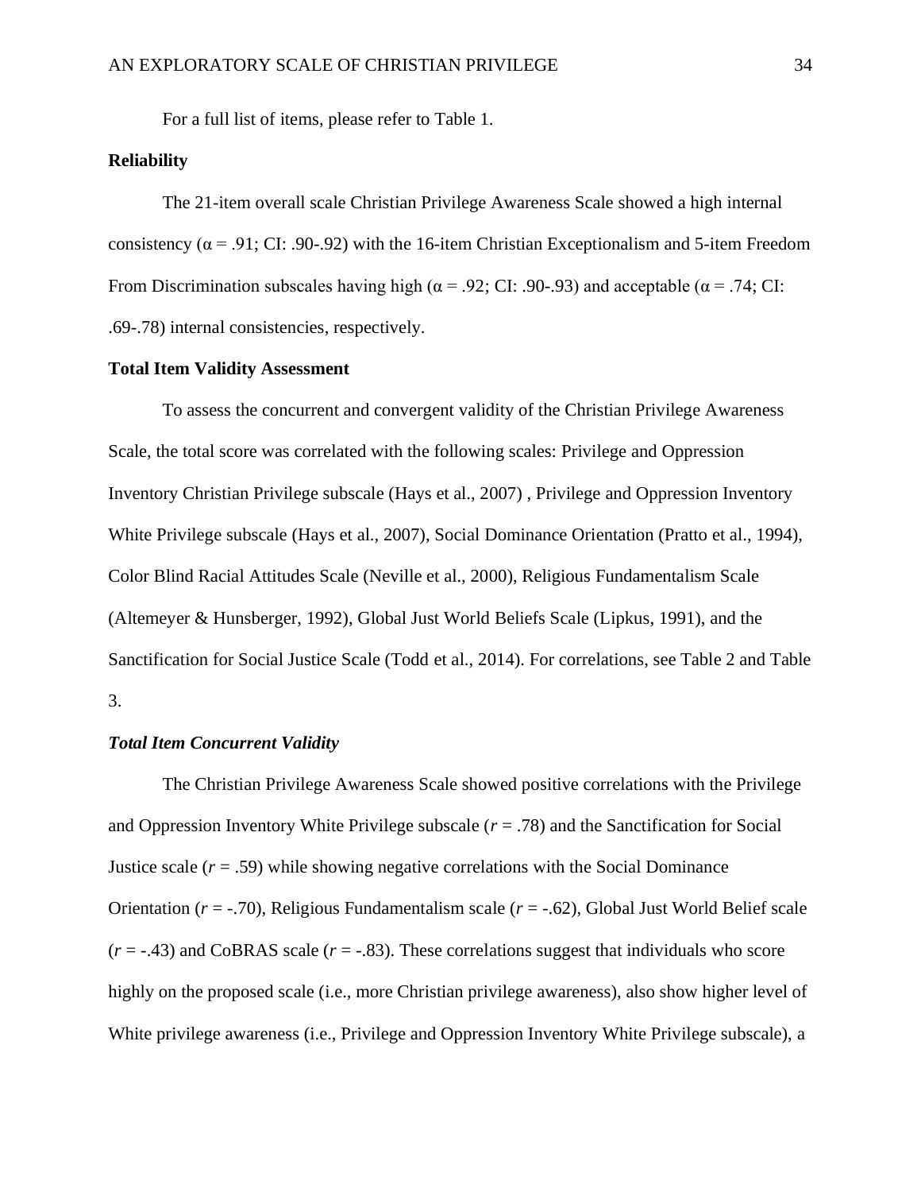For a full list of items, please refer to Table 1.

**Reliability**

The 21-item overall scale Christian Privilege Awareness Scale showed a high internal consistency ($\alpha = .91$; CI: .90-.92) with the 16-item Christian Exceptionalism and 5-item Freedom From Discrimination subscales having high ($\alpha = .92$; CI: .90-.93) and acceptable ($\alpha = .74$; CI: .69-.78) internal consistencies, respectively.

**Total Item Validity Assessment**

To assess the concurrent and convergent validity of the Christian Privilege Awareness Scale, the total score was correlated with the following scales: Privilege and Oppression Inventory Christian Privilege subscale (Hays et al., 2007) , Privilege and Oppression Inventory White Privilege subscale (Hays et al., 2007), Social Dominance Orientation (Pratto et al., 1994), Color Blind Racial Attitudes Scale (Neville et al., 2000), Religious Fundamentalism Scale (Altemeyer & Hunsberger, 1992), Global Just World Beliefs Scale (Lipkus, 1991), and the Sanctification for Social Justice Scale (Todd et al., 2014). For correlations, see Table 2 and Table 3.

***Total Item Concurrent Validity***

The Christian Privilege Awareness Scale showed positive correlations with the Privilege and Oppression Inventory White Privilege subscale ($r = .78$) and the Sanctification for Social Justice scale ($r = .59$) while showing negative correlations with the Social Dominance Orientation ($r = -.70$), Religious Fundamentalism scale ($r = -.62$), Global Just World Belief scale ($r = -.43$) and CoBRAS scale ($r = -.83$). These correlations suggest that individuals who score highly on the proposed scale (i.e., more Christian privilege awareness), also show higher level of White privilege awareness (i.e., Privilege and Oppression Inventory White Privilege subscale), a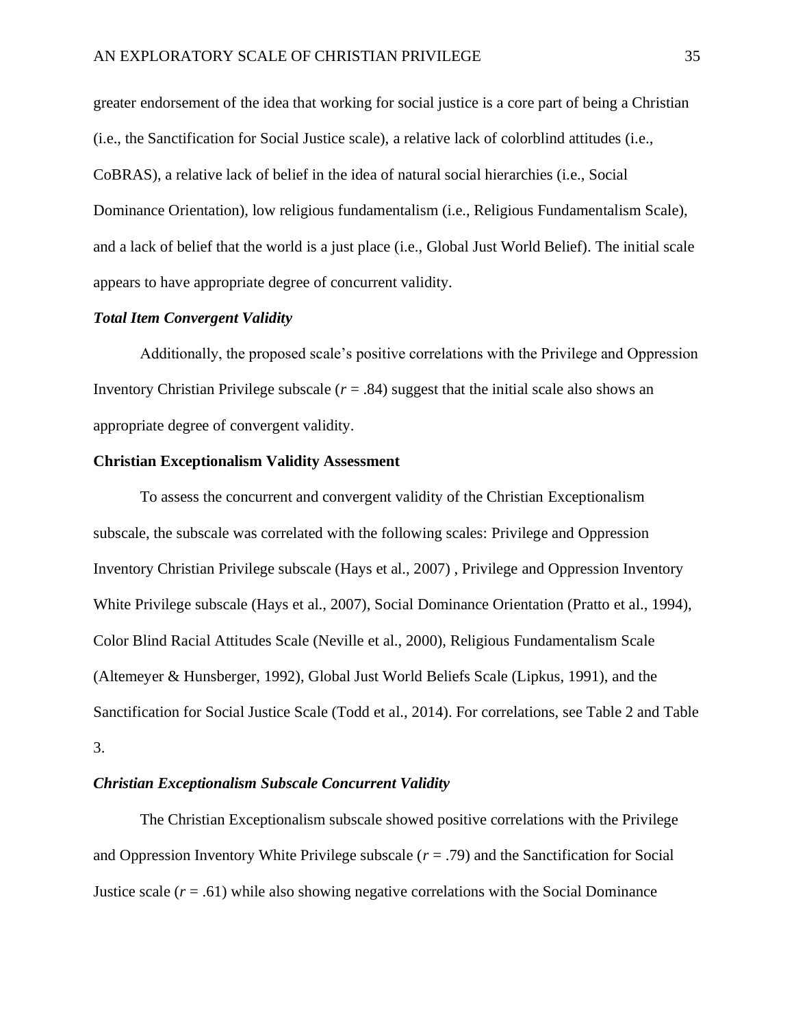greater endorsement of the idea that working for social justice is a core part of being a Christian (i.e., the Sanctification for Social Justice scale), a relative lack of colorblind attitudes (i.e., CoBRAS), a relative lack of belief in the idea of natural social hierarchies (i.e., Social Dominance Orientation), low religious fundamentalism (i.e., Religious Fundamentalism Scale), and a lack of belief that the world is a just place (i.e., Global Just World Belief). The initial scale appears to have appropriate degree of concurrent validity.

### *Total Item Convergent Validity*

Additionally, the proposed scale's positive correlations with the Privilege and Oppression Inventory Christian Privilege subscale ($r = .84$) suggest that the initial scale also shows an appropriate degree of convergent validity.

## Christian Exceptionalism Validity Assessment

To assess the concurrent and convergent validity of the Christian Exceptionalism subscale, the subscale was correlated with the following scales: Privilege and Oppression Inventory Christian Privilege subscale (Hays et al., 2007) , Privilege and Oppression Inventory White Privilege subscale (Hays et al., 2007), Social Dominance Orientation (Pratto et al., 1994), Color Blind Racial Attitudes Scale (Neville et al., 2000), Religious Fundamentalism Scale (Altemeyer & Hunsberger, 1992), Global Just World Beliefs Scale (Lipkus, 1991), and the Sanctification for Social Justice Scale (Todd et al., 2014). For correlations, see Table 2 and Table 3.

### *Christian Exceptionalism Subscale Concurrent Validity*

The Christian Exceptionalism subscale showed positive correlations with the Privilege and Oppression Inventory White Privilege subscale ($r = .79$) and the Sanctification for Social Justice scale ($r = .61$) while also showing negative correlations with the Social Dominance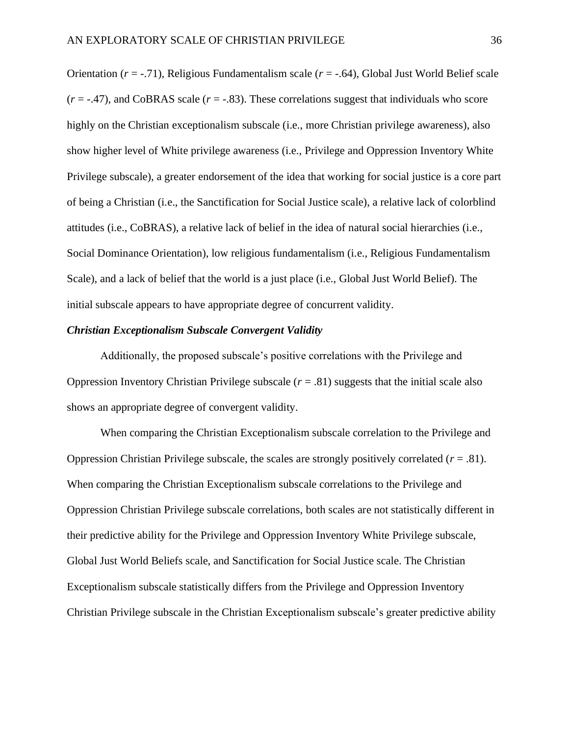Orientation ($r = -.71$), Religious Fundamentalism scale ($r = -.64$), Global Just World Belief scale ($r = -.47$), and CoBRAS scale ($r = -.83$). These correlations suggest that individuals who score highly on the Christian exceptionalism subscale (i.e., more Christian privilege awareness), also show higher level of White privilege awareness (i.e., Privilege and Oppression Inventory White Privilege subscale), a greater endorsement of the idea that working for social justice is a core part of being a Christian (i.e., the Sanctification for Social Justice scale), a relative lack of colorblind attitudes (i.e., CoBRAS), a relative lack of belief in the idea of natural social hierarchies (i.e., Social Dominance Orientation), low religious fundamentalism (i.e., Religious Fundamentalism Scale), and a lack of belief that the world is a just place (i.e., Global Just World Belief). The initial subscale appears to have appropriate degree of concurrent validity.

### ***Christian Exceptionalism Subscale Convergent Validity***

Additionally, the proposed subscale's positive correlations with the Privilege and Oppression Inventory Christian Privilege subscale ($r = .81$) suggests that the initial scale also shows an appropriate degree of convergent validity.

When comparing the Christian Exceptionalism subscale correlation to the Privilege and Oppression Christian Privilege subscale, the scales are strongly positively correlated ($r = .81$). When comparing the Christian Exceptionalism subscale correlations to the Privilege and Oppression Christian Privilege subscale correlations, both scales are not statistically different in their predictive ability for the Privilege and Oppression Inventory White Privilege subscale, Global Just World Beliefs scale, and Sanctification for Social Justice scale. The Christian Exceptionalism subscale statistically differs from the Privilege and Oppression Inventory Christian Privilege subscale in the Christian Exceptionalism subscale's greater predictive ability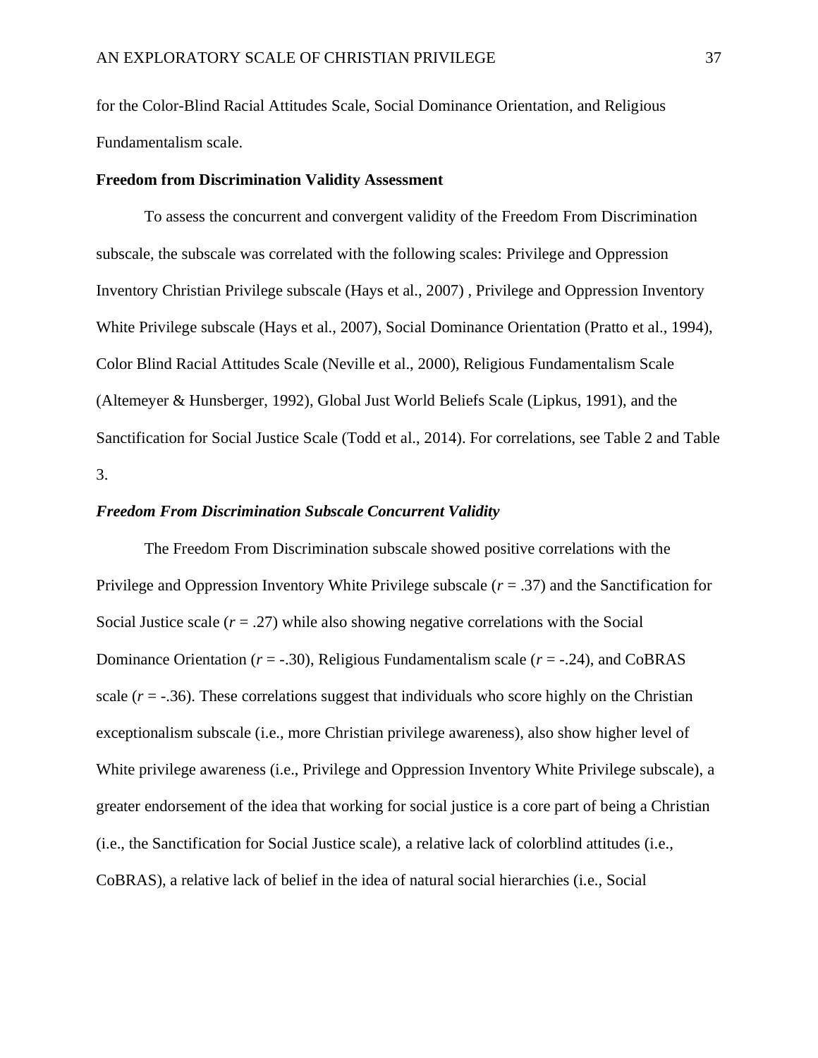for the Color-Blind Racial Attitudes Scale, Social Dominance Orientation, and Religious Fundamentalism scale.

## Freedom from Discrimination Validity Assessment

To assess the concurrent and convergent validity of the Freedom From Discrimination subscale, the subscale was correlated with the following scales: Privilege and Oppression Inventory Christian Privilege subscale (Hays et al., 2007) , Privilege and Oppression Inventory White Privilege subscale (Hays et al., 2007), Social Dominance Orientation (Pratto et al., 1994), Color Blind Racial Attitudes Scale (Neville et al., 2000), Religious Fundamentalism Scale (Altemeyer & Hunsberger, 1992), Global Just World Beliefs Scale (Lipkus, 1991), and the Sanctification for Social Justice Scale (Todd et al., 2014). For correlations, see Table 2 and Table 3.

### *Freedom From Discrimination Subscale Concurrent Validity*

The Freedom From Discrimination subscale showed positive correlations with the Privilege and Oppression Inventory White Privilege subscale ($r$ = .37) and the Sanctification for Social Justice scale ($r$ = .27) while also showing negative correlations with the Social Dominance Orientation ($r$ = -.30), Religious Fundamentalism scale ($r$ = -.24), and CoBRAS scale ($r$ = -.36). These correlations suggest that individuals who score highly on the Christian exceptionalism subscale (i.e., more Christian privilege awareness), also show higher level of White privilege awareness (i.e., Privilege and Oppression Inventory White Privilege subscale), a greater endorsement of the idea that working for social justice is a core part of being a Christian (i.e., the Sanctification for Social Justice scale), a relative lack of colorblind attitudes (i.e., CoBRAS), a relative lack of belief in the idea of natural social hierarchies (i.e., Social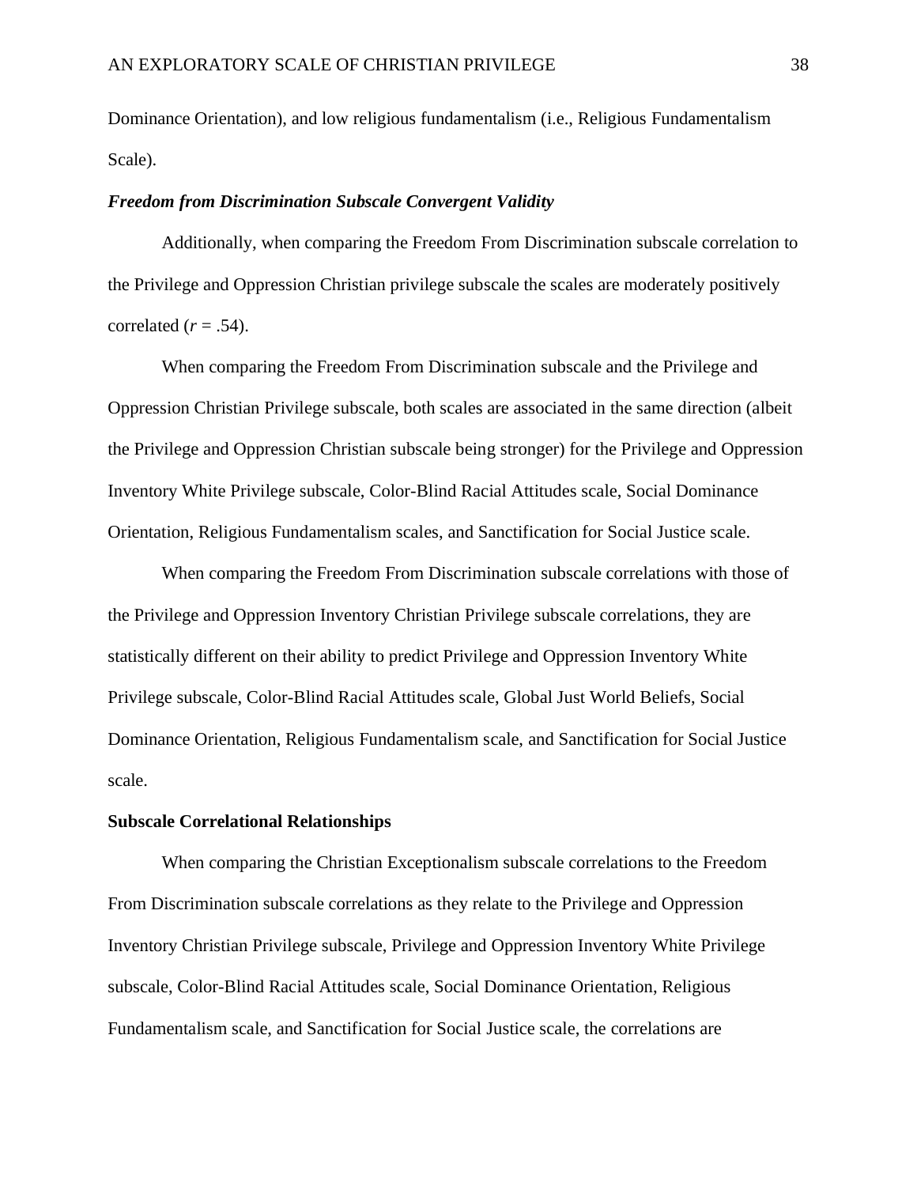Dominance Orientation), and low religious fundamentalism (i.e., Religious Fundamentalism Scale).

### *Freedom from Discrimination Subscale Convergent Validity*

Additionally, when comparing the Freedom From Discrimination subscale correlation to the Privilege and Oppression Christian privilege subscale the scales are moderately positively correlated ($r$ = .54).

When comparing the Freedom From Discrimination subscale and the Privilege and Oppression Christian Privilege subscale, both scales are associated in the same direction (albeit the Privilege and Oppression Christian subscale being stronger) for the Privilege and Oppression Inventory White Privilege subscale, Color-Blind Racial Attitudes scale, Social Dominance Orientation, Religious Fundamentalism scales, and Sanctification for Social Justice scale.

When comparing the Freedom From Discrimination subscale correlations with those of the Privilege and Oppression Inventory Christian Privilege subscale correlations, they are statistically different on their ability to predict Privilege and Oppression Inventory White Privilege subscale, Color-Blind Racial Attitudes scale, Global Just World Beliefs, Social Dominance Orientation, Religious Fundamentalism scale, and Sanctification for Social Justice scale.

## Subscale Correlational Relationships

When comparing the Christian Exceptionalism subscale correlations to the Freedom From Discrimination subscale correlations as they relate to the Privilege and Oppression Inventory Christian Privilege subscale, Privilege and Oppression Inventory White Privilege subscale, Color-Blind Racial Attitudes scale, Social Dominance Orientation, Religious Fundamentalism scale, and Sanctification for Social Justice scale, the correlations are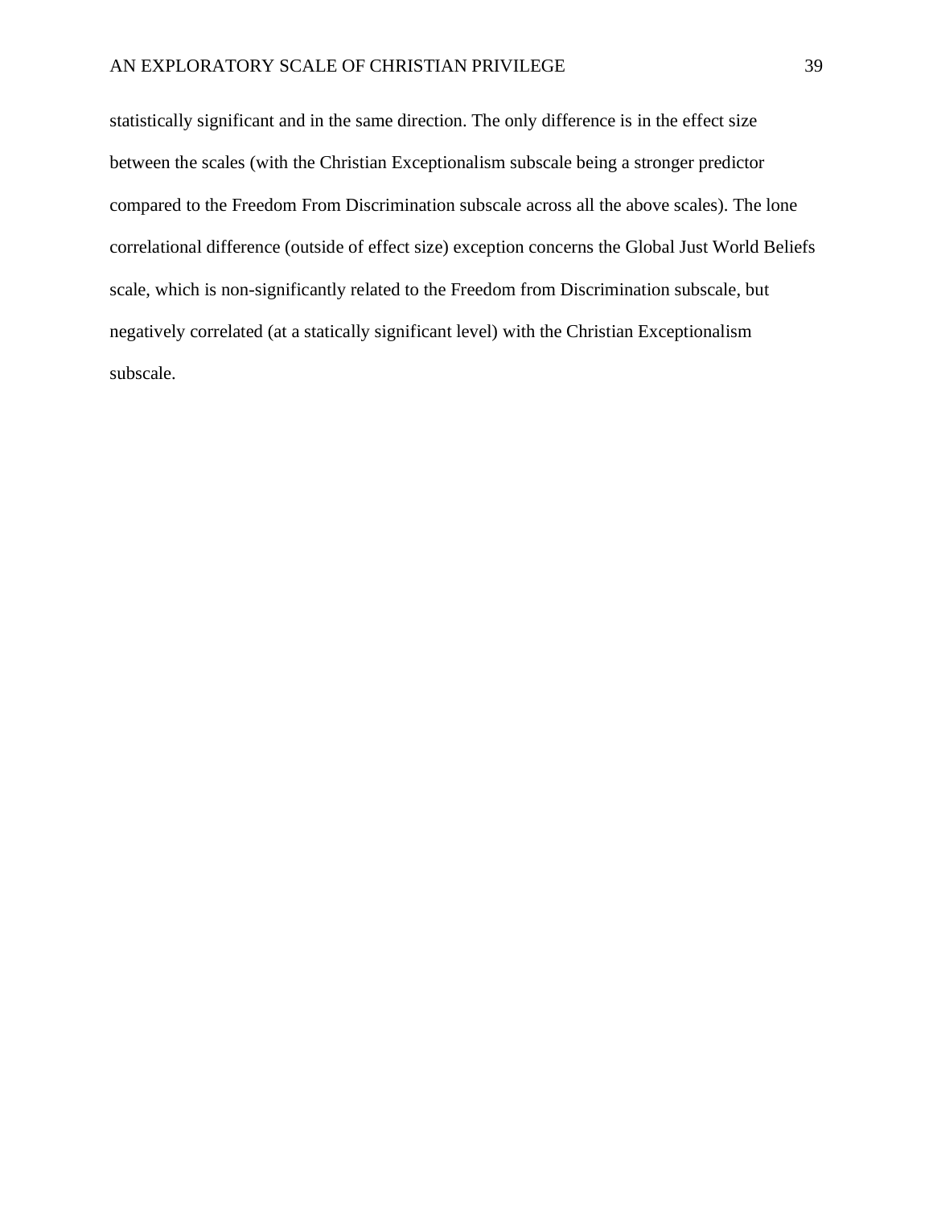statistically significant and in the same direction. The only difference is in the effect size between the scales (with the Christian Exceptionalism subscale being a stronger predictor compared to the Freedom From Discrimination subscale across all the above scales). The lone correlational difference (outside of effect size) exception concerns the Global Just World Beliefs scale, which is non-significantly related to the Freedom from Discrimination subscale, but negatively correlated (at a statically significant level) with the Christian Exceptionalism subscale.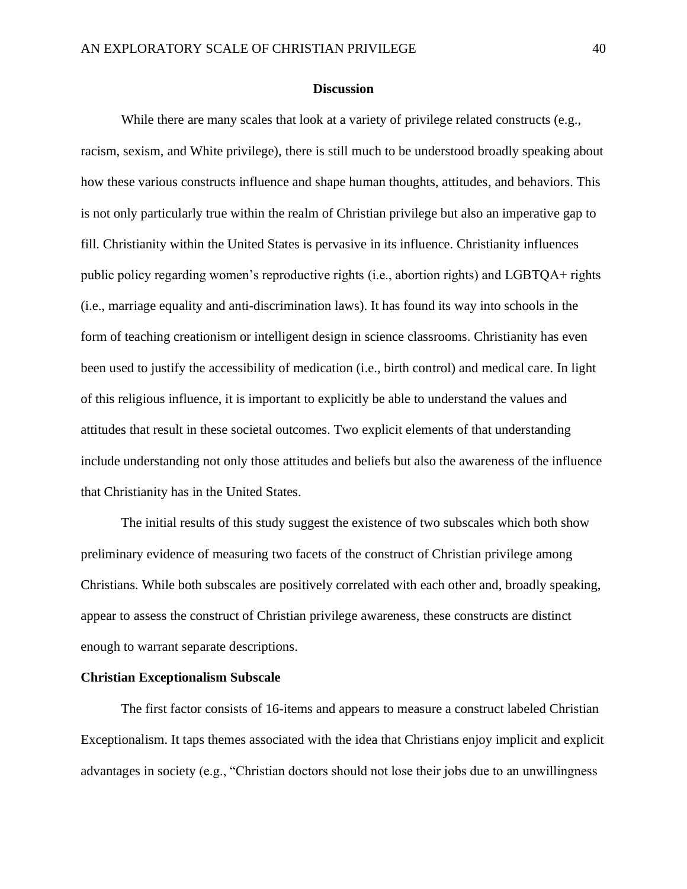## Discussion

While there are many scales that look at a variety of privilege related constructs (e.g., racism, sexism, and White privilege), there is still much to be understood broadly speaking about how these various constructs influence and shape human thoughts, attitudes, and behaviors. This is not only particularly true within the realm of Christian privilege but also an imperative gap to fill. Christianity within the United States is pervasive in its influence. Christianity influences public policy regarding women's reproductive rights (i.e., abortion rights) and LGBTQA+ rights (i.e., marriage equality and anti-discrimination laws). It has found its way into schools in the form of teaching creationism or intelligent design in science classrooms. Christianity has even been used to justify the accessibility of medication (i.e., birth control) and medical care. In light of this religious influence, it is important to explicitly be able to understand the values and attitudes that result in these societal outcomes. Two explicit elements of that understanding include understanding not only those attitudes and beliefs but also the awareness of the influence that Christianity has in the United States.

The initial results of this study suggest the existence of two subscales which both show preliminary evidence of measuring two facets of the construct of Christian privilege among Christians. While both subscales are positively correlated with each other and, broadly speaking, appear to assess the construct of Christian privilege awareness, these constructs are distinct enough to warrant separate descriptions.

### Christian Exceptionalism Subscale

The first factor consists of 16-items and appears to measure a construct labeled Christian Exceptionalism. It taps themes associated with the idea that Christians enjoy implicit and explicit advantages in society (e.g., "Christian doctors should not lose their jobs due to an unwillingness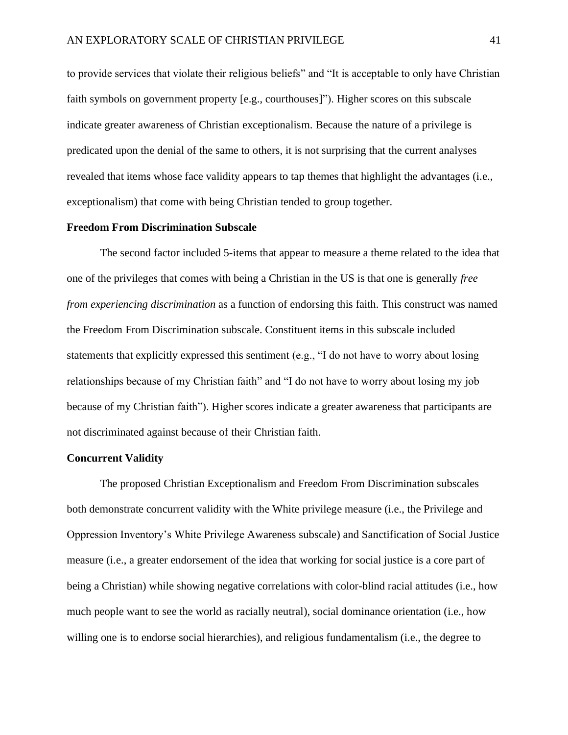to provide services that violate their religious beliefs" and "It is acceptable to only have Christian faith symbols on government property [e.g., courthouses]"). Higher scores on this subscale indicate greater awareness of Christian exceptionalism. Because the nature of a privilege is predicated upon the denial of the same to others, it is not surprising that the current analyses revealed that items whose face validity appears to tap themes that highlight the advantages (i.e., exceptionalism) that come with being Christian tended to group together.

### Freedom From Discrimination Subscale

The second factor included 5-items that appear to measure a theme related to the idea that one of the privileges that comes with being a Christian in the US is that one is generally *free from experiencing discrimination* as a function of endorsing this faith. This construct was named the Freedom From Discrimination subscale. Constituent items in this subscale included statements that explicitly expressed this sentiment (e.g., "I do not have to worry about losing relationships because of my Christian faith" and "I do not have to worry about losing my job because of my Christian faith"). Higher scores indicate a greater awareness that participants are not discriminated against because of their Christian faith.

### Concurrent Validity

The proposed Christian Exceptionalism and Freedom From Discrimination subscales both demonstrate concurrent validity with the White privilege measure (i.e., the Privilege and Oppression Inventory's White Privilege Awareness subscale) and Sanctification of Social Justice measure (i.e., a greater endorsement of the idea that working for social justice is a core part of being a Christian) while showing negative correlations with color-blind racial attitudes (i.e., how much people want to see the world as racially neutral), social dominance orientation (i.e., how willing one is to endorse social hierarchies), and religious fundamentalism (i.e., the degree to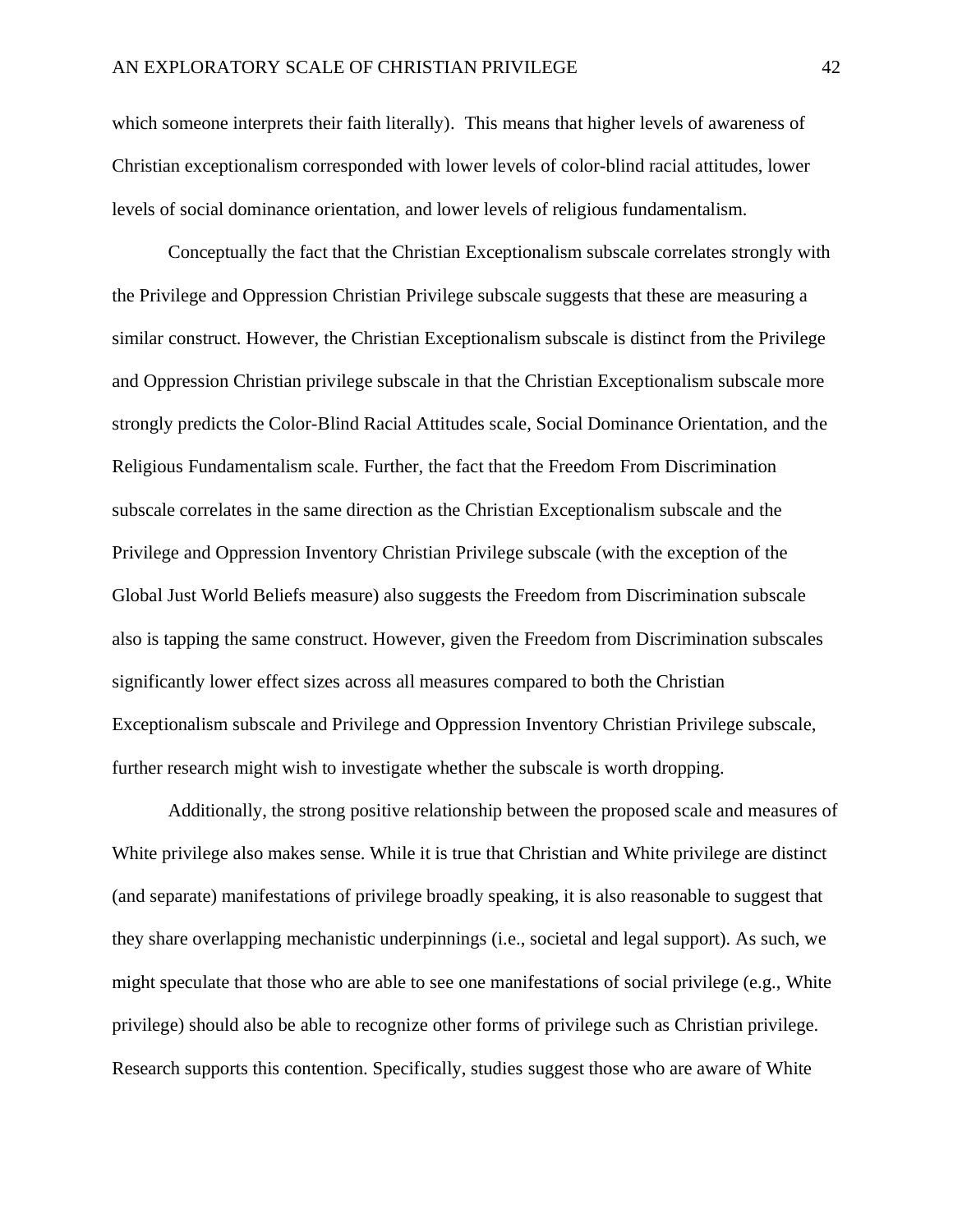which someone interprets their faith literally). This means that higher levels of awareness of Christian exceptionalism corresponded with lower levels of color-blind racial attitudes, lower levels of social dominance orientation, and lower levels of religious fundamentalism.

Conceptually the fact that the Christian Exceptionalism subscale correlates strongly with the Privilege and Oppression Christian Privilege subscale suggests that these are measuring a similar construct. However, the Christian Exceptionalism subscale is distinct from the Privilege and Oppression Christian privilege subscale in that the Christian Exceptionalism subscale more strongly predicts the Color-Blind Racial Attitudes scale, Social Dominance Orientation, and the Religious Fundamentalism scale. Further, the fact that the Freedom From Discrimination subscale correlates in the same direction as the Christian Exceptionalism subscale and the Privilege and Oppression Inventory Christian Privilege subscale (with the exception of the Global Just World Beliefs measure) also suggests the Freedom from Discrimination subscale also is tapping the same construct. However, given the Freedom from Discrimination subscales significantly lower effect sizes across all measures compared to both the Christian Exceptionalism subscale and Privilege and Oppression Inventory Christian Privilege subscale, further research might wish to investigate whether the subscale is worth dropping.

Additionally, the strong positive relationship between the proposed scale and measures of White privilege also makes sense. While it is true that Christian and White privilege are distinct (and separate) manifestations of privilege broadly speaking, it is also reasonable to suggest that they share overlapping mechanistic underpinnings (i.e., societal and legal support). As such, we might speculate that those who are able to see one manifestations of social privilege (e.g., White privilege) should also be able to recognize other forms of privilege such as Christian privilege. Research supports this contention. Specifically, studies suggest those who are aware of White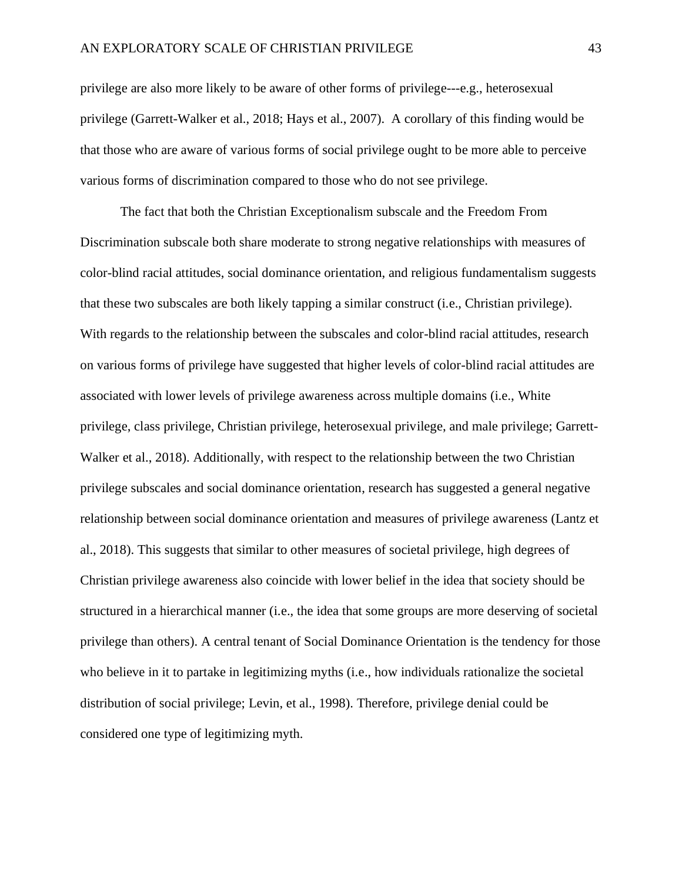privilege are also more likely to be aware of other forms of privilege---e.g., heterosexual privilege (Garrett-Walker et al., 2018; Hays et al., 2007). A corollary of this finding would be that those who are aware of various forms of social privilege ought to be more able to perceive various forms of discrimination compared to those who do not see privilege.

The fact that both the Christian Exceptionalism subscale and the Freedom From Discrimination subscale both share moderate to strong negative relationships with measures of color-blind racial attitudes, social dominance orientation, and religious fundamentalism suggests that these two subscales are both likely tapping a similar construct (i.e., Christian privilege). With regards to the relationship between the subscales and color-blind racial attitudes, research on various forms of privilege have suggested that higher levels of color-blind racial attitudes are associated with lower levels of privilege awareness across multiple domains (i.e., White privilege, class privilege, Christian privilege, heterosexual privilege, and male privilege; Garrett-Walker et al., 2018). Additionally, with respect to the relationship between the two Christian privilege subscales and social dominance orientation, research has suggested a general negative relationship between social dominance orientation and measures of privilege awareness (Lantz et al., 2018). This suggests that similar to other measures of societal privilege, high degrees of Christian privilege awareness also coincide with lower belief in the idea that society should be structured in a hierarchical manner (i.e., the idea that some groups are more deserving of societal privilege than others). A central tenant of Social Dominance Orientation is the tendency for those who believe in it to partake in legitimizing myths (i.e., how individuals rationalize the societal distribution of social privilege; Levin, et al., 1998). Therefore, privilege denial could be considered one type of legitimizing myth.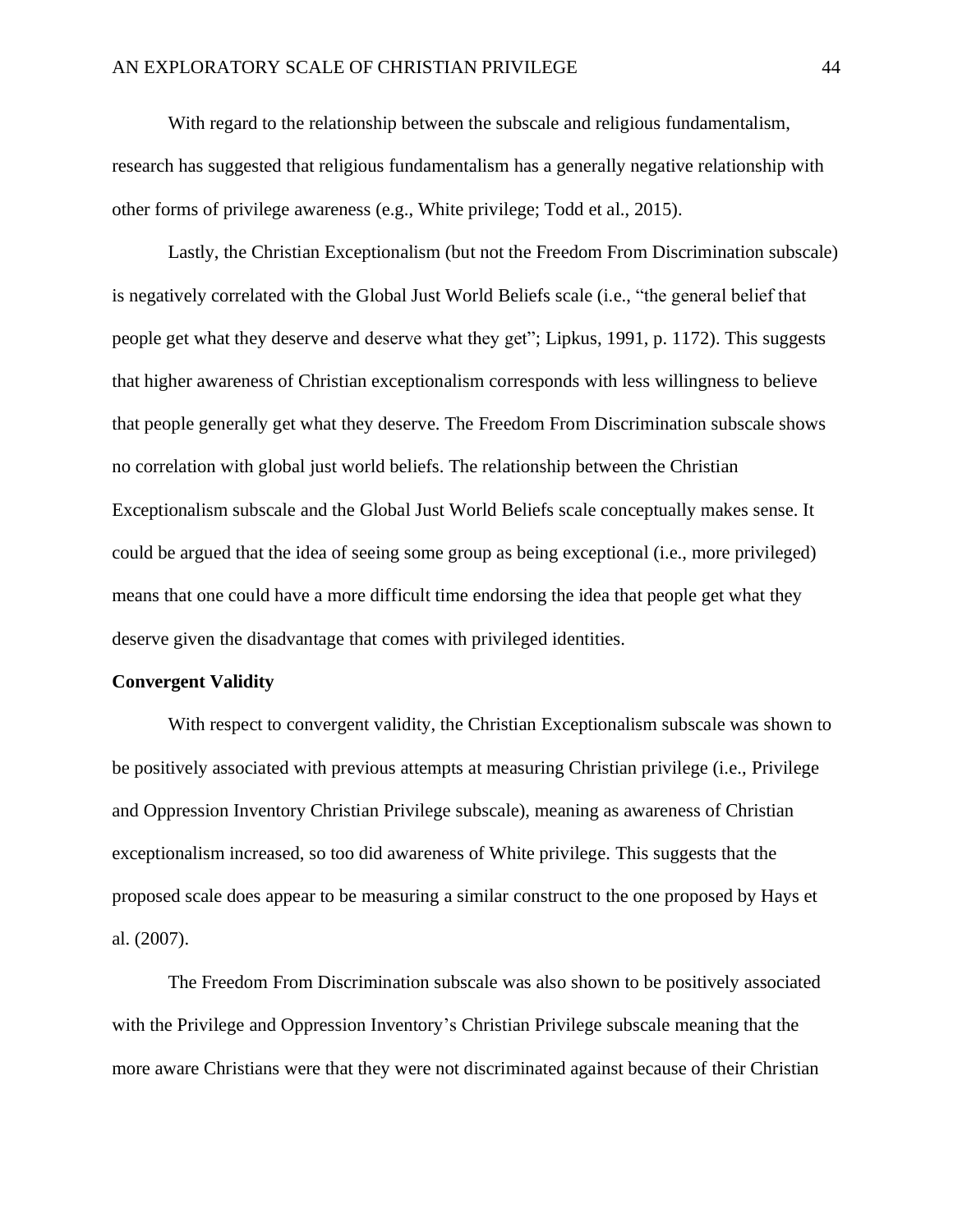With regard to the relationship between the subscale and religious fundamentalism, research has suggested that religious fundamentalism has a generally negative relationship with other forms of privilege awareness (e.g., White privilege; Todd et al., 2015).

Lastly, the Christian Exceptionalism (but not the Freedom From Discrimination subscale) is negatively correlated with the Global Just World Beliefs scale (i.e., "the general belief that people get what they deserve and deserve what they get"; Lipkus, 1991, p. 1172). This suggests that higher awareness of Christian exceptionalism corresponds with less willingness to believe that people generally get what they deserve. The Freedom From Discrimination subscale shows no correlation with global just world beliefs. The relationship between the Christian Exceptionalism subscale and the Global Just World Beliefs scale conceptually makes sense. It could be argued that the idea of seeing some group as being exceptional (i.e., more privileged) means that one could have a more difficult time endorsing the idea that people get what they deserve given the disadvantage that comes with privileged identities.

**Convergent Validity**

With respect to convergent validity, the Christian Exceptionalism subscale was shown to be positively associated with previous attempts at measuring Christian privilege (i.e., Privilege and Oppression Inventory Christian Privilege subscale), meaning as awareness of Christian exceptionalism increased, so too did awareness of White privilege. This suggests that the proposed scale does appear to be measuring a similar construct to the one proposed by Hays et al. (2007).

The Freedom From Discrimination subscale was also shown to be positively associated with the Privilege and Oppression Inventory's Christian Privilege subscale meaning that the more aware Christians were that they were not discriminated against because of their Christian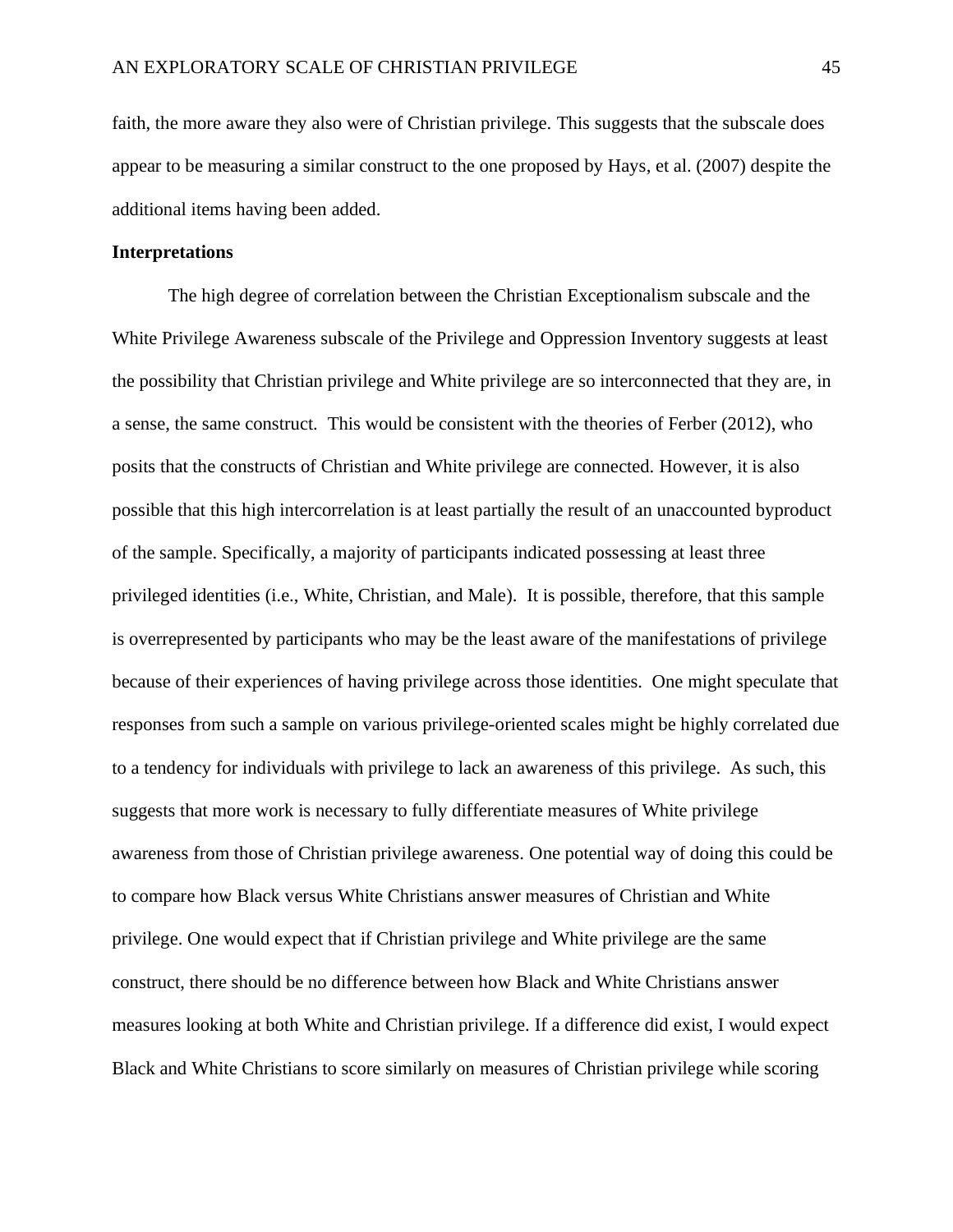faith, the more aware they also were of Christian privilege. This suggests that the subscale does appear to be measuring a similar construct to the one proposed by Hays, et al. (2007) despite the additional items having been added.

**Interpretations**

The high degree of correlation between the Christian Exceptionalism subscale and the White Privilege Awareness subscale of the Privilege and Oppression Inventory suggests at least the possibility that Christian privilege and White privilege are so interconnected that they are, in a sense, the same construct. This would be consistent with the theories of Ferber (2012), who posits that the constructs of Christian and White privilege are connected. However, it is also possible that this high intercorrelation is at least partially the result of an unaccounted byproduct of the sample. Specifically, a majority of participants indicated possessing at least three privileged identities (i.e., White, Christian, and Male). It is possible, therefore, that this sample is overrepresented by participants who may be the least aware of the manifestations of privilege because of their experiences of having privilege across those identities. One might speculate that responses from such a sample on various privilege-oriented scales might be highly correlated due to a tendency for individuals with privilege to lack an awareness of this privilege. As such, this suggests that more work is necessary to fully differentiate measures of White privilege awareness from those of Christian privilege awareness. One potential way of doing this could be to compare how Black versus White Christians answer measures of Christian and White privilege. One would expect that if Christian privilege and White privilege are the same construct, there should be no difference between how Black and White Christians answer measures looking at both White and Christian privilege. If a difference did exist, I would expect Black and White Christians to score similarly on measures of Christian privilege while scoring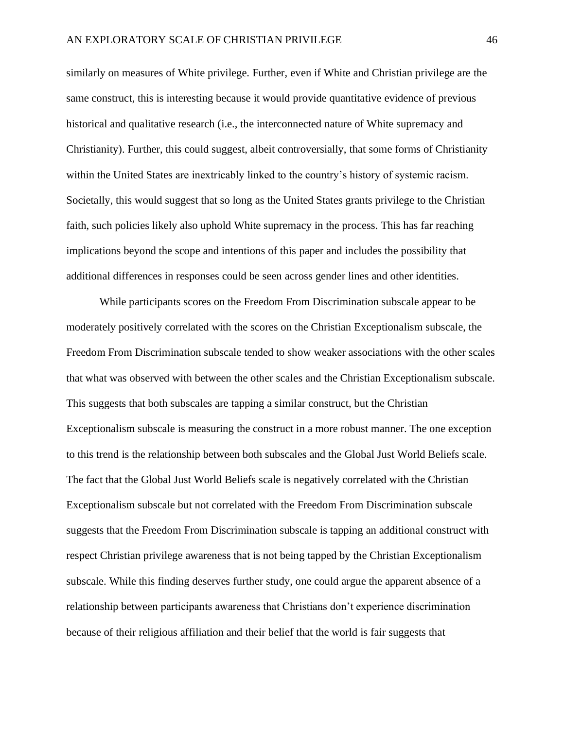similarly on measures of White privilege. Further, even if White and Christian privilege are the same construct, this is interesting because it would provide quantitative evidence of previous historical and qualitative research (i.e., the interconnected nature of White supremacy and Christianity). Further, this could suggest, albeit controversially, that some forms of Christianity within the United States are inextricably linked to the country's history of systemic racism. Societally, this would suggest that so long as the United States grants privilege to the Christian faith, such policies likely also uphold White supremacy in the process. This has far reaching implications beyond the scope and intentions of this paper and includes the possibility that additional differences in responses could be seen across gender lines and other identities.

While participants scores on the Freedom From Discrimination subscale appear to be moderately positively correlated with the scores on the Christian Exceptionalism subscale, the Freedom From Discrimination subscale tended to show weaker associations with the other scales that what was observed with between the other scales and the Christian Exceptionalism subscale. This suggests that both subscales are tapping a similar construct, but the Christian Exceptionalism subscale is measuring the construct in a more robust manner. The one exception to this trend is the relationship between both subscales and the Global Just World Beliefs scale. The fact that the Global Just World Beliefs scale is negatively correlated with the Christian Exceptionalism subscale but not correlated with the Freedom From Discrimination subscale suggests that the Freedom From Discrimination subscale is tapping an additional construct with respect Christian privilege awareness that is not being tapped by the Christian Exceptionalism subscale. While this finding deserves further study, one could argue the apparent absence of a relationship between participants awareness that Christians don't experience discrimination because of their religious affiliation and their belief that the world is fair suggests that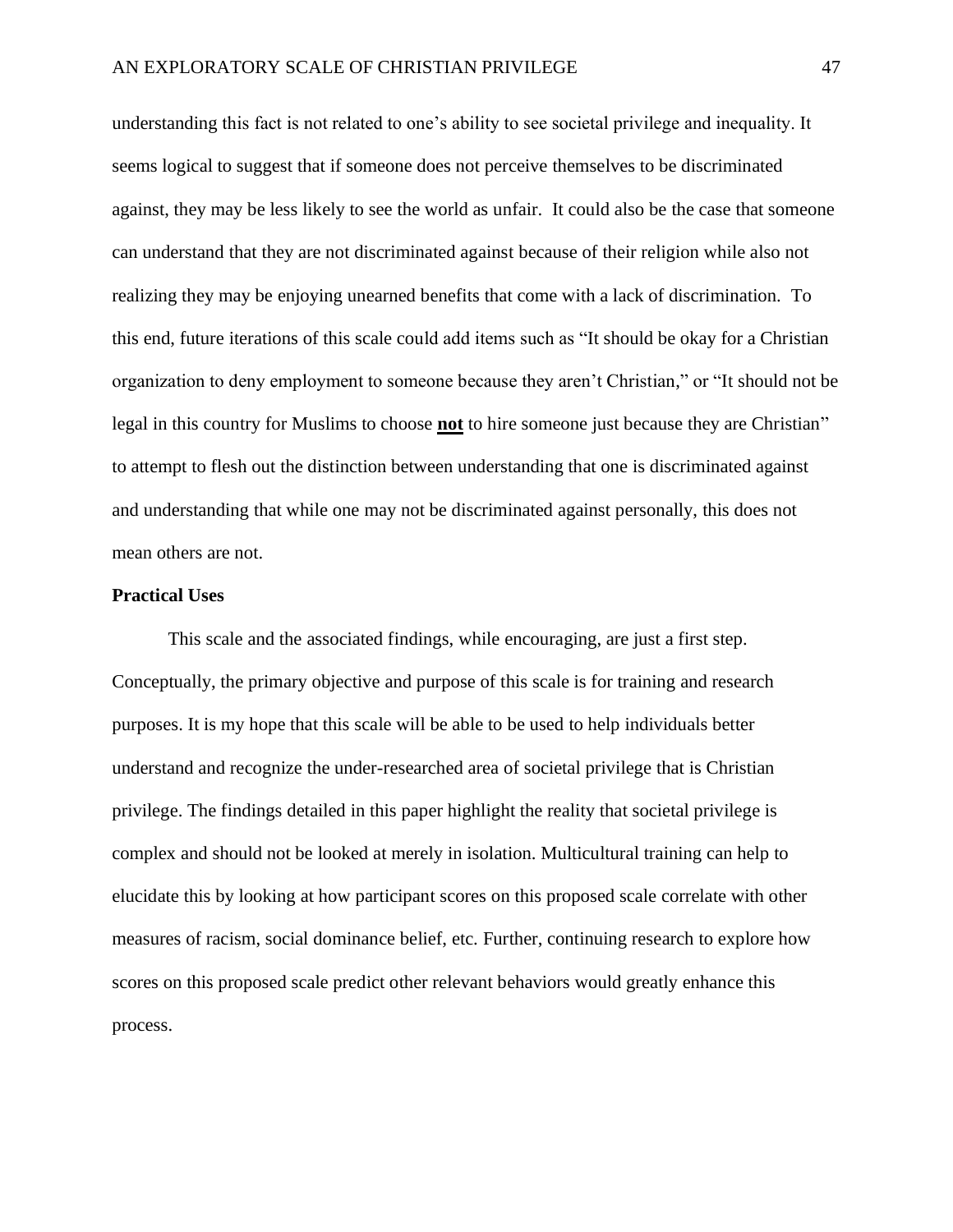understanding this fact is not related to one's ability to see societal privilege and inequality. It seems logical to suggest that if someone does not perceive themselves to be discriminated against, they may be less likely to see the world as unfair. It could also be the case that someone can understand that they are not discriminated against because of their religion while also not realizing they may be enjoying unearned benefits that come with a lack of discrimination. To this end, future iterations of this scale could add items such as "It should be okay for a Christian organization to deny employment to someone because they aren't Christian," or "It should not be legal in this country for Muslims to choose **<u>not</u>** to hire someone just because they are Christian" to attempt to flesh out the distinction between understanding that one is discriminated against and understanding that while one may not be discriminated against personally, this does not mean others are not.

**Practical Uses**

This scale and the associated findings, while encouraging, are just a first step. Conceptually, the primary objective and purpose of this scale is for training and research purposes. It is my hope that this scale will be able to be used to help individuals better understand and recognize the under-researched area of societal privilege that is Christian privilege. The findings detailed in this paper highlight the reality that societal privilege is complex and should not be looked at merely in isolation. Multicultural training can help to elucidate this by looking at how participant scores on this proposed scale correlate with other measures of racism, social dominance belief, etc. Further, continuing research to explore how scores on this proposed scale predict other relevant behaviors would greatly enhance this process.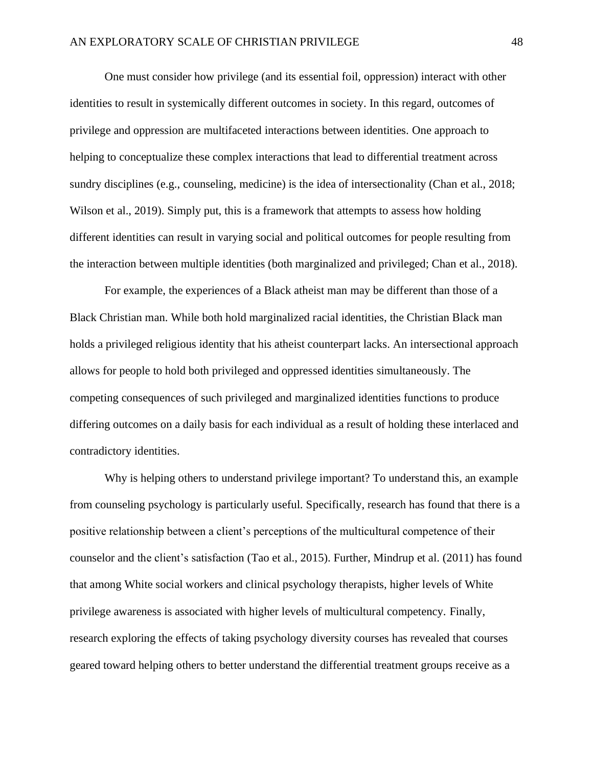One must consider how privilege (and its essential foil, oppression) interact with other identities to result in systemically different outcomes in society. In this regard, outcomes of privilege and oppression are multifaceted interactions between identities. One approach to helping to conceptualize these complex interactions that lead to differential treatment across sundry disciplines (e.g., counseling, medicine) is the idea of intersectionality (Chan et al., 2018; Wilson et al., 2019). Simply put, this is a framework that attempts to assess how holding different identities can result in varying social and political outcomes for people resulting from the interaction between multiple identities (both marginalized and privileged; Chan et al., 2018).

For example, the experiences of a Black atheist man may be different than those of a Black Christian man. While both hold marginalized racial identities, the Christian Black man holds a privileged religious identity that his atheist counterpart lacks. An intersectional approach allows for people to hold both privileged and oppressed identities simultaneously. The competing consequences of such privileged and marginalized identities functions to produce differing outcomes on a daily basis for each individual as a result of holding these interlaced and contradictory identities.

Why is helping others to understand privilege important? To understand this, an example from counseling psychology is particularly useful. Specifically, research has found that there is a positive relationship between a client's perceptions of the multicultural competence of their counselor and the client's satisfaction (Tao et al., 2015). Further, Mindrup et al. (2011) has found that among White social workers and clinical psychology therapists, higher levels of White privilege awareness is associated with higher levels of multicultural competency. Finally, research exploring the effects of taking psychology diversity courses has revealed that courses geared toward helping others to better understand the differential treatment groups receive as a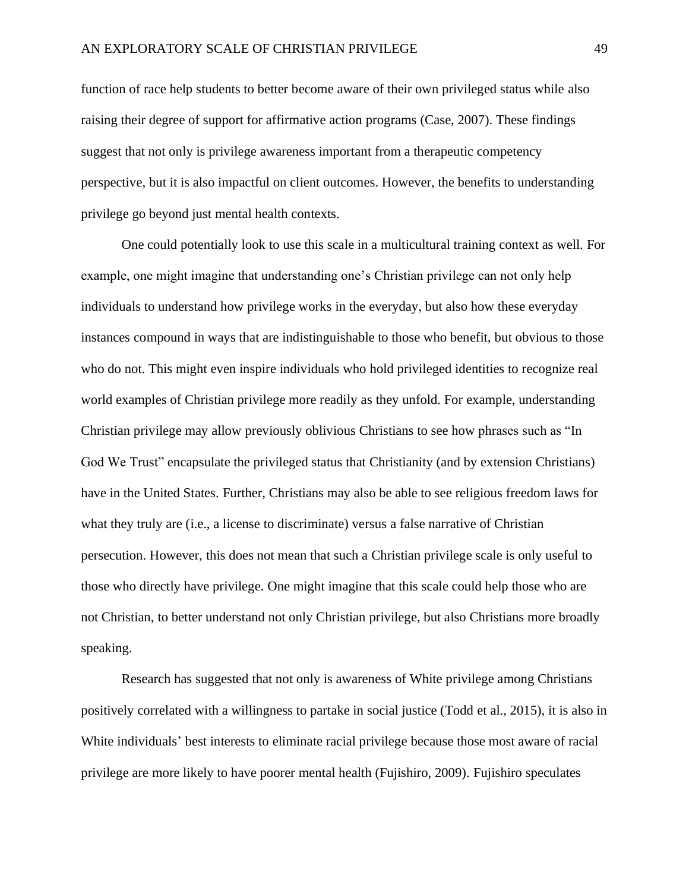function of race help students to better become aware of their own privileged status while also raising their degree of support for affirmative action programs (Case, 2007). These findings suggest that not only is privilege awareness important from a therapeutic competency perspective, but it is also impactful on client outcomes. However, the benefits to understanding privilege go beyond just mental health contexts.

One could potentially look to use this scale in a multicultural training context as well. For example, one might imagine that understanding one's Christian privilege can not only help individuals to understand how privilege works in the everyday, but also how these everyday instances compound in ways that are indistinguishable to those who benefit, but obvious to those who do not. This might even inspire individuals who hold privileged identities to recognize real world examples of Christian privilege more readily as they unfold. For example, understanding Christian privilege may allow previously oblivious Christians to see how phrases such as "In God We Trust" encapsulate the privileged status that Christianity (and by extension Christians) have in the United States. Further, Christians may also be able to see religious freedom laws for what they truly are (i.e., a license to discriminate) versus a false narrative of Christian persecution. However, this does not mean that such a Christian privilege scale is only useful to those who directly have privilege. One might imagine that this scale could help those who are not Christian, to better understand not only Christian privilege, but also Christians more broadly speaking.

Research has suggested that not only is awareness of White privilege among Christians positively correlated with a willingness to partake in social justice (Todd et al., 2015), it is also in White individuals' best interests to eliminate racial privilege because those most aware of racial privilege are more likely to have poorer mental health (Fujishiro, 2009). Fujishiro speculates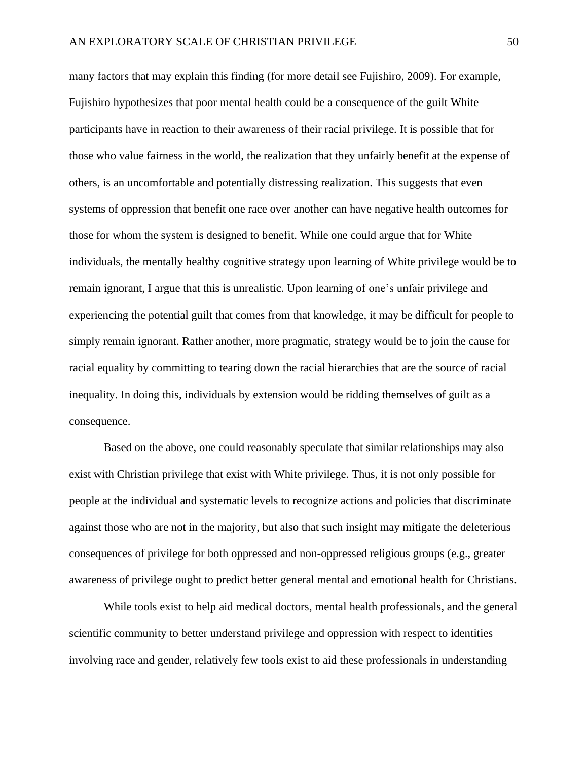many factors that may explain this finding (for more detail see Fujishiro, 2009). For example, Fujishiro hypothesizes that poor mental health could be a consequence of the guilt White participants have in reaction to their awareness of their racial privilege. It is possible that for those who value fairness in the world, the realization that they unfairly benefit at the expense of others, is an uncomfortable and potentially distressing realization. This suggests that even systems of oppression that benefit one race over another can have negative health outcomes for those for whom the system is designed to benefit. While one could argue that for White individuals, the mentally healthy cognitive strategy upon learning of White privilege would be to remain ignorant, I argue that this is unrealistic. Upon learning of one's unfair privilege and experiencing the potential guilt that comes from that knowledge, it may be difficult for people to simply remain ignorant. Rather another, more pragmatic, strategy would be to join the cause for racial equality by committing to tearing down the racial hierarchies that are the source of racial inequality. In doing this, individuals by extension would be ridding themselves of guilt as a consequence.

Based on the above, one could reasonably speculate that similar relationships may also exist with Christian privilege that exist with White privilege. Thus, it is not only possible for people at the individual and systematic levels to recognize actions and policies that discriminate against those who are not in the majority, but also that such insight may mitigate the deleterious consequences of privilege for both oppressed and non-oppressed religious groups (e.g., greater awareness of privilege ought to predict better general mental and emotional health for Christians.

While tools exist to help aid medical doctors, mental health professionals, and the general scientific community to better understand privilege and oppression with respect to identities involving race and gender, relatively few tools exist to aid these professionals in understanding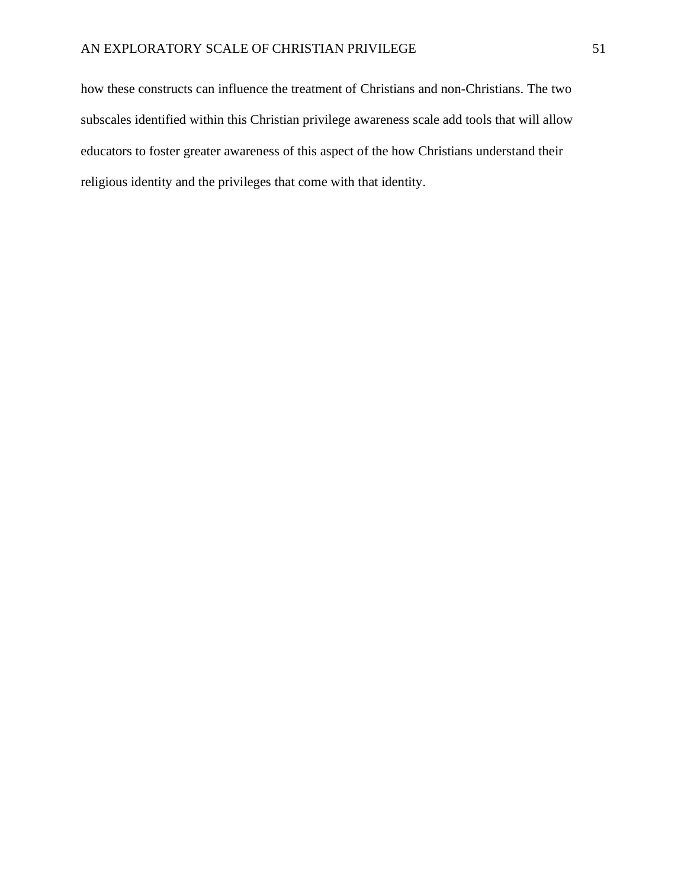how these constructs can influence the treatment of Christians and non-Christians. The two subscales identified within this Christian privilege awareness scale add tools that will allow educators to foster greater awareness of this aspect of the how Christians understand their religious identity and the privileges that come with that identity.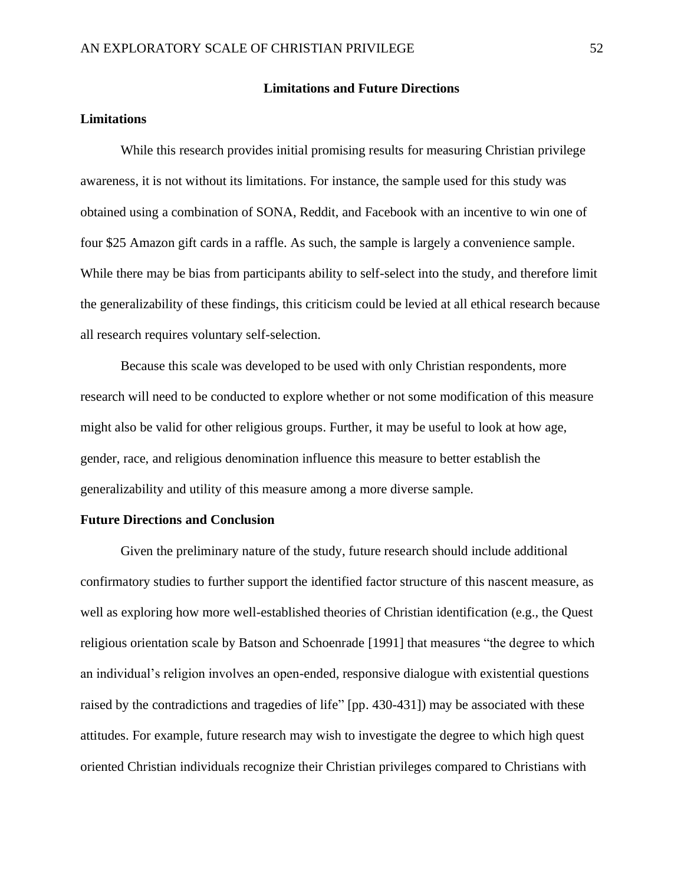## Limitations and Future Directions

### Limitations

While this research provides initial promising results for measuring Christian privilege awareness, it is not without its limitations. For instance, the sample used for this study was obtained using a combination of SONA, Reddit, and Facebook with an incentive to win one of four $25 Amazon gift cards in a raffle. As such, the sample is largely a convenience sample. While there may be bias from participants ability to self-select into the study, and therefore limit the generalizability of these findings, this criticism could be levied at all ethical research because all research requires voluntary self-selection.

Because this scale was developed to be used with only Christian respondents, more research will need to be conducted to explore whether or not some modification of this measure might also be valid for other religious groups. Further, it may be useful to look at how age, gender, race, and religious denomination influence this measure to better establish the generalizability and utility of this measure among a more diverse sample.

### Future Directions and Conclusion

Given the preliminary nature of the study, future research should include additional confirmatory studies to further support the identified factor structure of this nascent measure, as well as exploring how more well-established theories of Christian identification (e.g., the Quest religious orientation scale by Batson and Schoenrade [1991] that measures "the degree to which an individual's religion involves an open-ended, responsive dialogue with existential questions raised by the contradictions and tragedies of life" [pp. 430-431]) may be associated with these attitudes. For example, future research may wish to investigate the degree to which high quest oriented Christian individuals recognize their Christian privileges compared to Christians with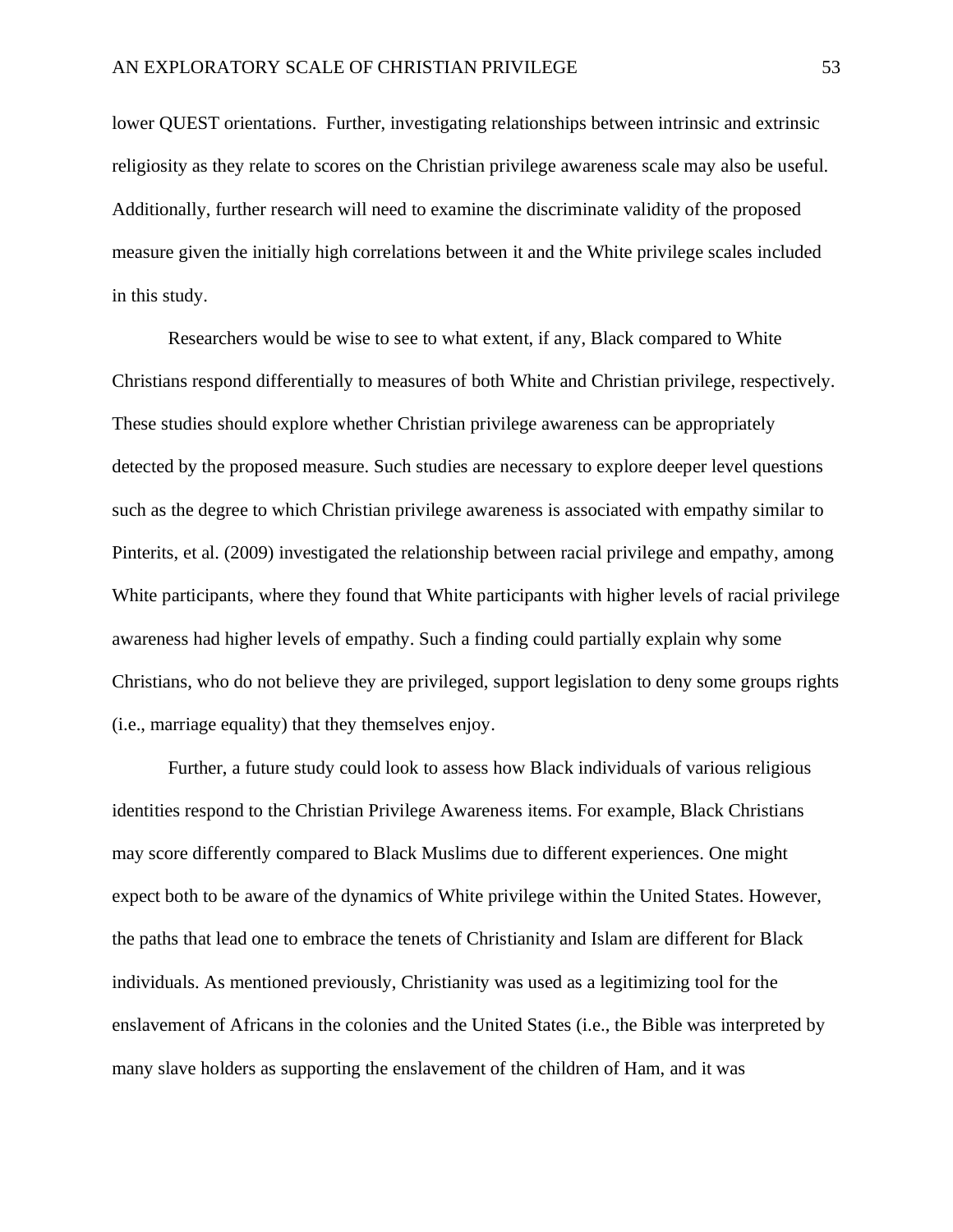lower QUEST orientations.  Further, investigating relationships between intrinsic and extrinsic religiosity as they relate to scores on the Christian privilege awareness scale may also be useful. Additionally, further research will need to examine the discriminate validity of the proposed measure given the initially high correlations between it and the White privilege scales included in this study.

Researchers would be wise to see to what extent, if any, Black compared to White Christians respond differentially to measures of both White and Christian privilege, respectively. These studies should explore whether Christian privilege awareness can be appropriately detected by the proposed measure. Such studies are necessary to explore deeper level questions such as the degree to which Christian privilege awareness is associated with empathy similar to Pinterits, et al. (2009) investigated the relationship between racial privilege and empathy, among White participants, where they found that White participants with higher levels of racial privilege awareness had higher levels of empathy. Such a finding could partially explain why some Christians, who do not believe they are privileged, support legislation to deny some groups rights (i.e., marriage equality) that they themselves enjoy.

Further, a future study could look to assess how Black individuals of various religious identities respond to the Christian Privilege Awareness items. For example, Black Christians may score differently compared to Black Muslims due to different experiences. One might expect both to be aware of the dynamics of White privilege within the United States. However, the paths that lead one to embrace the tenets of Christianity and Islam are different for Black individuals. As mentioned previously, Christianity was used as a legitimizing tool for the enslavement of Africans in the colonies and the United States (i.e., the Bible was interpreted by many slave holders as supporting the enslavement of the children of Ham, and it was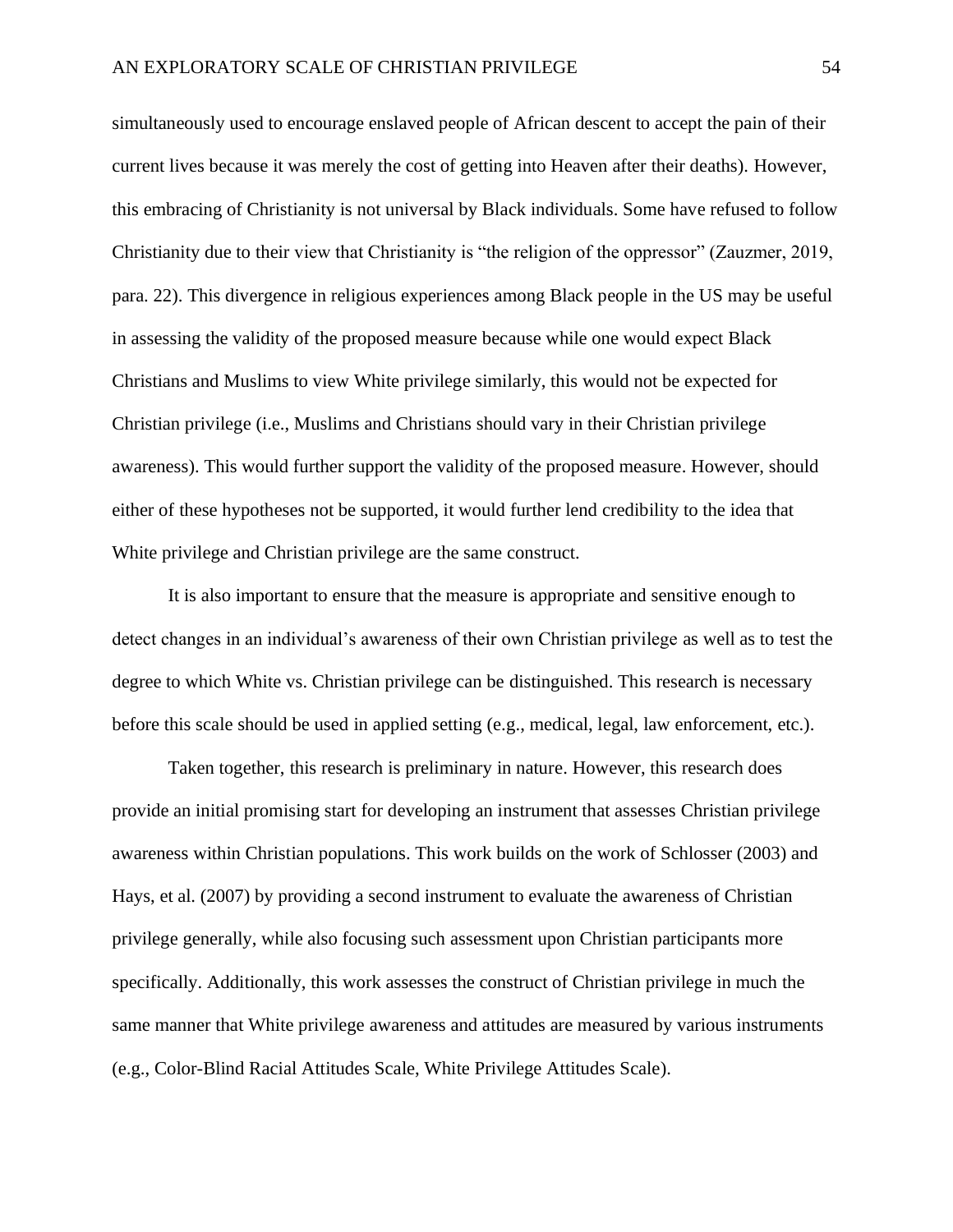simultaneously used to encourage enslaved people of African descent to accept the pain of their current lives because it was merely the cost of getting into Heaven after their deaths). However, this embracing of Christianity is not universal by Black individuals. Some have refused to follow Christianity due to their view that Christianity is "the religion of the oppressor" (Zauzmer, 2019, para. 22). This divergence in religious experiences among Black people in the US may be useful in assessing the validity of the proposed measure because while one would expect Black Christians and Muslims to view White privilege similarly, this would not be expected for Christian privilege (i.e., Muslims and Christians should vary in their Christian privilege awareness). This would further support the validity of the proposed measure. However, should either of these hypotheses not be supported, it would further lend credibility to the idea that White privilege and Christian privilege are the same construct.

It is also important to ensure that the measure is appropriate and sensitive enough to detect changes in an individual's awareness of their own Christian privilege as well as to test the degree to which White vs. Christian privilege can be distinguished. This research is necessary before this scale should be used in applied setting (e.g., medical, legal, law enforcement, etc.).

Taken together, this research is preliminary in nature. However, this research does provide an initial promising start for developing an instrument that assesses Christian privilege awareness within Christian populations. This work builds on the work of Schlosser (2003) and Hays, et al. (2007) by providing a second instrument to evaluate the awareness of Christian privilege generally, while also focusing such assessment upon Christian participants more specifically. Additionally, this work assesses the construct of Christian privilege in much the same manner that White privilege awareness and attitudes are measured by various instruments (e.g., Color-Blind Racial Attitudes Scale, White Privilege Attitudes Scale).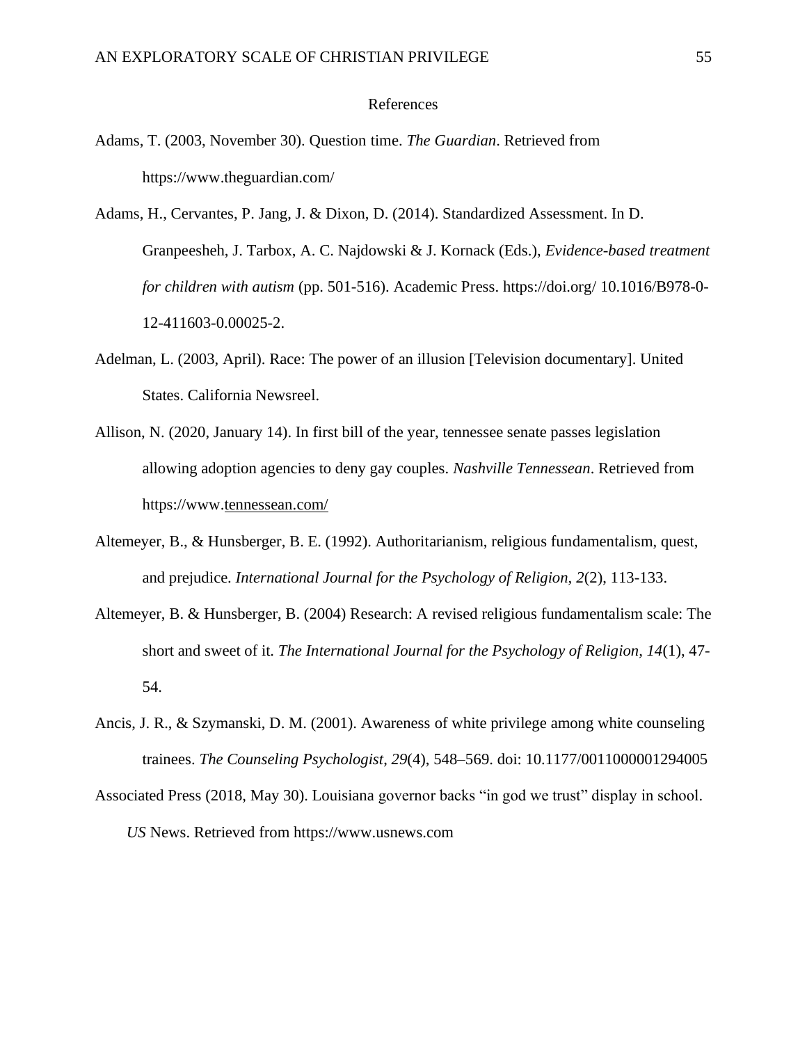# References

Adams, T. (2003, November 30). Question time. *The Guardian*. Retrieved from https://www.theguardian.com/

Adams, H., Cervantes, P. Jang, J. & Dixon, D. (2014). Standardized Assessment. In D. Granpeesheh, J. Tarbox, A. C. Najdowski & J. Kornack (Eds.), *Evidence-based treatment for children with autism* (pp. 501-516). Academic Press. https://doi.org/ 10.1016/B978-0-12-411603-0.00025-2.

Adelman, L. (2003, April). Race: The power of an illusion [Television documentary]. United States. California Newsreel.

Allison, N. (2020, January 14). In first bill of the year, tennessee senate passes legislation allowing adoption agencies to deny gay couples. *Nashville Tennessean*. Retrieved from https://www.tennessean.com/

Altemeyer, B., & Hunsberger, B. E. (1992). Authoritarianism, religious fundamentalism, quest, and prejudice. *International Journal for the Psychology of Religion, 2*(2), 113-133.

Altemeyer, B. & Hunsberger, B. (2004) Research: A revised religious fundamentalism scale: The short and sweet of it. *The International Journal for the Psychology of Religion, 14*(1), 47-54.

Ancis, J. R., & Szymanski, D. M. (2001). Awareness of white privilege among white counseling trainees. *The Counseling Psychologist*, *29*(4), 548–569. doi: 10.1177/0011000001294005

Associated Press (2018, May 30). Louisiana governor backs "in god we trust" display in school. *US* News. Retrieved from https://www.usnews.com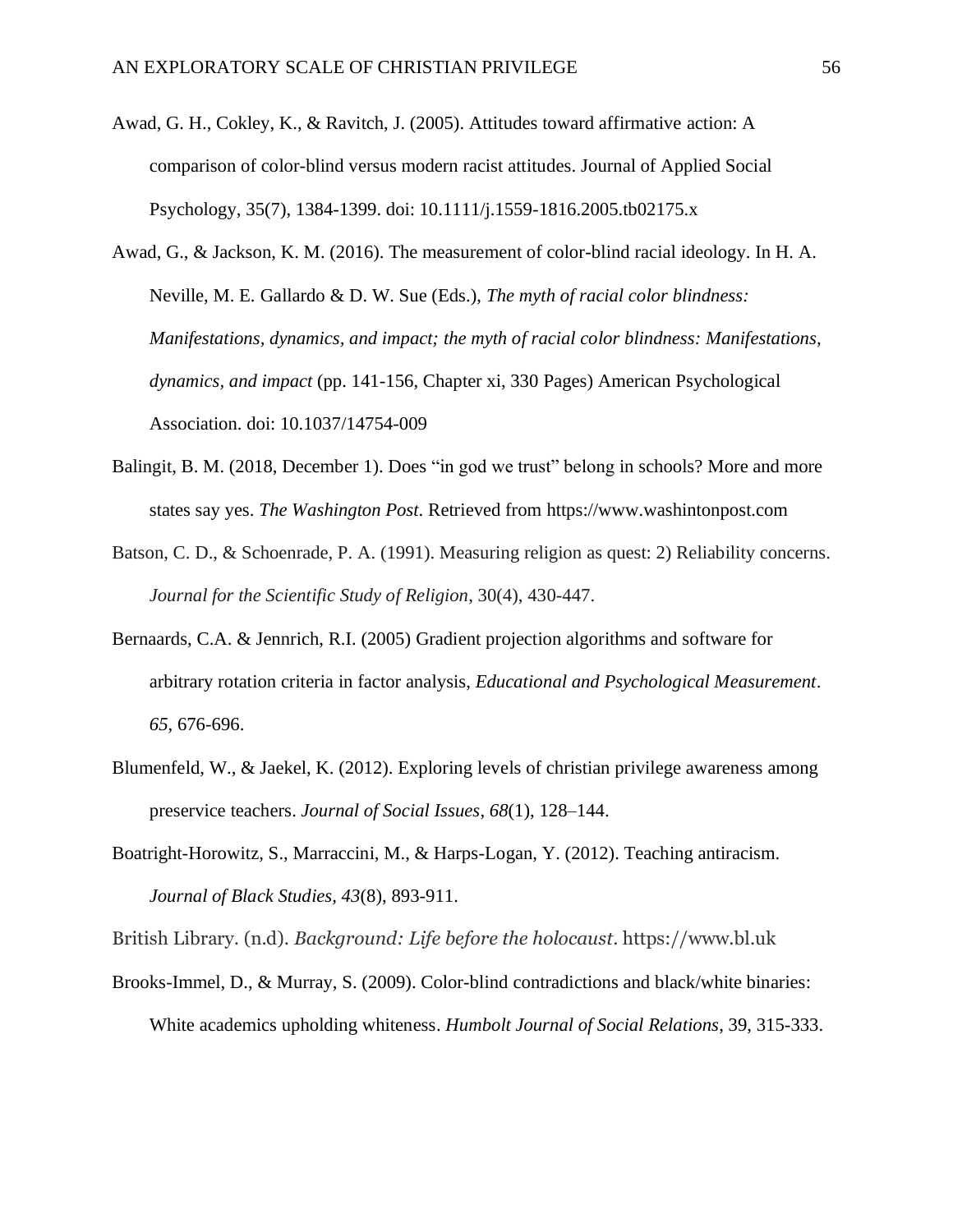Awad, G. H., Cokley, K., & Ravitch, J. (2005). Attitudes toward affirmative action: A comparison of color-blind versus modern racist attitudes. Journal of Applied Social Psychology, 35(7), 1384-1399. doi: 10.1111/j.1559-1816.2005.tb02175.x

Awad, G., & Jackson, K. M. (2016). The measurement of color-blind racial ideology. In H. A. Neville, M. E. Gallardo & D. W. Sue (Eds.), *The myth of racial color blindness: Manifestations, dynamics, and impact; the myth of racial color blindness: Manifestations, dynamics, and impact* (pp. 141-156, Chapter xi, 330 Pages) American Psychological Association. doi: 10.1037/14754-009

Balingit, B. M. (2018, December 1). Does "in god we trust" belong in schools? More and more states say yes. *The Washington Post*. Retrieved from https://www.washintonpost.com

Batson, C. D., & Schoenrade, P. A. (1991). Measuring religion as quest: 2) Reliability concerns. *Journal for the Scientific Study of Religion*, 30(4), 430-447.

Bernaards, C.A. & Jennrich, R.I. (2005) Gradient projection algorithms and software for arbitrary rotation criteria in factor analysis, *Educational and Psychological Measurement*. *65*, 676-696.

Blumenfeld, W., & Jaekel, K. (2012). Exploring levels of christian privilege awareness among preservice teachers. *Journal of Social Issues*, *68*(1), 128–144.

Boatright-Horowitz, S., Marraccini, M., & Harps-Logan, Y. (2012). Teaching antiracism. *Journal of Black Studies*, *43*(8), 893-911.

British Library. (n.d). *Background: Life before the holocaust*. https://www.bl.uk

Brooks-Immel, D., & Murray, S. (2009). Color-blind contradictions and black/white binaries: White academics upholding whiteness. *Humbolt Journal of Social Relations*, 39, 315-333.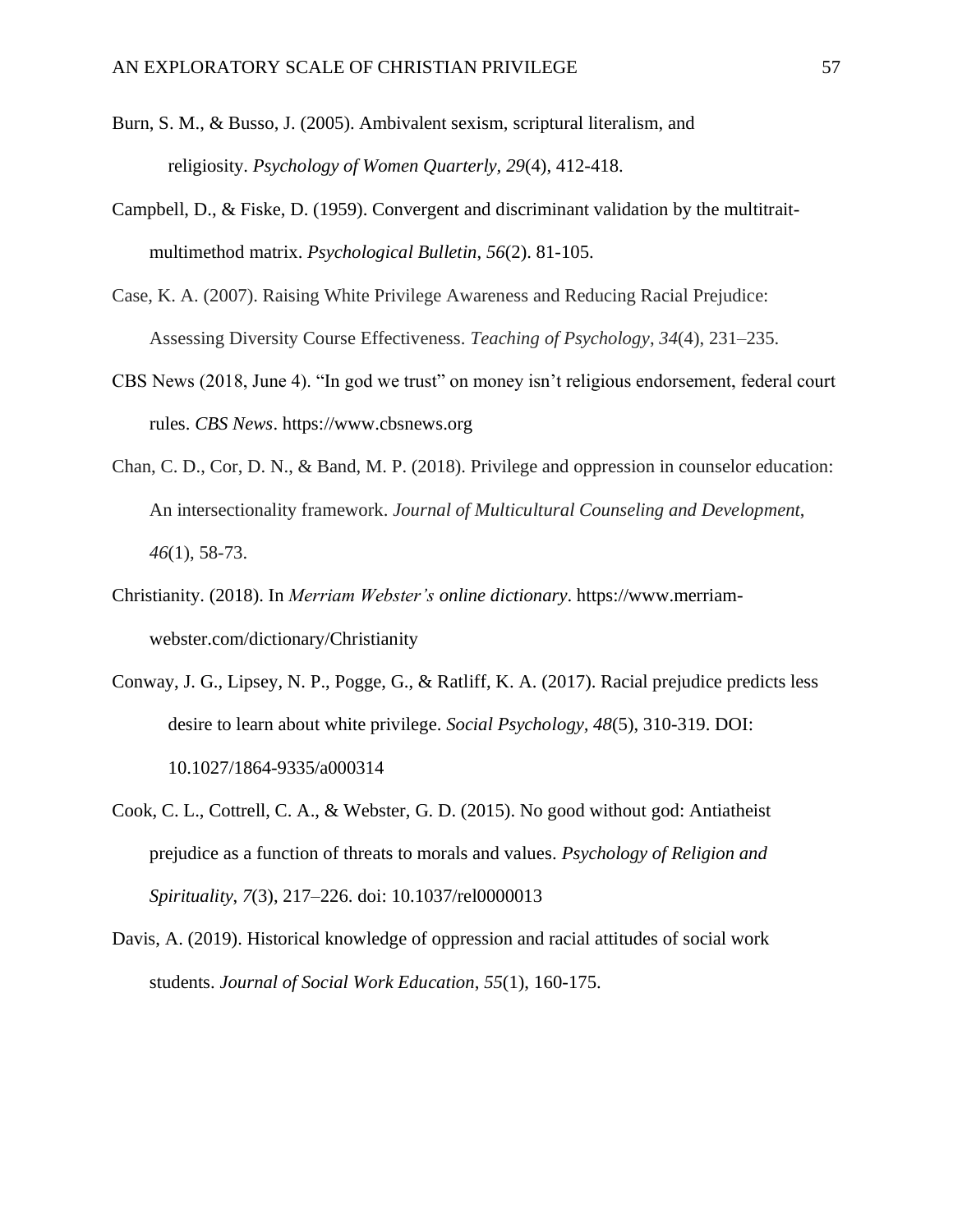Burn, S. M., & Busso, J. (2005). Ambivalent sexism, scriptural literalism, and religiosity. *Psychology of Women Quarterly, 29*(4), 412-418.

Campbell, D., & Fiske, D. (1959). Convergent and discriminant validation by the multitrait-multimethod matrix. *Psychological Bulletin*, *56*(2). 81-105.

Case, K. A. (2007). Raising White Privilege Awareness and Reducing Racial Prejudice: Assessing Diversity Course Effectiveness. *Teaching of Psychology*, *34*(4), 231–235.

CBS News (2018, June 4). "In god we trust" on money isn't religious endorsement, federal court rules. *CBS News*. https://www.cbsnews.org

Chan, C. D., Cor, D. N., & Band, M. P. (2018). Privilege and oppression in counselor education: An intersectionality framework. *Journal of Multicultural Counseling and Development*, *46*(1), 58-73.

Christianity. (2018). In *Merriam Webster's online dictionary*. https://www.merriam-webster.com/dictionary/Christianity

Conway, J. G., Lipsey, N. P., Pogge, G., & Ratliff, K. A. (2017). Racial prejudice predicts less desire to learn about white privilege. *Social Psychology*, *48*(5), 310-319. DOI: 10.1027/1864-9335/a000314

Cook, C. L., Cottrell, C. A., & Webster, G. D. (2015). No good without god: Antiatheist prejudice as a function of threats to morals and values. *Psychology of Religion and Spirituality*, *7*(3), 217–226. doi: 10.1037/rel0000013

Davis, A. (2019). Historical knowledge of oppression and racial attitudes of social work students. *Journal of Social Work Education*, *55*(1), 160-175.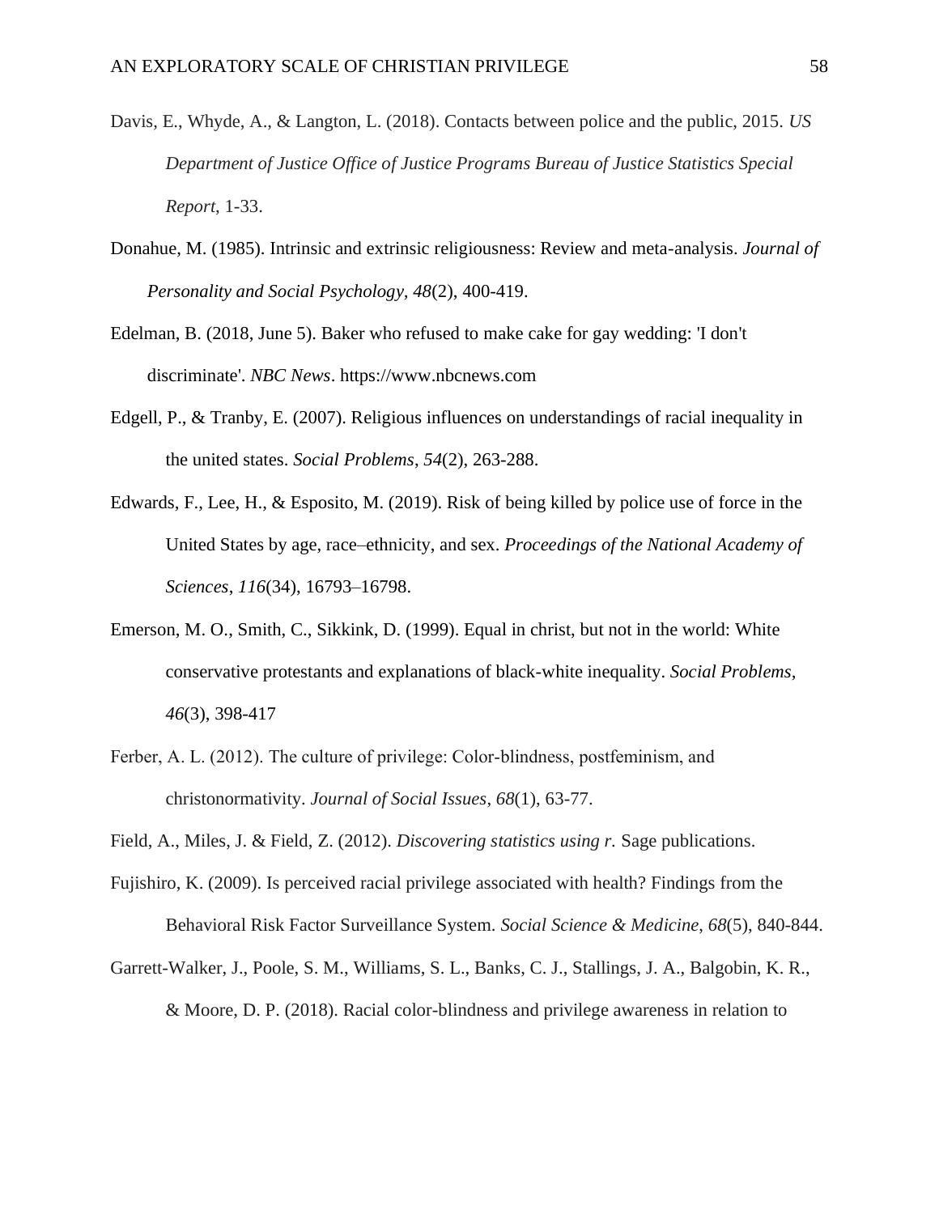Davis, E., Whyde, A., & Langton, L. (2018). Contacts between police and the public, 2015. *US Department of Justice Office of Justice Programs Bureau of Justice Statistics Special Report*, 1-33.

Donahue, M. (1985). Intrinsic and extrinsic religiousness: Review and meta-analysis. *Journal of Personality and Social Psychology, 48*(2), 400-419.

Edelman, B. (2018, June 5). Baker who refused to make cake for gay wedding: 'I don't discriminate'. *NBC News*. https://www.nbcnews.com

Edgell, P., & Tranby, E. (2007). Religious influences on understandings of racial inequality in the united states. *Social Problems*, *54*(2), 263-288.

Edwards, F., Lee, H., & Esposito, M. (2019). Risk of being killed by police use of force in the United States by age, race–ethnicity, and sex. *Proceedings of the National Academy of Sciences*, *116*(34), 16793–16798.

Emerson, M. O., Smith, C., Sikkink, D. (1999). Equal in christ, but not in the world: White conservative protestants and explanations of black-white inequality. *Social Problems, 46*(3), 398-417

Ferber, A. L. (2012). The culture of privilege: Color-blindness, postfeminism, and christonormativity. *Journal of Social Issues*, *68*(1), 63-77.

Field, A., Miles, J. & Field, Z. (2012). *Discovering statistics using r.* Sage publications.

Fujishiro, K. (2009). Is perceived racial privilege associated with health? Findings from the Behavioral Risk Factor Surveillance System. *Social Science & Medicine*, *68*(5), 840-844.

Garrett-Walker, J., Poole, S. M., Williams, S. L., Banks, C. J., Stallings, J. A., Balgobin, K. R., & Moore, D. P. (2018). Racial color-blindness and privilege awareness in relation to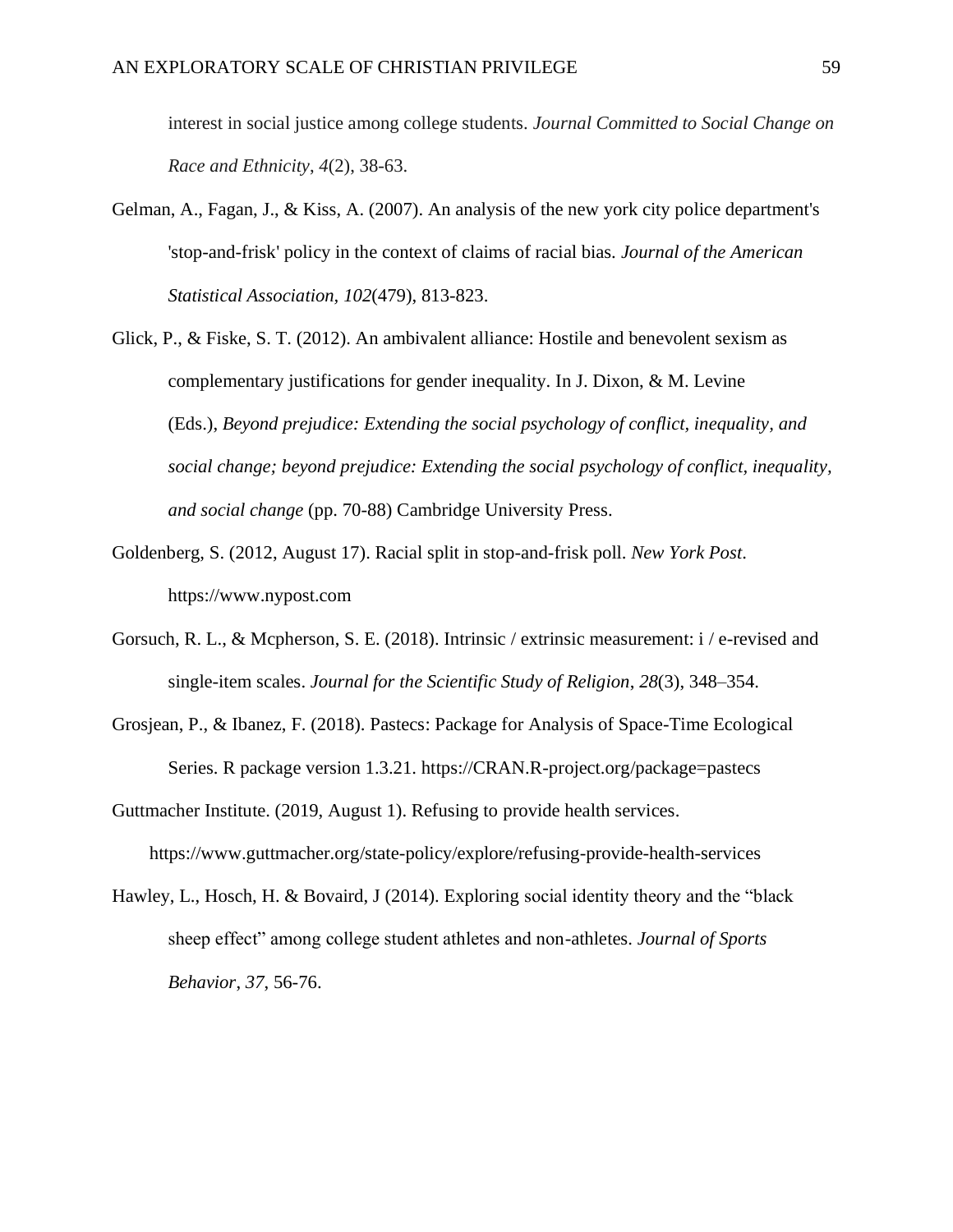interest in social justice among college students. *Journal Committed to Social Change on Race and Ethnicity*, *4*(2), 38-63.

Gelman, A., Fagan, J., & Kiss, A. (2007). An analysis of the new york city police department's 'stop-and-frisk' policy in the context of claims of racial bias. *Journal of the American Statistical Association, 102*(479), 813-823.

Glick, P., & Fiske, S. T. (2012). An ambivalent alliance: Hostile and benevolent sexism as complementary justifications for gender inequality. In J. Dixon, & M. Levine (Eds.), *Beyond prejudice: Extending the social psychology of conflict, inequality, and social change; beyond prejudice: Extending the social psychology of conflict, inequality, and social change* (pp. 70-88) Cambridge University Press.

Goldenberg, S. (2012, August 17). Racial split in stop-and-frisk poll. *New York Post*. https://www.nypost.com

Gorsuch, R. L., & Mcpherson, S. E. (2018). Intrinsic / extrinsic measurement: i / e-revised and single-item scales. *Journal for the Scientific Study of Religion*, *28*(3), 348–354.

Grosjean, P., & Ibanez, F. (2018). Pastecs: Package for Analysis of Space-Time Ecological Series. R package version 1.3.21. https://CRAN.R-project.org/package=pastecs

Guttmacher Institute. (2019, August 1). Refusing to provide health services. https://www.guttmacher.org/state-policy/explore/refusing-provide-health-services

Hawley, L., Hosch, H. & Bovaird, J (2014). Exploring social identity theory and the "black sheep effect" among college student athletes and non-athletes. *Journal of Sports Behavior*, *37*, 56-76.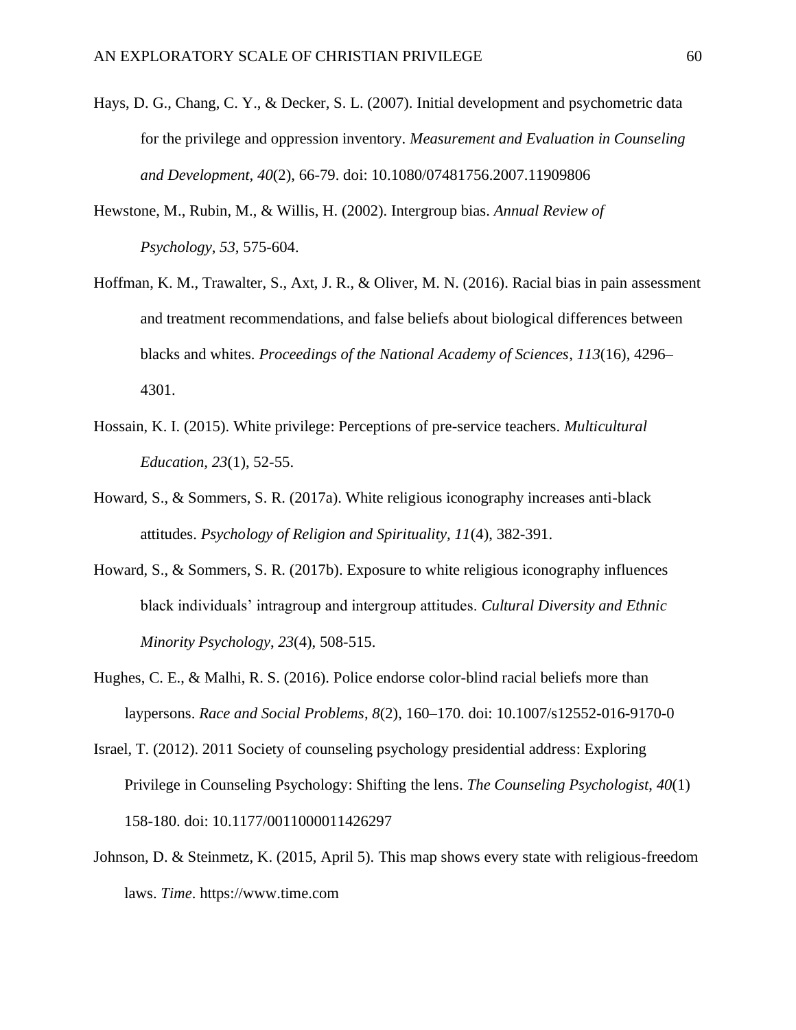Hays, D. G., Chang, C. Y., & Decker, S. L. (2007). Initial development and psychometric data for the privilege and oppression inventory. *Measurement and Evaluation in Counseling and Development*, *40*(2), 66-79. doi: 10.1080/07481756.2007.11909806

Hewstone, M., Rubin, M., & Willis, H. (2002). Intergroup bias. *Annual Review of Psychology*, *53*, 575-604.

Hoffman, K. M., Trawalter, S., Axt, J. R., & Oliver, M. N. (2016). Racial bias in pain assessment and treatment recommendations, and false beliefs about biological differences between blacks and whites. *Proceedings of the National Academy of Sciences*, *113*(16), 4296–4301.

Hossain, K. I. (2015). White privilege: Perceptions of pre-service teachers. *Multicultural Education, 23*(1), 52-55.

Howard, S., & Sommers, S. R. (2017a). White religious iconography increases anti-black attitudes. *Psychology of Religion and Spirituality, 11*(4), 382-391.

Howard, S., & Sommers, S. R. (2017b). Exposure to white religious iconography influences black individuals' intragroup and intergroup attitudes. *Cultural Diversity and Ethnic Minority Psychology*, *23*(4), 508-515.

Hughes, C. E., & Malhi, R. S. (2016). Police endorse color-blind racial beliefs more than laypersons. *Race and Social Problems*, *8*(2), 160–170. doi: 10.1007/s12552-016-9170-0

Israel, T. (2012). 2011 Society of counseling psychology presidential address: Exploring Privilege in Counseling Psychology: Shifting the lens. *The Counseling Psychologist*, *40*(1) 158-180. doi: 10.1177/0011000011426297

Johnson, D. & Steinmetz, K. (2015, April 5). This map shows every state with religious-freedom laws. *Time*. https://www.time.com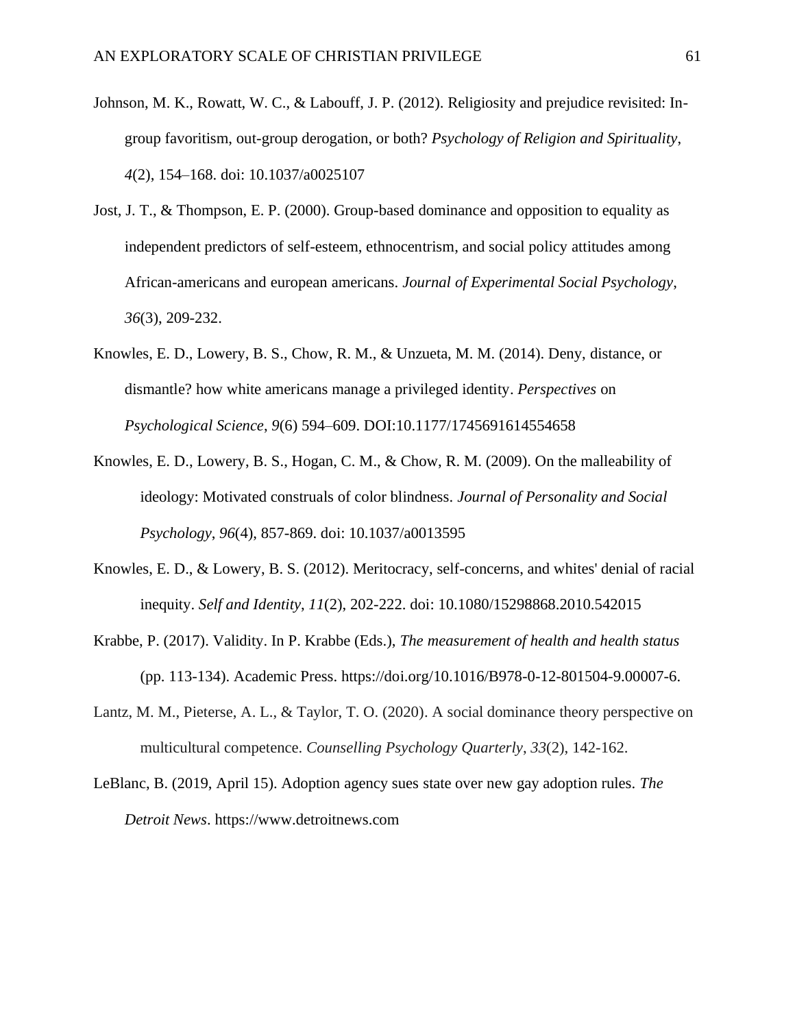Johnson, M. K., Rowatt, W. C., & Labouff, J. P. (2012). Religiosity and prejudice revisited: In-group favoritism, out-group derogation, or both? *Psychology of Religion and Spirituality*, *4*(2), 154–168. doi: 10.1037/a0025107

Jost, J. T., & Thompson, E. P. (2000). Group-based dominance and opposition to equality as independent predictors of self-esteem, ethnocentrism, and social policy attitudes among African-americans and european americans. *Journal of Experimental Social Psychology*, *36*(3), 209-232.

Knowles, E. D., Lowery, B. S., Chow, R. M., & Unzueta, M. M. (2014). Deny, distance, or dismantle? how white americans manage a privileged identity. *Perspectives* on *Psychological Science*, *9*(6) 594–609. DOI:10.1177/1745691614554658

Knowles, E. D., Lowery, B. S., Hogan, C. M., & Chow, R. M. (2009). On the malleability of ideology: Motivated construals of color blindness. *Journal of Personality and Social Psychology, 96*(4), 857-869. doi: 10.1037/a0013595

Knowles, E. D., & Lowery, B. S. (2012). Meritocracy, self-concerns, and whites' denial of racial inequity. *Self and Identity*, *11*(2), 202-222. doi: 10.1080/15298868.2010.542015

Krabbe, P. (2017). Validity. In P. Krabbe (Eds.), *The measurement of health and health status* (pp. 113-134). Academic Press. https://doi.org/10.1016/B978-0-12-801504-9.00007-6.

Lantz, M. M., Pieterse, A. L., & Taylor, T. O. (2020). A social dominance theory perspective on multicultural competence. *Counselling Psychology Quarterly*, *33*(2), 142-162.

LeBlanc, B. (2019, April 15). Adoption agency sues state over new gay adoption rules. *The Detroit News*. https://www.detroitnews.com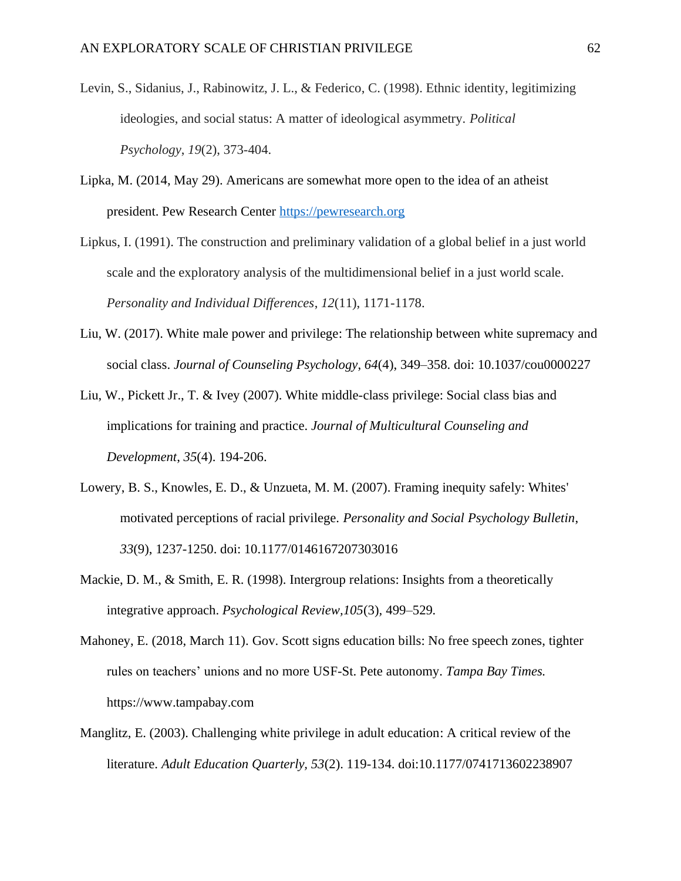Levin, S., Sidanius, J., Rabinowitz, J. L., & Federico, C. (1998). Ethnic identity, legitimizing ideologies, and social status: A matter of ideological asymmetry. *Political Psychology*, *19*(2), 373-404.

Lipka, M. (2014, May 29). Americans are somewhat more open to the idea of an atheist president. Pew Research Center https://pewresearch.org

Lipkus, I. (1991). The construction and preliminary validation of a global belief in a just world scale and the exploratory analysis of the multidimensional belief in a just world scale. *Personality and Individual Differences*, *12*(11), 1171-1178.

Liu, W. (2017). White male power and privilege: The relationship between white supremacy and social class. *Journal of Counseling Psychology*, *64*(4), 349–358. doi: 10.1037/cou0000227

Liu, W., Pickett Jr., T. & Ivey (2007). White middle-class privilege: Social class bias and implications for training and practice. *Journal of Multicultural Counseling and Development*, *35*(4). 194-206.

Lowery, B. S., Knowles, E. D., & Unzueta, M. M. (2007). Framing inequity safely: Whites' motivated perceptions of racial privilege. *Personality and Social Psychology Bulletin*, *33*(9), 1237-1250. doi: 10.1177/0146167207303016

Mackie, D. M., & Smith, E. R. (1998). Intergroup relations: Insights from a theoretically integrative approach. *Psychological Review*,*105*(3), 499–529.

Mahoney, E. (2018, March 11). Gov. Scott signs education bills: No free speech zones, tighter rules on teachers' unions and no more USF-St. Pete autonomy. *Tampa Bay Times.* https://www.tampabay.com

Manglitz, E. (2003). Challenging white privilege in adult education: A critical review of the literature. *Adult Education Quarterly, 53*(2). 119-134. doi:10.1177/0741713602238907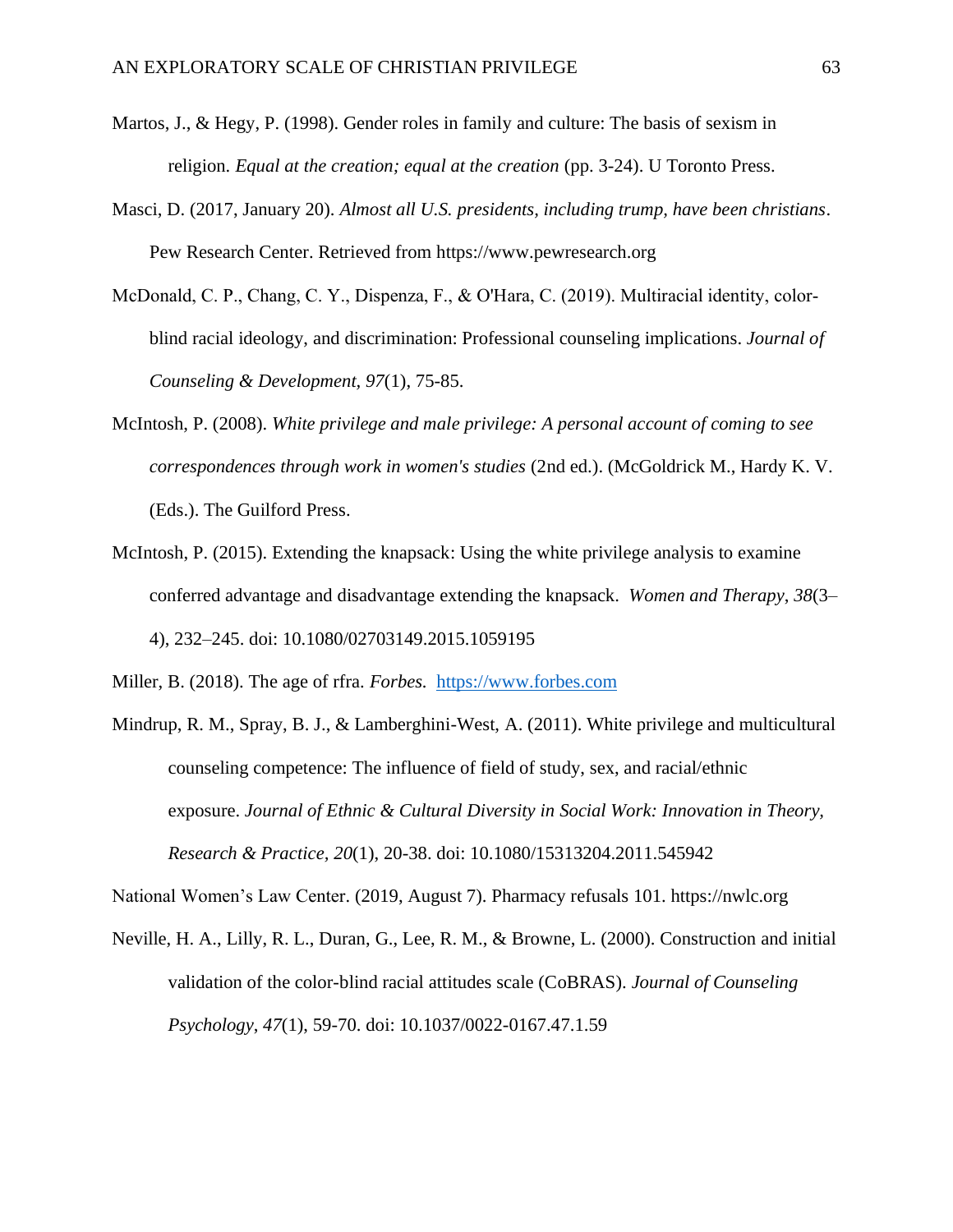Martos, J., & Hegy, P. (1998). Gender roles in family and culture: The basis of sexism in religion. *Equal at the creation; equal at the creation* (pp. 3-24). U Toronto Press.

Masci, D. (2017, January 20). *Almost all U.S. presidents, including trump, have been christians*. Pew Research Center. Retrieved from https://www.pewresearch.org

McDonald, C. P., Chang, C. Y., Dispenza, F., & O'Hara, C. (2019). Multiracial identity, color-blind racial ideology, and discrimination: Professional counseling implications. *Journal of Counseling & Development, 97*(1), 75-85.

McIntosh, P. (2008). *White privilege and male privilege: A personal account of coming to see correspondences through work in women's studies* (2nd ed.). (McGoldrick M., Hardy K. V. (Eds.). The Guilford Press.

McIntosh, P. (2015). Extending the knapsack: Using the white privilege analysis to examine conferred advantage and disadvantage extending the knapsack. *Women and Therapy*, *38*(3–4), 232–245. doi: 10.1080/02703149.2015.1059195

Miller, B. (2018). The age of rfra. *Forbes.* https://www.forbes.com

Mindrup, R. M., Spray, B. J., & Lamberghini-West, A. (2011). White privilege and multicultural counseling competence: The influence of field of study, sex, and racial/ethnic exposure. *Journal of Ethnic & Cultural Diversity in Social Work: Innovation in Theory, Research & Practice, 20*(1), 20-38. doi: 10.1080/15313204.2011.545942

National Women's Law Center. (2019, August 7). Pharmacy refusals 101. https://nwlc.org

Neville, H. A., Lilly, R. L., Duran, G., Lee, R. M., & Browne, L. (2000). Construction and initial validation of the color-blind racial attitudes scale (CoBRAS). *Journal of Counseling Psychology*, *47*(1), 59-70. doi: 10.1037/0022-0167.47.1.59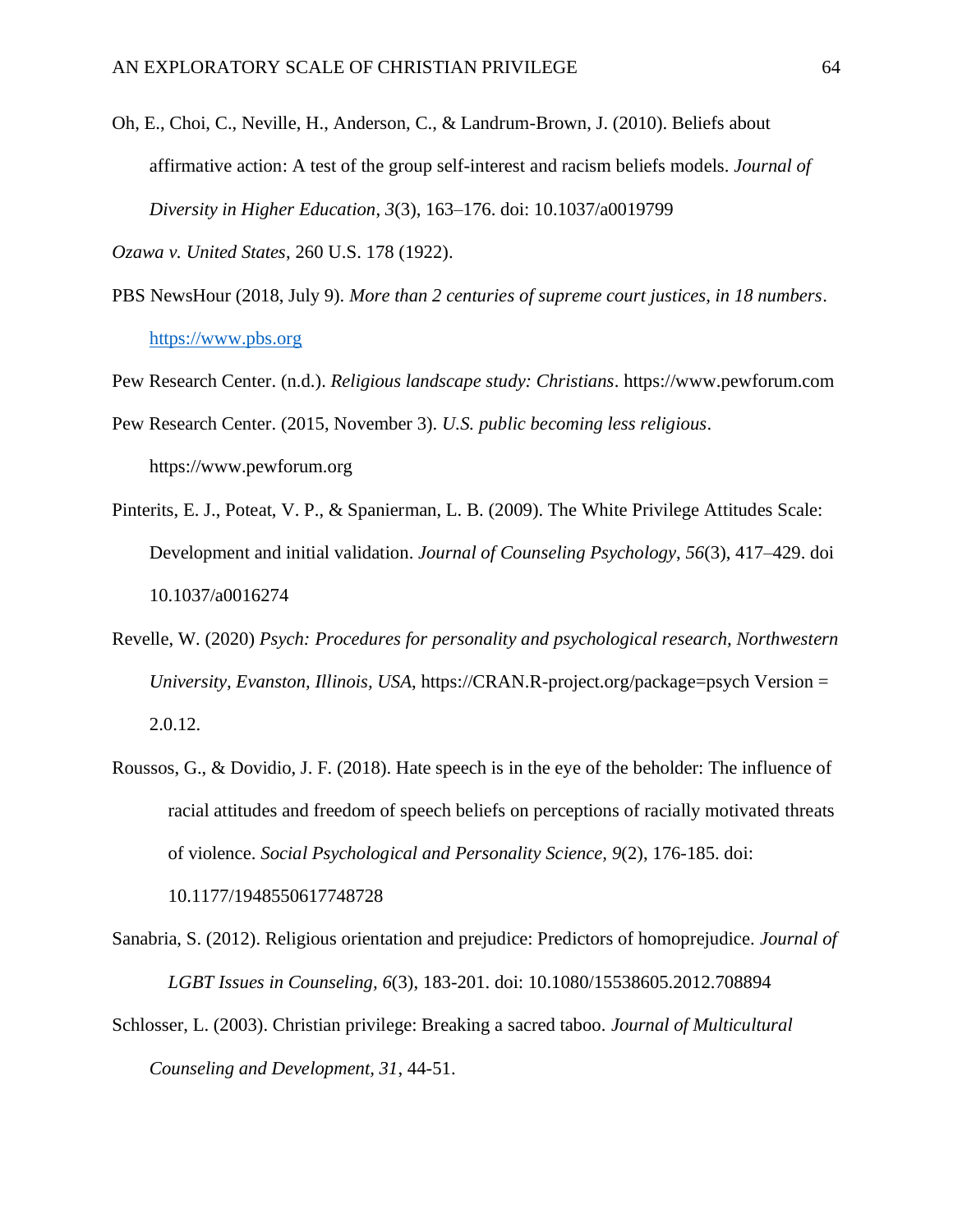Oh, E., Choi, C., Neville, H., Anderson, C., & Landrum-Brown, J. (2010). Beliefs about affirmative action: A test of the group self-interest and racism beliefs models. *Journal of Diversity in Higher Education*, *3*(3), 163–176. doi: 10.1037/a0019799

*Ozawa v. United States*, 260 U.S. 178 (1922).

PBS NewsHour (2018, July 9). *More than 2 centuries of supreme court justices, in 18 numbers*. https://www.pbs.org

Pew Research Center. (n.d.). *Religious landscape study: Christians*. https://www.pewforum.com

Pew Research Center. (2015, November 3). *U.S. public becoming less religious*. https://www.pewforum.org

Pinterits, E. J., Poteat, V. P., & Spanierman, L. B. (2009). The White Privilege Attitudes Scale: Development and initial validation. *Journal of Counseling Psychology*, *56*(3), 417–429. doi 10.1037/a0016274

Revelle, W. (2020) *Psych: Procedures for personality and psychological research, Northwestern University, Evanston, Illinois, USA*, https://CRAN.R-project.org/package=psych Version = 2.0.12.

Roussos, G., & Dovidio, J. F. (2018). Hate speech is in the eye of the beholder: The influence of racial attitudes and freedom of speech beliefs on perceptions of racially motivated threats of violence. *Social Psychological and Personality Science, 9*(2), 176-185. doi: 10.1177/1948550617748728

Sanabria, S. (2012). Religious orientation and prejudice: Predictors of homoprejudice. *Journal of LGBT Issues in Counseling, 6*(3), 183-201. doi: 10.1080/15538605.2012.708894

Schlosser, L. (2003). Christian privilege: Breaking a sacred taboo. *Journal of Multicultural Counseling and Development, 31*, 44-51.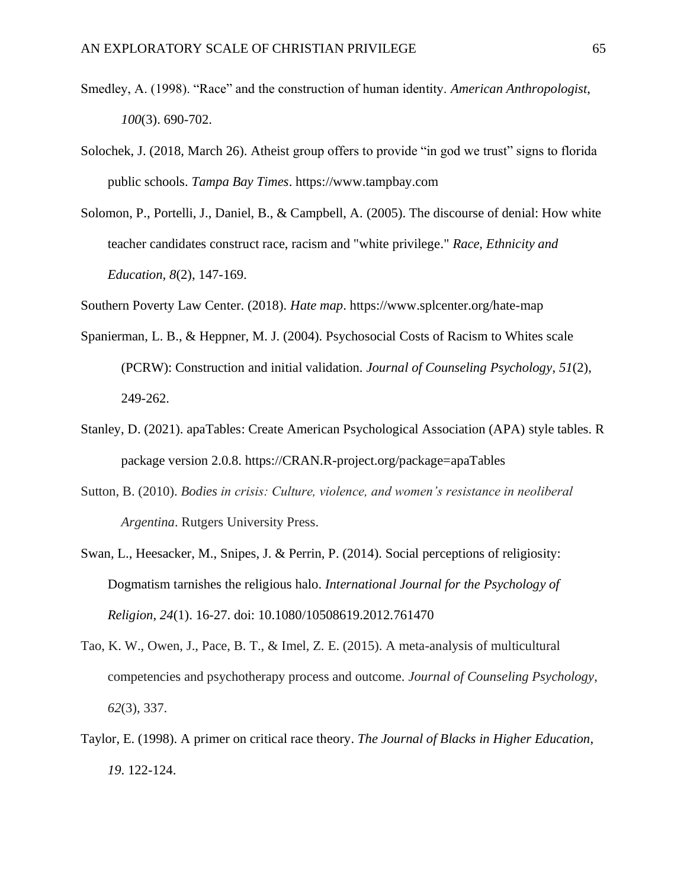Smedley, A. (1998). “Race” and the construction of human identity. *American Anthropologist*, *100*(3). 690-702.

Solochek, J. (2018, March 26). Atheist group offers to provide “in god we trust” signs to florida public schools. *Tampa Bay Times*. https://www.tampbay.com

Solomon, P., Portelli, J., Daniel, B., & Campbell, A. (2005). The discourse of denial: How white teacher candidates construct race, racism and "white privilege." *Race, Ethnicity and Education*, *8*(2), 147-169.

Southern Poverty Law Center. (2018). *Hate map*. https://www.splcenter.org/hate-map

Spanierman, L. B., & Heppner, M. J. (2004). Psychosocial Costs of Racism to Whites scale (PCRW): Construction and initial validation. *Journal of Counseling Psychology*, *51*(2), 249-262.

Stanley, D. (2021). apaTables: Create American Psychological Association (APA) style tables. R package version 2.0.8. https://CRAN.R-project.org/package=apaTables

Sutton, B. (2010). *Bodies in crisis: Culture, violence, and women’s resistance in neoliberal Argentina*. Rutgers University Press.

Swan, L., Heesacker, M., Snipes, J. & Perrin, P. (2014). Social perceptions of religiosity: Dogmatism tarnishes the religious halo. *International Journal for the Psychology of Religion*, *24*(1). 16-27. doi: 10.1080/10508619.2012.761470

Tao, K. W., Owen, J., Pace, B. T., & Imel, Z. E. (2015). A meta-analysis of multicultural competencies and psychotherapy process and outcome. *Journal of Counseling Psychology*, *62*(3), 337.

Taylor, E. (1998). A primer on critical race theory. *The Journal of Blacks in Higher Education*, *19*. 122-124.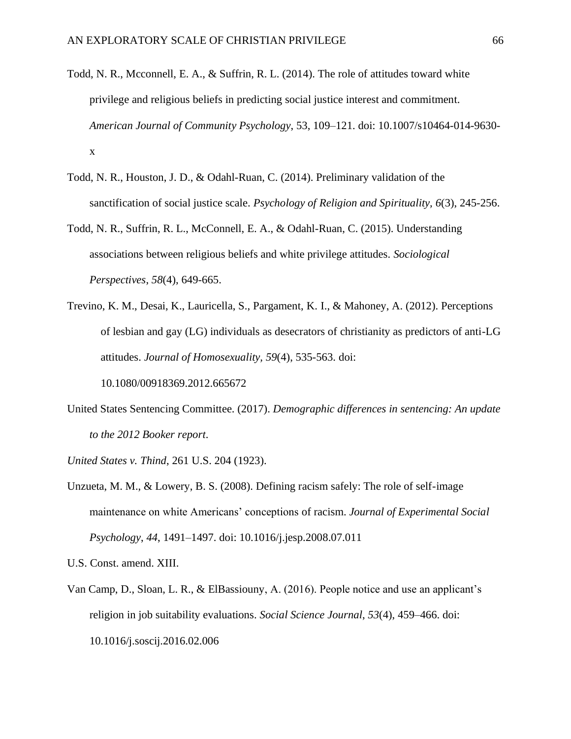Todd, N. R., Mcconnell, E. A., & Suffrin, R. L. (2014). The role of attitudes toward white privilege and religious beliefs in predicting social justice interest and commitment. *American Journal of Community Psychology*, 53, 109–121. doi: 10.1007/s10464-014-9630-x

Todd, N. R., Houston, J. D., & Odahl-Ruan, C. (2014). Preliminary validation of the sanctification of social justice scale. *Psychology of Religion and Spirituality, 6*(3), 245-256.

Todd, N. R., Suffrin, R. L., McConnell, E. A., & Odahl-Ruan, C. (2015). Understanding associations between religious beliefs and white privilege attitudes. *Sociological Perspectives*, *58*(4), 649-665.

Trevino, K. M., Desai, K., Lauricella, S., Pargament, K. I., & Mahoney, A. (2012). Perceptions of lesbian and gay (LG) individuals as desecrators of christianity as predictors of anti-LG attitudes. *Journal of Homosexuality*, *59*(4), 535-563. doi: 10.1080/00918369.2012.665672

United States Sentencing Committee. (2017). *Demographic differences in sentencing: An update to the 2012 Booker report*.

*United States v. Thind*, 261 U.S. 204 (1923).

Unzueta, M. M., & Lowery, B. S. (2008). Defining racism safely: The role of self-image maintenance on white Americans' conceptions of racism. *Journal of Experimental Social Psychology*, *44*, 1491–1497. doi: 10.1016/j.jesp.2008.07.011

U.S. Const. amend. XIII.

Van Camp, D., Sloan, L. R., & ElBassiouny, A. (2016). People notice and use an applicant's religion in job suitability evaluations. *Social Science Journal*, *53*(4), 459–466. doi: 10.1016/j.soscij.2016.02.006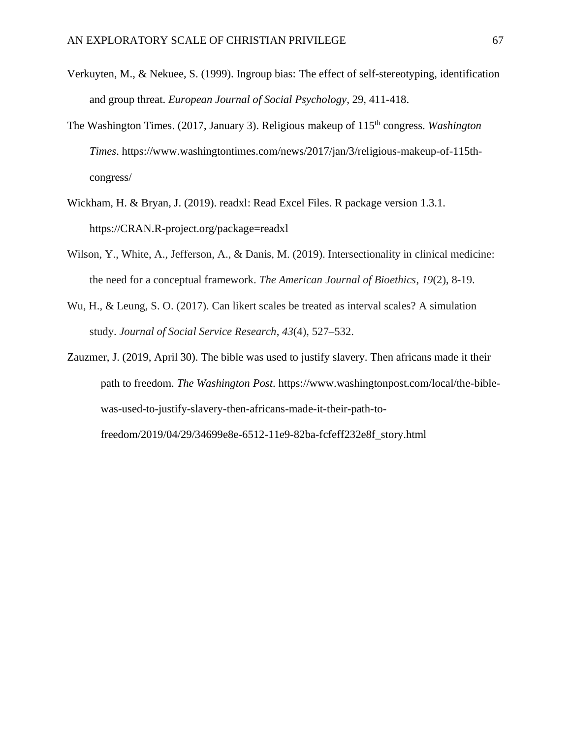Verkuyten, M., & Nekuee, S. (1999). Ingroup bias: The effect of self-stereotyping, identification and group threat. *European Journal of Social Psychology*, 29, 411-418.

The Washington Times. (2017, January 3). Religious makeup of 115th congress. *Washington Times*. https://www.washingtontimes.com/news/2017/jan/3/religious-makeup-of-115th-congress/

Wickham, H. & Bryan, J. (2019). readxl: Read Excel Files. R package version 1.3.1. https://CRAN.R-project.org/package=readxl

Wilson, Y., White, A., Jefferson, A., & Danis, M. (2019). Intersectionality in clinical medicine: the need for a conceptual framework. *The American Journal of Bioethics*, *19*(2), 8-19.

Wu, H., & Leung, S. O. (2017). Can likert scales be treated as interval scales? A simulation study. *Journal of Social Service Research*, *43*(4), 527–532.

Zauzmer, J. (2019, April 30). The bible was used to justify slavery. Then africans made it their path to freedom. *The Washington Post*. https://www.washingtonpost.com/local/the-bible-was-used-to-justify-slavery-then-africans-made-it-their-path-to-freedom/2019/04/29/34699e8e-6512-11e9-82ba-fcfeff232e8f_story.html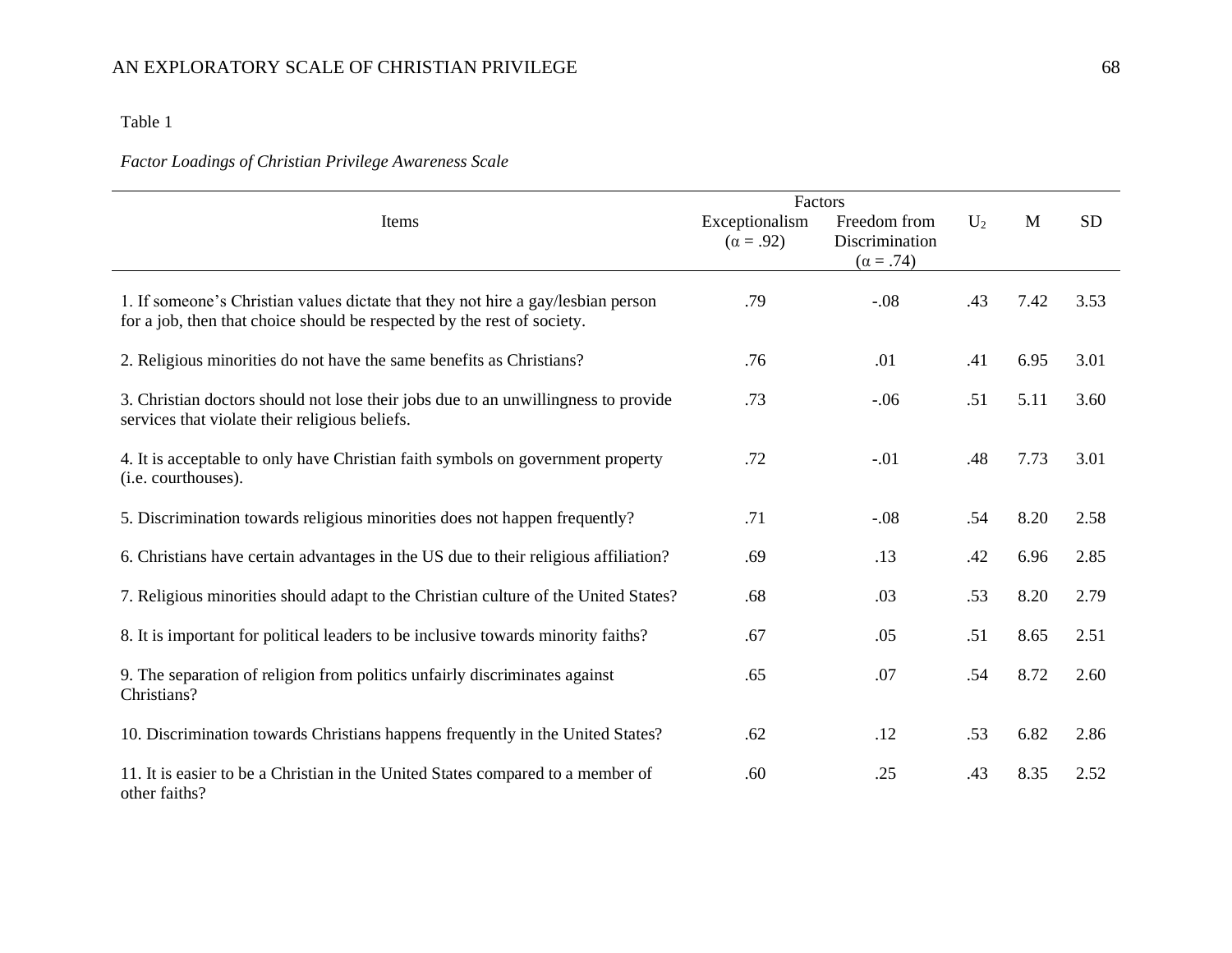Table 1

*Factor Loadings of Christian Privilege Awareness Scale*

| Items | Factors | | $U_2$ | M | SD |
|---|---|---|---|---|---|
| | Exceptionalism ($\alpha$ = .92) | Freedom from Discrimination ($\alpha$ = .74) | | | |
| 1. If someone's Christian values dictate that they not hire a gay/lesbian person for a job, then that choice should be respected by the rest of society. | .79 | -.08 | .43 | 7.42 | 3.53 |
| 2. Religious minorities do not have the same benefits as Christians? | .76 | .01 | .41 | 6.95 | 3.01 |
| 3. Christian doctors should not lose their jobs due to an unwillingness to provide services that violate their religious beliefs. | .73 | -.06 | .51 | 5.11 | 3.60 |
| 4. It is acceptable to only have Christian faith symbols on government property (i.e. courthouses). | .72 | -.01 | .48 | 7.73 | 3.01 |
| 5. Discrimination towards religious minorities does not happen frequently? | .71 | -.08 | .54 | 8.20 | 2.58 |
| 6. Christians have certain advantages in the US due to their religious affiliation? | .69 | .13 | .42 | 6.96 | 2.85 |
| 7. Religious minorities should adapt to the Christian culture of the United States? | .68 | .03 | .53 | 8.20 | 2.79 |
| 8. It is important for political leaders to be inclusive towards minority faiths? | .67 | .05 | .51 | 8.65 | 2.51 |
| 9. The separation of religion from politics unfairly discriminates against Christians? | .65 | .07 | .54 | 8.72 | 2.60 |
| 10. Discrimination towards Christians happens frequently in the United States? | .62 | .12 | .53 | 6.82 | 2.86 |
| 11. It is easier to be a Christian in the United States compared to a member of other faiths? | .60 | .25 | .43 | 8.35 | 2.52 |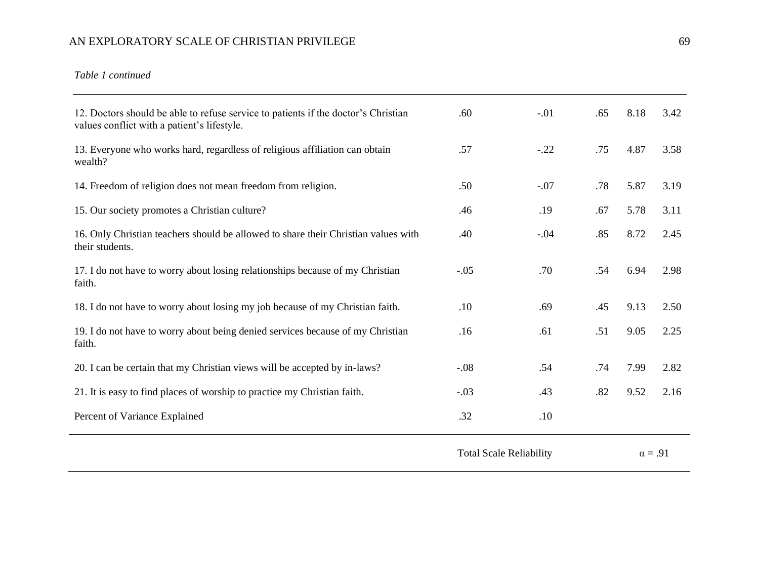*Table 1 continued*

| | | | | | |
|---|---|---|---|---|---|
| 12. Doctors should be able to refuse service to patients if the doctor's Christian values conflict with a patient's lifestyle. | .60 | -.01 | .65 | 8.18 | 3.42 |
| 13. Everyone who works hard, regardless of religious affiliation can obtain wealth? | .57 | -.22 | .75 | 4.87 | 3.58 |
| 14. Freedom of religion does not mean freedom from religion. | .50 | -.07 | .78 | 5.87 | 3.19 |
| 15. Our society promotes a Christian culture? | .46 | .19 | .67 | 5.78 | 3.11 |
| 16. Only Christian teachers should be allowed to share their Christian values with their students. | .40 | -.04 | .85 | 8.72 | 2.45 |
| 17. I do not have to worry about losing relationships because of my Christian faith. | -.05 | .70 | .54 | 6.94 | 2.98 |
| 18. I do not have to worry about losing my job because of my Christian faith. | .10 | .69 | .45 | 9.13 | 2.50 |
| 19. I do not have to worry about being denied services because of my Christian faith. | .16 | .61 | .51 | 9.05 | 2.25 |
| 20. I can be certain that my Christian views will be accepted by in-laws? | -.08 | .54 | .74 | 7.99 | 2.82 |
| 21. It is easy to find places of worship to practice my Christian faith. | -.03 | .43 | .82 | 9.52 | 2.16 |
| Percent of Variance Explained | .32 | .10 | | | |
| | Total Scale Reliability | | | $\alpha = .91$ | |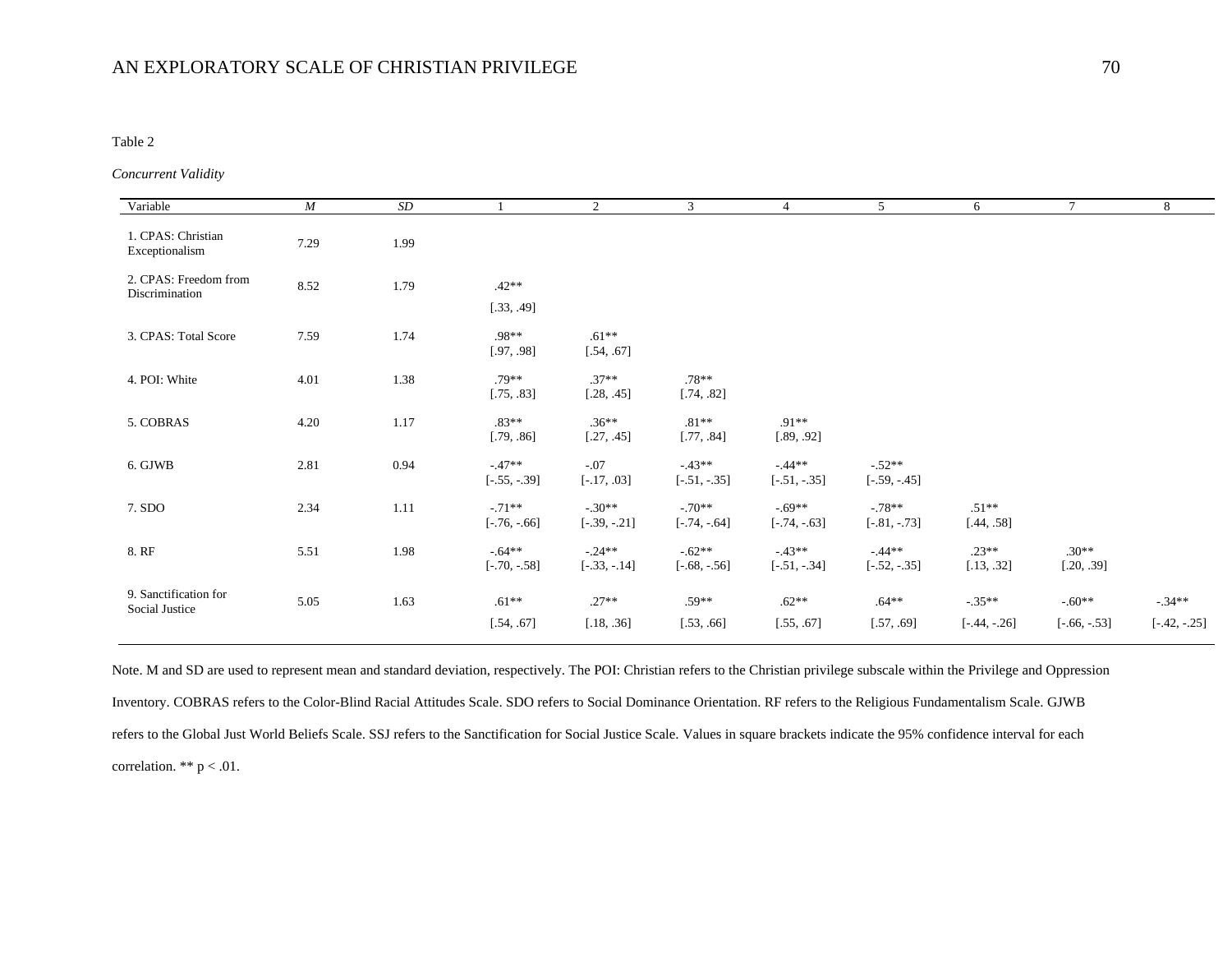Table 2

*Concurrent Validity*

| Variable | *M* | *SD* | 1 | 2 | 3 | 4 | 5 | 6 | 7 | 8 |
|---|---|---|---|---|---|---|---|---|---|---|
| 1. CPAS: Christian Exceptionalism | 7.29 | 1.99 | | | | | | | | |
| 2. CPAS: Freedom from Discrimination | 8.52 | 1.79 | .42** [.33, .49] | | | | | | | |
| 3. CPAS: Total Score | 7.59 | 1.74 | .98** [.97, .98] | .61** [.54, .67] | | | | | | |
| 4. POI: White | 4.01 | 1.38 | .79** [.75, .83] | .37** [.28, .45] | .78** [.74, .82] | | | | | |
| 5. COBRAS | 4.20 | 1.17 | .83** [.79, .86] | .36** [.27, .45] | .81** [.77, .84] | .91** [.89, .92] | | | | |
| 6. GJWB | 2.81 | 0.94 | -.47** [-.55, -.39] | -.07 [-.17, .03] | -.43** [-.51, -.35] | -.44** [-.51, -.35] | -.52** [-.59, -.45] | | | |
| 7. SDO | 2.34 | 1.11 | -.71** [-.76, -.66] | -.30** [-.39, -.21] | -.70** [-.74, -.64] | -.69** [-.74, -.63] | -.78** [-.81, -.73] | .51** [.44, .58] | | |
| 8. RF | 5.51 | 1.98 | -.64** [-.70, -.58] | -.24** [-.33, -.14] | -.62** [-.68, -.56] | -.43** [-.51, -.34] | -.44** [-.52, -.35] | .23** [.13, .32] | .30** [.20, .39] | |
| 9. Sanctification for Social Justice | 5.05 | 1.63 | .61** [.54, .67] | .27** [.18, .36] | .59** [.53, .66] | .62** [.55, .67] | .64** [.57, .69] | -.35** [-.44, -.26] | -.60** [-.66, -.53] | -.34** [-.42, -.25] |

Note. M and SD are used to represent mean and standard deviation, respectively. The POI: Christian refers to the Christian privilege subscale within the Privilege and Oppression Inventory. COBRAS refers to the Color-Blind Racial Attitudes Scale. SDO refers to Social Dominance Orientation. RF refers to the Religious Fundamentalism Scale. GJWB refers to the Global Just World Beliefs Scale. SSJ refers to the Sanctification for Social Justice Scale. Values in square brackets indicate the 95% confidence interval for each correlation. ** $p < .01$.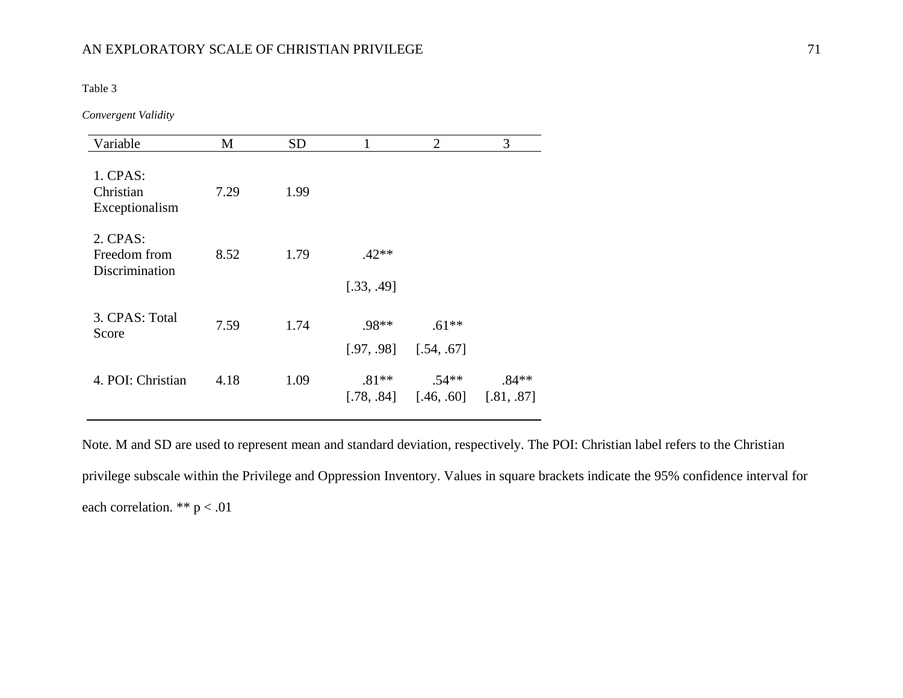Table 3

*Convergent Validity*

| Variable | M | SD | 1 | 2 | 3 |
|---|---|---|---|---|---|
| 1. CPAS: Christian Exceptionalism | 7.29 | 1.99 | | | |
| 2. CPAS: Freedom from Discrimination | 8.52 | 1.79 | .42** [.33, .49] | | |
| 3. CPAS: Total Score | 7.59 | 1.74 | .98** [.97, .98] | .61** [.54, .67] | |
| 4. POI: Christian | 4.18 | 1.09 | .81** [.78, .84] | .54** [.46, .60] | .84** [.81, .87] |

Note. M and SD are used to represent mean and standard deviation, respectively. The POI: Christian label refers to the Christian privilege subscale within the Privilege and Oppression Inventory. Values in square brackets indicate the 95% confidence interval for each correlation. ** $p < .01$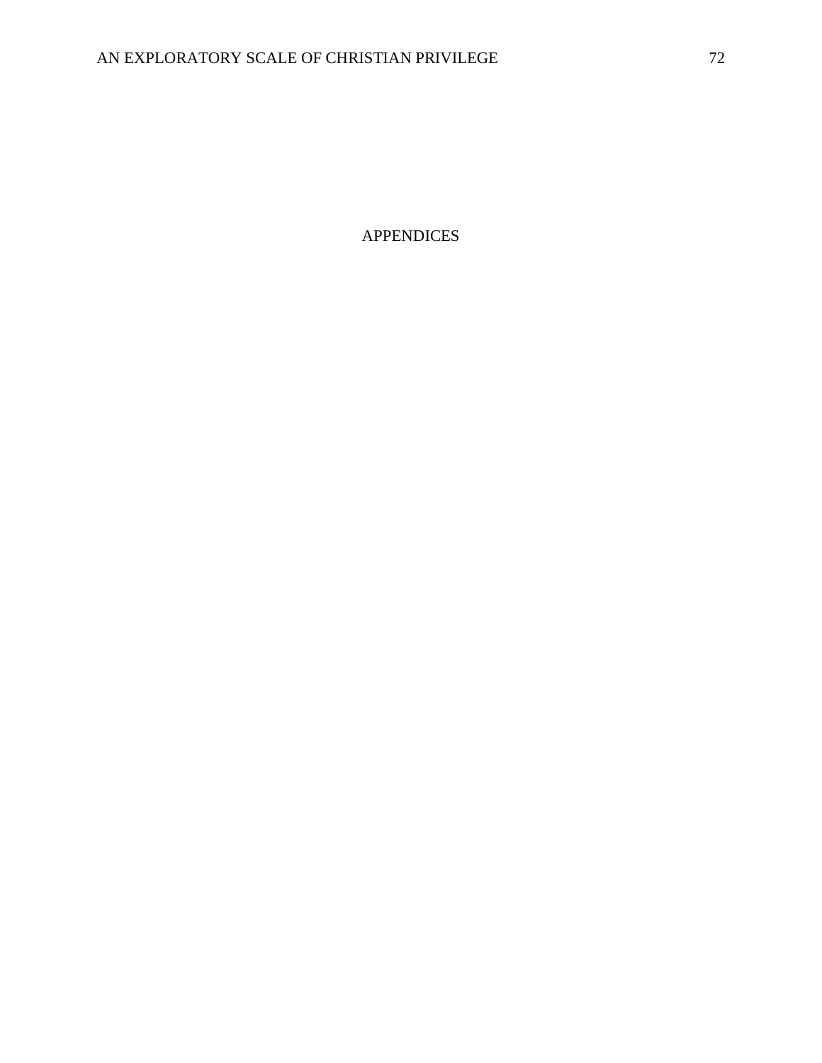# APPENDICES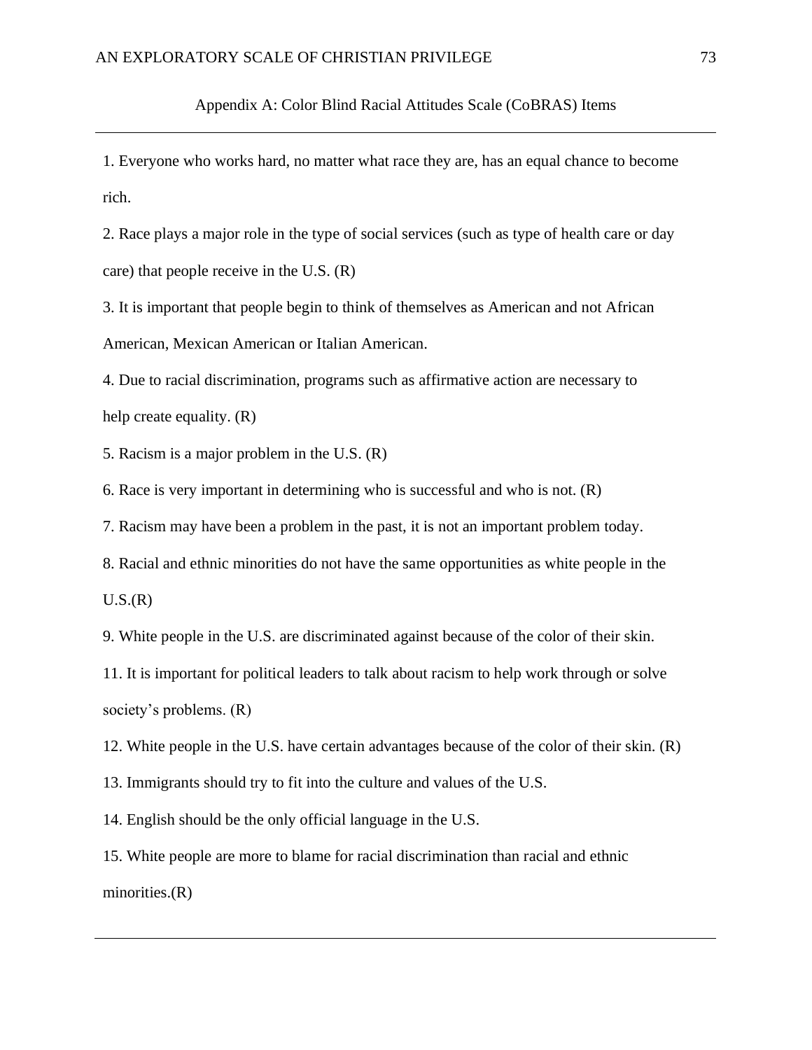Appendix A: Color Blind Racial Attitudes Scale (CoBRAS) Items

---

1. Everyone who works hard, no matter what race they are, has an equal chance to become rich.

2. Race plays a major role in the type of social services (such as type of health care or day care) that people receive in the U.S. (R)

3. It is important that people begin to think of themselves as American and not African American, Mexican American or Italian American.

4. Due to racial discrimination, programs such as affirmative action are necessary to help create equality. (R)

5. Racism is a major problem in the U.S. (R)

6. Race is very important in determining who is successful and who is not. (R)

7. Racism may have been a problem in the past, it is not an important problem today.

8. Racial and ethnic minorities do not have the same opportunities as white people in the U.S.(R)

9. White people in the U.S. are discriminated against because of the color of their skin.

11. It is important for political leaders to talk about racism to help work through or solve society's problems. (R)

12. White people in the U.S. have certain advantages because of the color of their skin. (R)

13. Immigrants should try to fit into the culture and values of the U.S.

14. English should be the only official language in the U.S.

15. White people are more to blame for racial discrimination than racial and ethnic minorities.(R)

---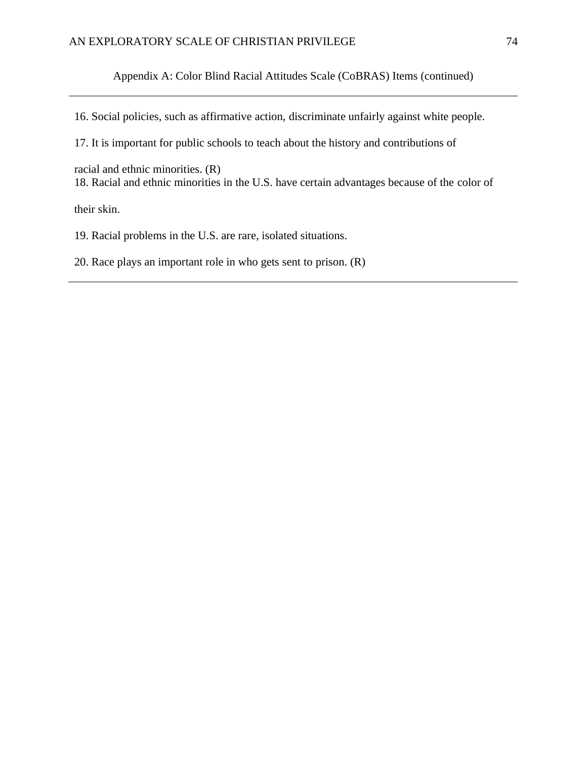Appendix A: Color Blind Racial Attitudes Scale (CoBRAS) Items (continued)

16. Social policies, such as affirmative action, discriminate unfairly against white people.

17. It is important for public schools to teach about the history and contributions of racial and ethnic minorities. (R)

18. Racial and ethnic minorities in the U.S. have certain advantages because of the color of their skin.

19. Racial problems in the U.S. are rare, isolated situations.

20. Race plays an important role in who gets sent to prison. (R)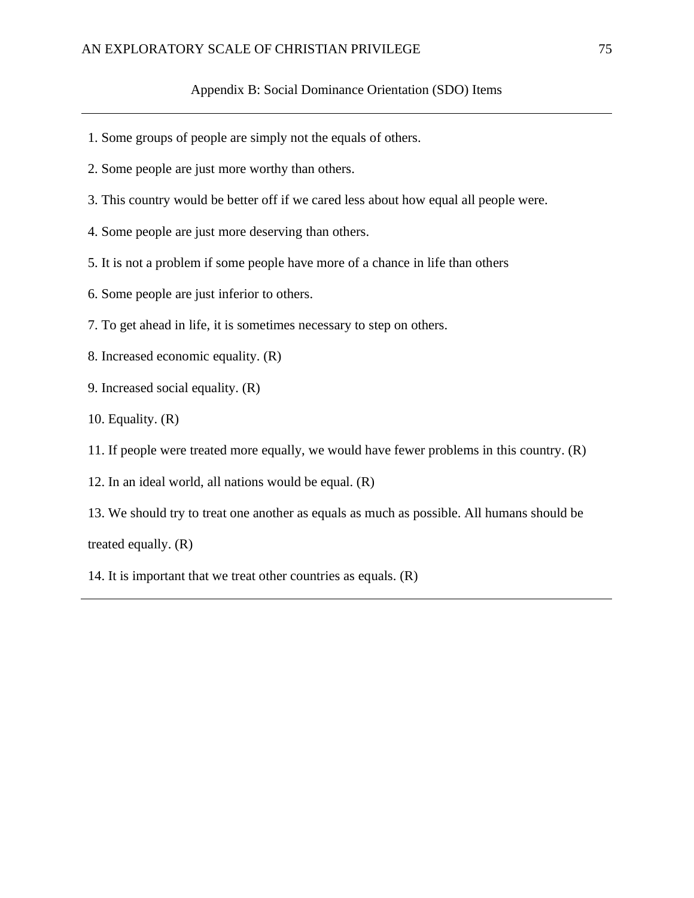## Appendix B: Social Dominance Orientation (SDO) Items

1. Some groups of people are simply not the equals of others.
2. Some people are just more worthy than others.
3. This country would be better off if we cared less about how equal all people were.
4. Some people are just more deserving than others.
5. It is not a problem if some people have more of a chance in life than others
6. Some people are just inferior to others.
7. To get ahead in life, it is sometimes necessary to step on others.
8. Increased economic equality. (R)
9. Increased social equality. (R)
10. Equality. (R)
11. If people were treated more equally, we would have fewer problems in this country. (R)
12. In an ideal world, all nations would be equal. (R)
13. We should try to treat one another as equals as much as possible. All humans should be treated equally. (R)
14. It is important that we treat other countries as equals. (R)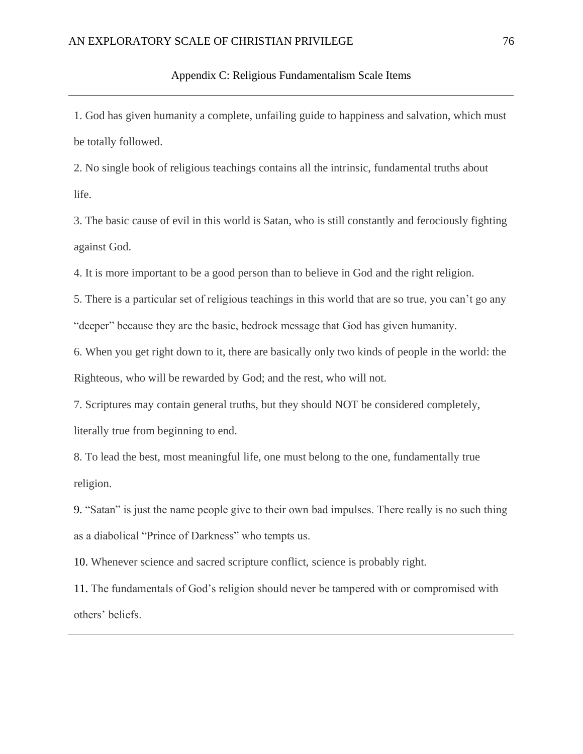## Appendix C: Religious Fundamentalism Scale Items

1. God has given humanity a complete, unfailing guide to happiness and salvation, which must be totally followed.
2. No single book of religious teachings contains all the intrinsic, fundamental truths about life.
3. The basic cause of evil in this world is Satan, who is still constantly and ferociously fighting against God.
4. It is more important to be a good person than to believe in God and the right religion.
5. There is a particular set of religious teachings in this world that are so true, you can't go any "deeper" because they are the basic, bedrock message that God has given humanity.
6. When you get right down to it, there are basically only two kinds of people in the world: the Righteous, who will be rewarded by God; and the rest, who will not.
7. Scriptures may contain general truths, but they should NOT be considered completely, literally true from beginning to end.
8. To lead the best, most meaningful life, one must belong to the one, fundamentally true religion.
9. "Satan" is just the name people give to their own bad impulses. There really is no such thing as a diabolical "Prince of Darkness" who tempts us.
10. Whenever science and sacred scripture conflict, science is probably right.
11. The fundamentals of God's religion should never be tampered with or compromised with others' beliefs.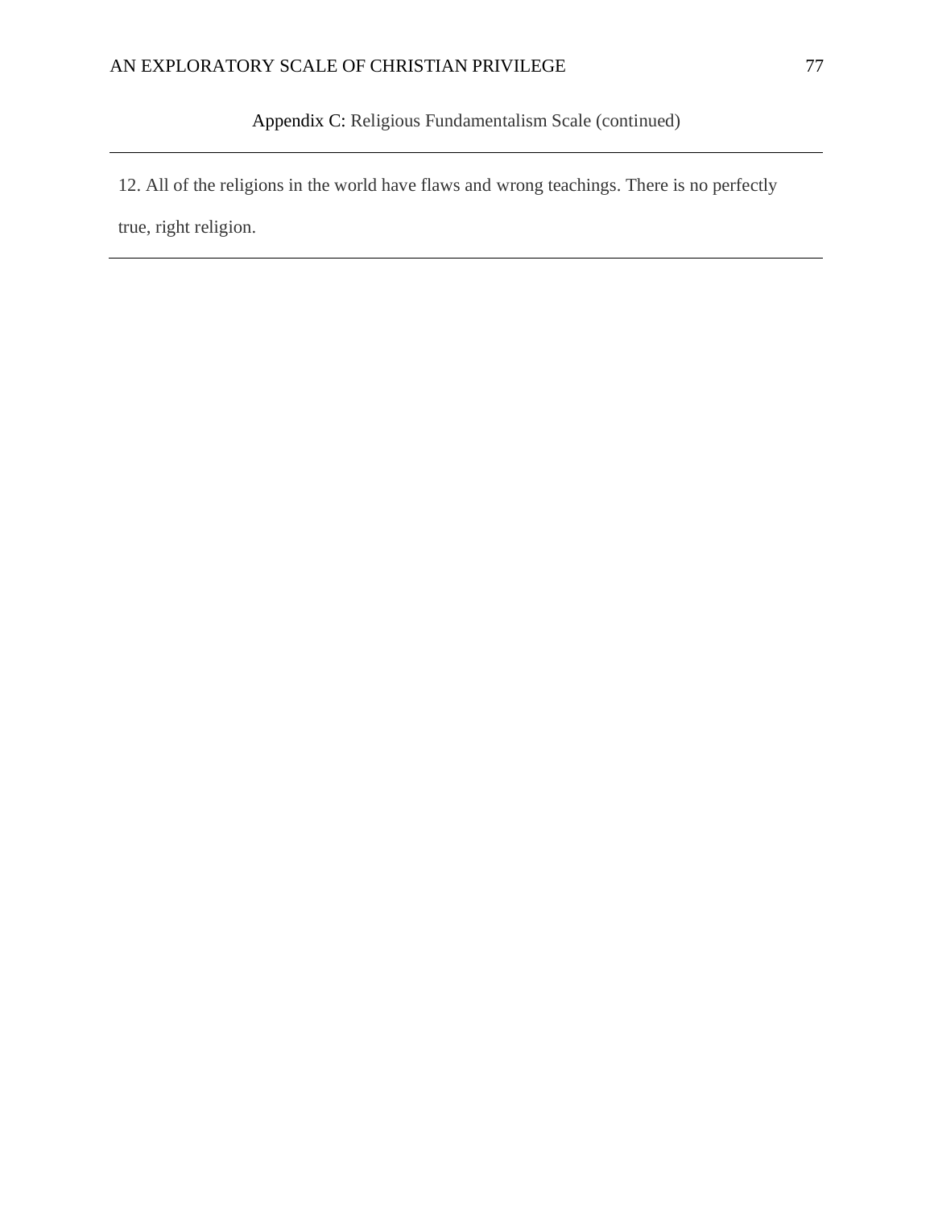Appendix C: Religious Fundamentalism Scale (continued)

---

12. All of the religions in the world have flaws and wrong teachings. There is no perfectly true, right religion.

---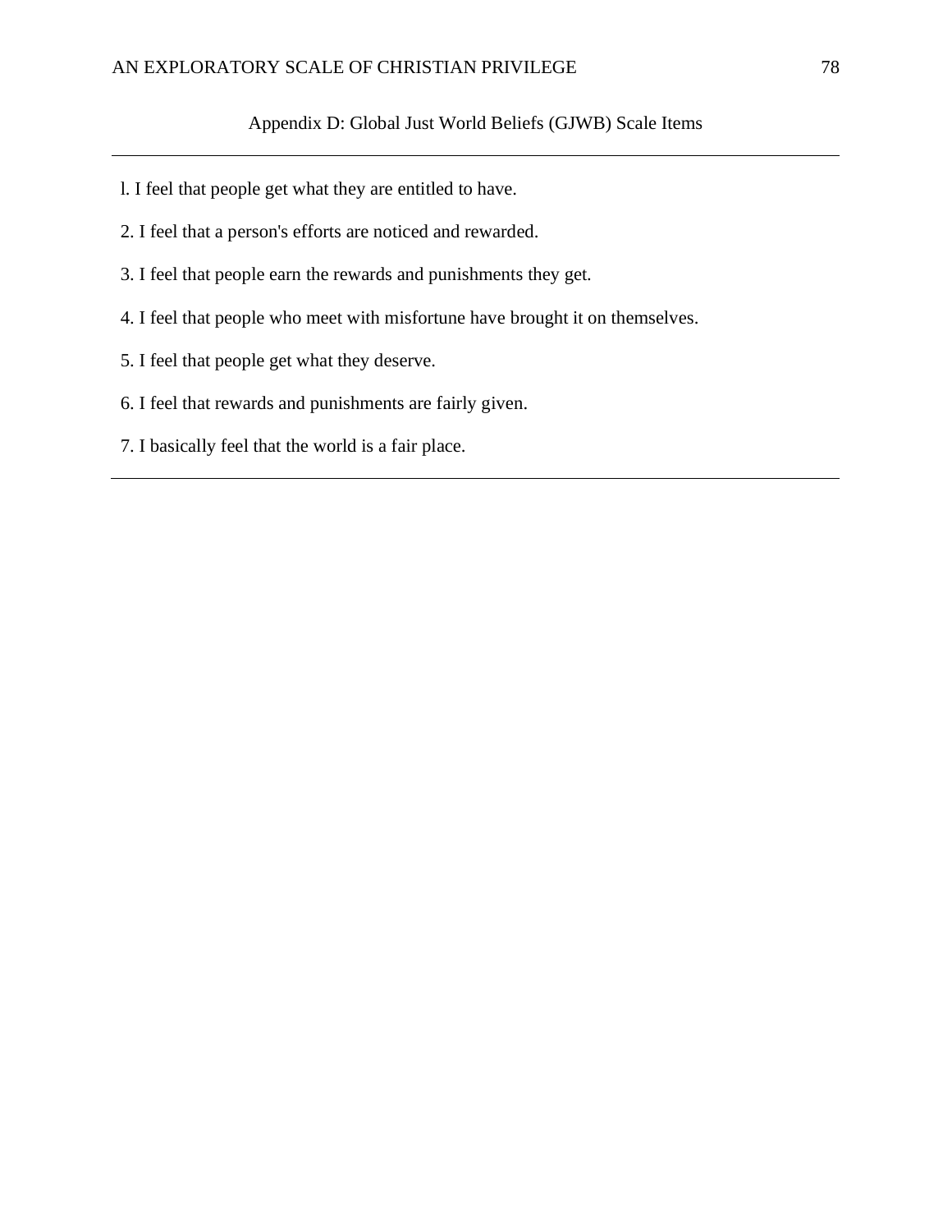## Appendix D: Global Just World Beliefs (GJWB) Scale Items

---

l. I feel that people get what they are entitled to have.

2. I feel that a person's efforts are noticed and rewarded.

3. I feel that people earn the rewards and punishments they get.

4. I feel that people who meet with misfortune have brought it on themselves.

5. I feel that people get what they deserve.

6. I feel that rewards and punishments are fairly given.

7. I basically feel that the world is a fair place.

---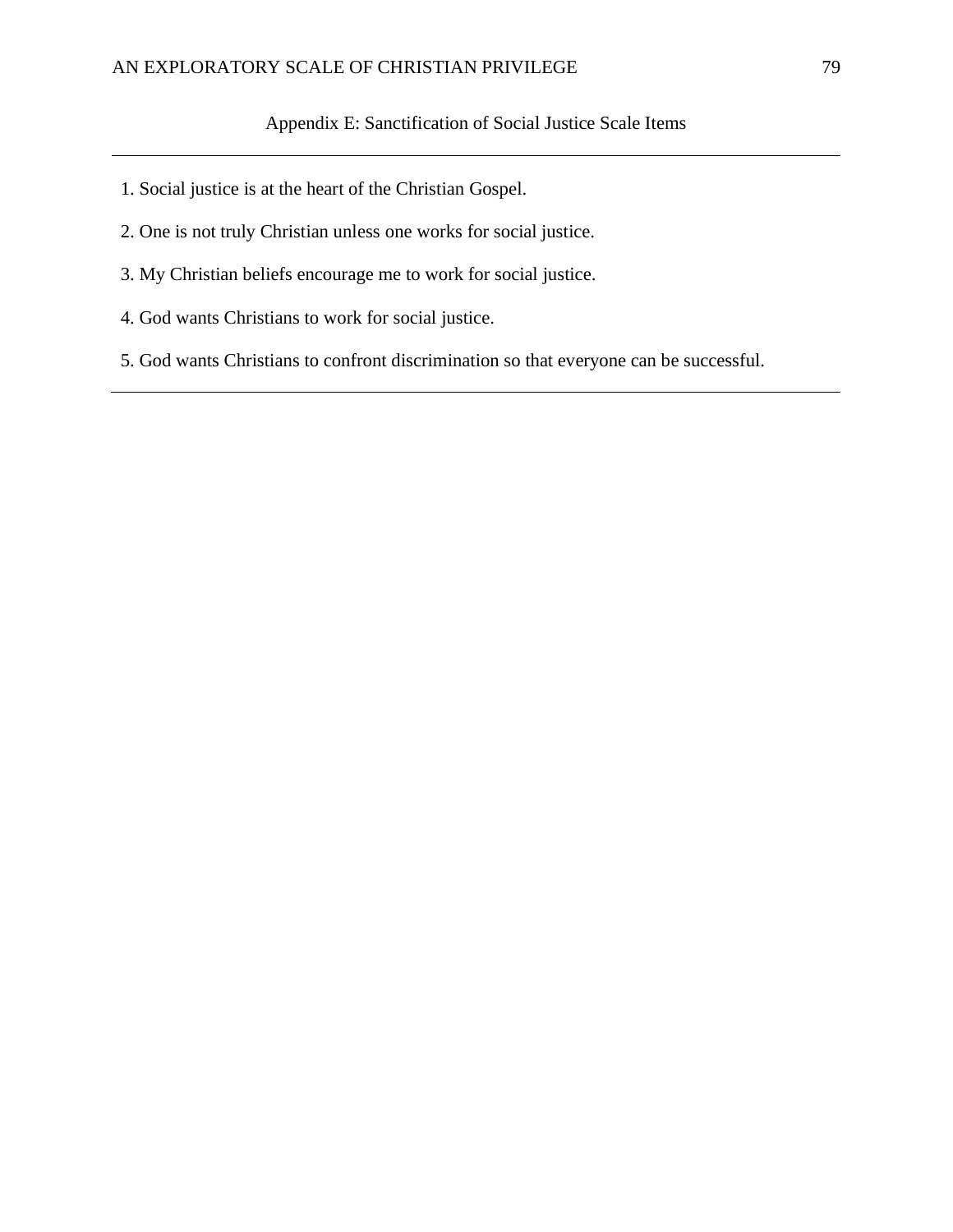## Appendix E: Sanctification of Social Justice Scale Items

1. Social justice is at the heart of the Christian Gospel.
2. One is not truly Christian unless one works for social justice.
3. My Christian beliefs encourage me to work for social justice.
4. God wants Christians to work for social justice.
5. God wants Christians to confront discrimination so that everyone can be successful.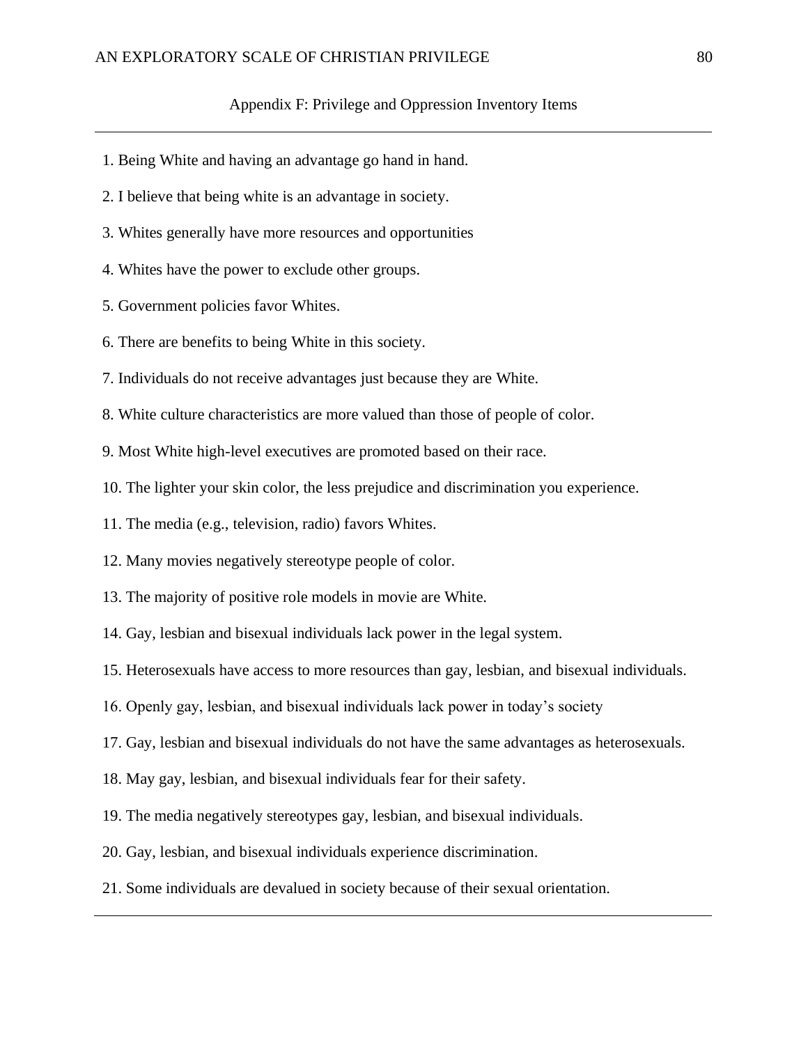## Appendix F: Privilege and Oppression Inventory Items

1. Being White and having an advantage go hand in hand.
2. I believe that being white is an advantage in society.
3. Whites generally have more resources and opportunities
4. Whites have the power to exclude other groups.
5. Government policies favor Whites.
6. There are benefits to being White in this society.
7. Individuals do not receive advantages just because they are White.
8. White culture characteristics are more valued than those of people of color.
9. Most White high-level executives are promoted based on their race.
10. The lighter your skin color, the less prejudice and discrimination you experience.
11. The media (e.g., television, radio) favors Whites.
12. Many movies negatively stereotype people of color.
13. The majority of positive role models in movie are White.
14. Gay, lesbian and bisexual individuals lack power in the legal system.
15. Heterosexuals have access to more resources than gay, lesbian, and bisexual individuals.
16. Openly gay, lesbian, and bisexual individuals lack power in today's society
17. Gay, lesbian and bisexual individuals do not have the same advantages as heterosexuals.
18. May gay, lesbian, and bisexual individuals fear for their safety.
19. The media negatively stereotypes gay, lesbian, and bisexual individuals.
20. Gay, lesbian, and bisexual individuals experience discrimination.
21. Some individuals are devalued in society because of their sexual orientation.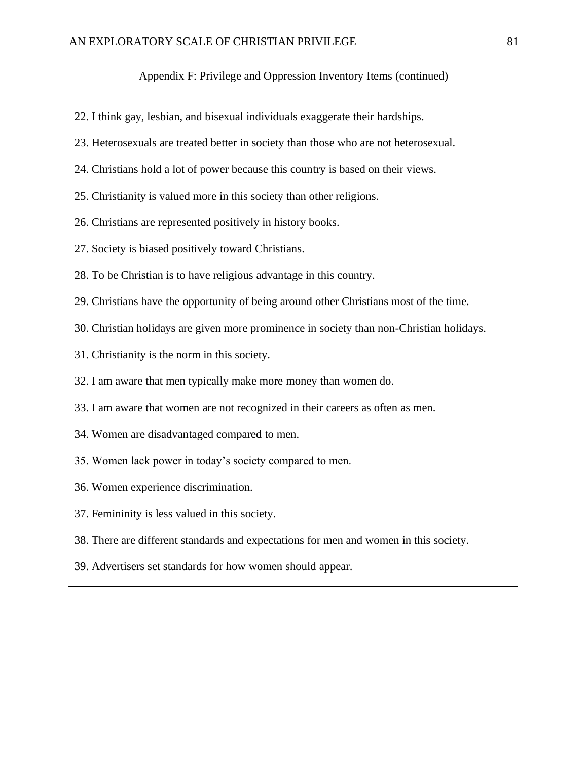Appendix F: Privilege and Oppression Inventory Items (continued)

22. I think gay, lesbian, and bisexual individuals exaggerate their hardships.
23. Heterosexuals are treated better in society than those who are not heterosexual.
24. Christians hold a lot of power because this country is based on their views.
25. Christianity is valued more in this society than other religions.
26. Christians are represented positively in history books.
27. Society is biased positively toward Christians.
28. To be Christian is to have religious advantage in this country.
29. Christians have the opportunity of being around other Christians most of the time.
30. Christian holidays are given more prominence in society than non-Christian holidays.
31. Christianity is the norm in this society.
32. I am aware that men typically make more money than women do.
33. I am aware that women are not recognized in their careers as often as men.
34. Women are disadvantaged compared to men.
35. Women lack power in today's society compared to men.
36. Women experience discrimination.
37. Femininity is less valued in this society.
38. There are different standards and expectations for men and women in this society.
39. Advertisers set standards for how women should appear.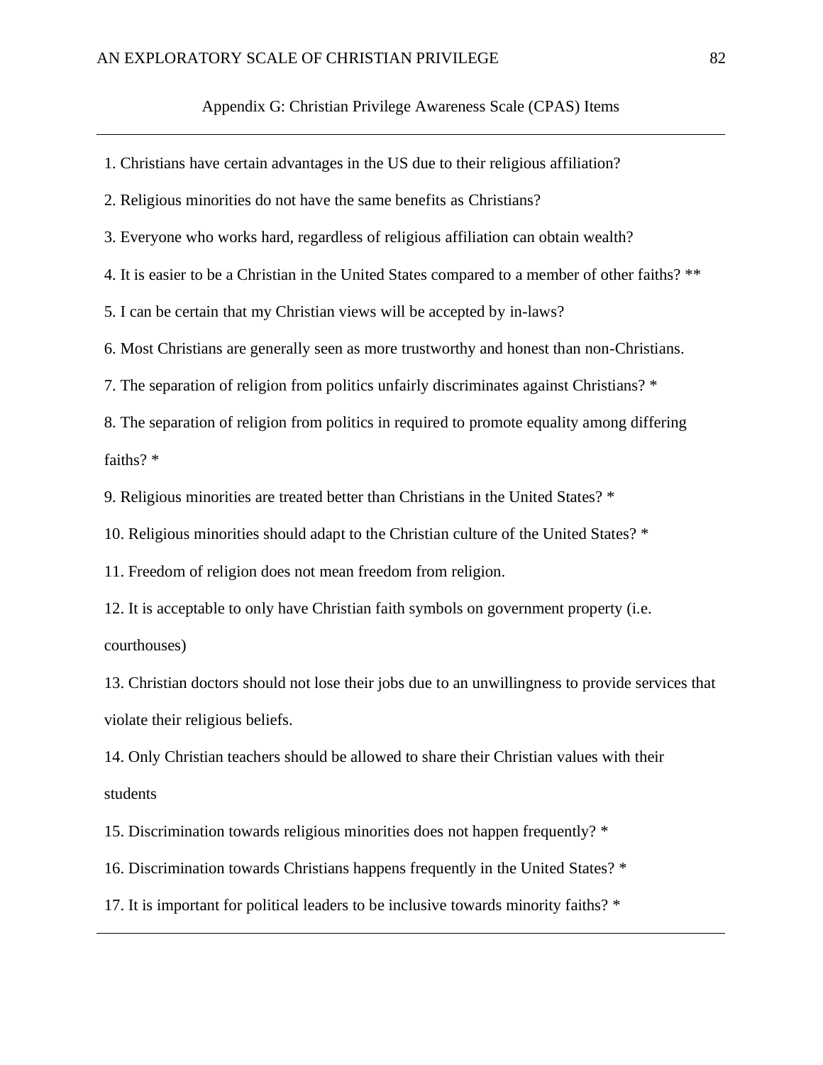Appendix G: Christian Privilege Awareness Scale (CPAS) Items

1. Christians have certain advantages in the US due to their religious affiliation?

2. Religious minorities do not have the same benefits as Christians?

3. Everyone who works hard, regardless of religious affiliation can obtain wealth?

4. It is easier to be a Christian in the United States compared to a member of other faiths? **

5. I can be certain that my Christian views will be accepted by in-laws?

6. Most Christians are generally seen as more trustworthy and honest than non-Christians.

7. The separation of religion from politics unfairly discriminates against Christians? *

8. The separation of religion from politics in required to promote equality among differing faiths? *

9. Religious minorities are treated better than Christians in the United States? *

10. Religious minorities should adapt to the Christian culture of the United States? *

11. Freedom of religion does not mean freedom from religion.

12. It is acceptable to only have Christian faith symbols on government property (i.e. courthouses)

13. Christian doctors should not lose their jobs due to an unwillingness to provide services that violate their religious beliefs.

14. Only Christian teachers should be allowed to share their Christian values with their students

15. Discrimination towards religious minorities does not happen frequently? *

16. Discrimination towards Christians happens frequently in the United States? *

17. It is important for political leaders to be inclusive towards minority faiths? *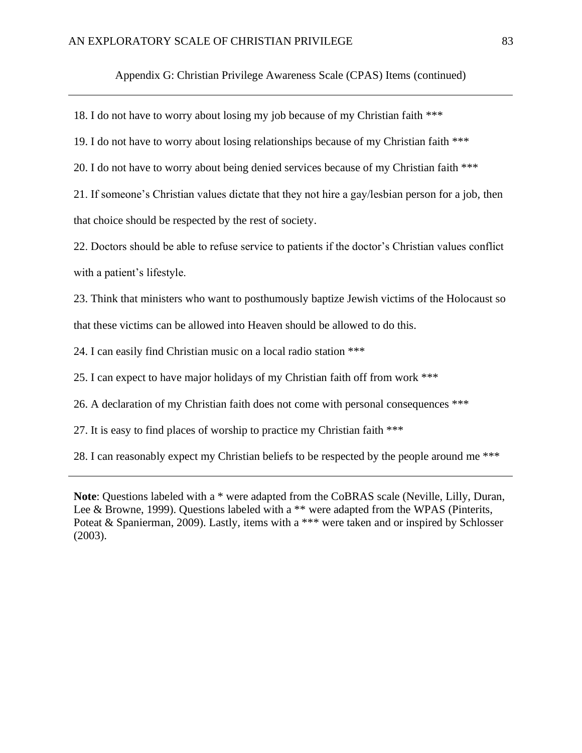Appendix G: Christian Privilege Awareness Scale (CPAS) Items (continued)

---

18. I do not have to worry about losing my job because of my Christian faith ***

19. I do not have to worry about losing relationships because of my Christian faith ***

20. I do not have to worry about being denied services because of my Christian faith ***

21. If someone's Christian values dictate that they not hire a gay/lesbian person for a job, then that choice should be respected by the rest of society.

22. Doctors should be able to refuse service to patients if the doctor's Christian values conflict with a patient's lifestyle.

23. Think that ministers who want to posthumously baptize Jewish victims of the Holocaust so that these victims can be allowed into Heaven should be allowed to do this.

24. I can easily find Christian music on a local radio station ***

25. I can expect to have major holidays of my Christian faith off from work ***

26. A declaration of my Christian faith does not come with personal consequences ***

27. It is easy to find places of worship to practice my Christian faith ***

28. I can reasonably expect my Christian beliefs to be respected by the people around me ***

---

**Note**: Questions labeled with a * were adapted from the CoBRAS scale (Neville, Lilly, Duran, Lee & Browne, 1999). Questions labeled with a ** were adapted from the WPAS (Pinterits, Poteat & Spanierman, 2009). Lastly, items with a *** were taken and or inspired by Schlosser (2003).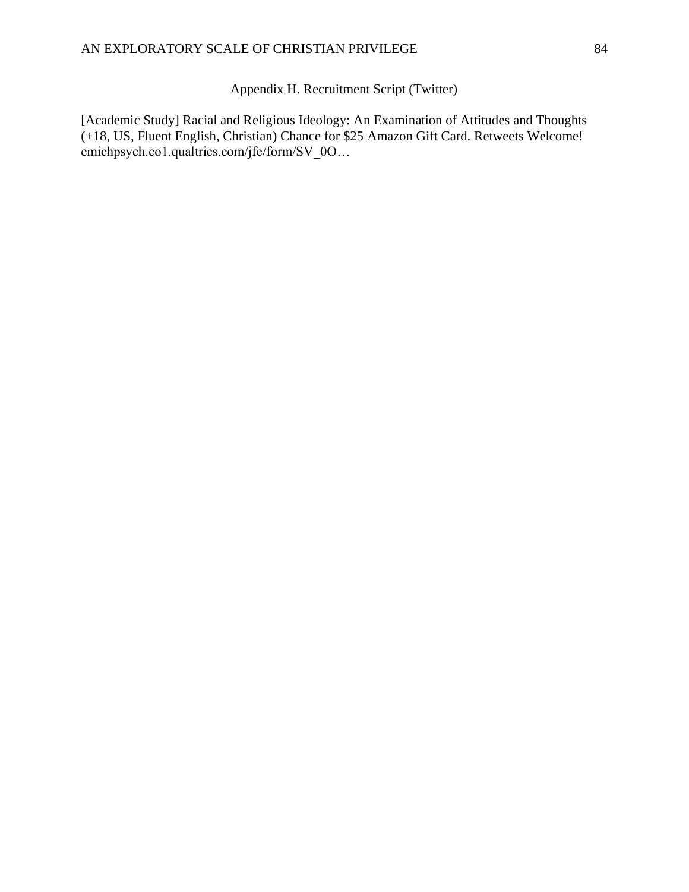## Appendix H. Recruitment Script (Twitter)

[Academic Study] Racial and Religious Ideology: An Examination of Attitudes and Thoughts (+18, US, Fluent English, Christian) Chance for $25 Amazon Gift Card. Retweets Welcome! emichpsych.co1.qualtrics.com/jfe/form/SV_0O…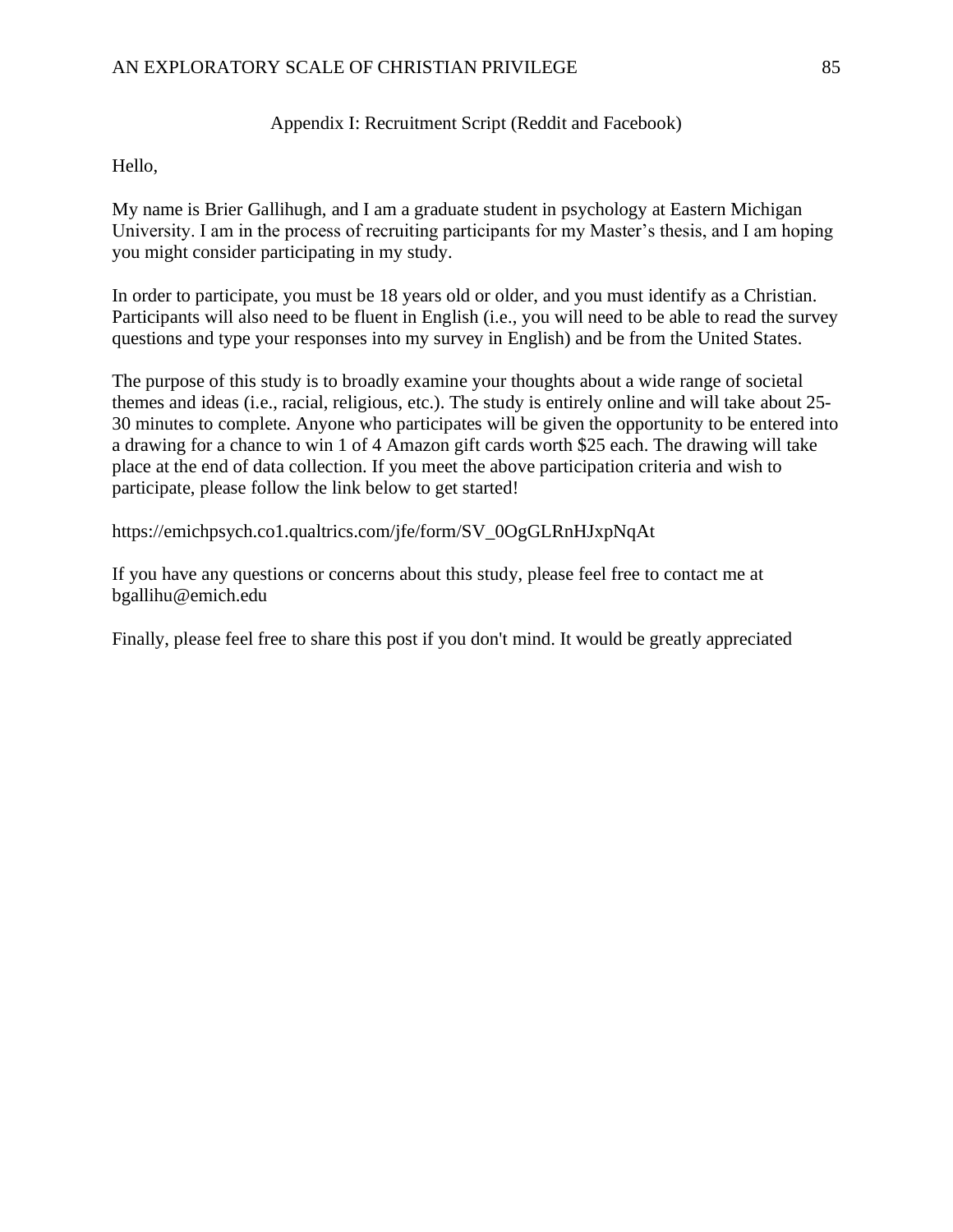# Appendix I: Recruitment Script (Reddit and Facebook)

Hello,

My name is Brier Gallihugh, and I am a graduate student in psychology at Eastern Michigan University. I am in the process of recruiting participants for my Master's thesis, and I am hoping you might consider participating in my study.

In order to participate, you must be 18 years old or older, and you must identify as a Christian. Participants will also need to be fluent in English (i.e., you will need to be able to read the survey questions and type your responses into my survey in English) and be from the United States.

The purpose of this study is to broadly examine your thoughts about a wide range of societal themes and ideas (i.e., racial, religious, etc.). The study is entirely online and will take about 25-30 minutes to complete. Anyone who participates will be given the opportunity to be entered into a drawing for a chance to win 1 of 4 Amazon gift cards worth $25 each. The drawing will take place at the end of data collection. If you meet the above participation criteria and wish to participate, please follow the link below to get started!

https://emichpsych.co1.qualtrics.com/jfe/form/SV_0OgGLRnHJxpNqAt

If you have any questions or concerns about this study, please feel free to contact me at bgallihu@emich.edu

Finally, please feel free to share this post if you don't mind. It would be greatly appreciated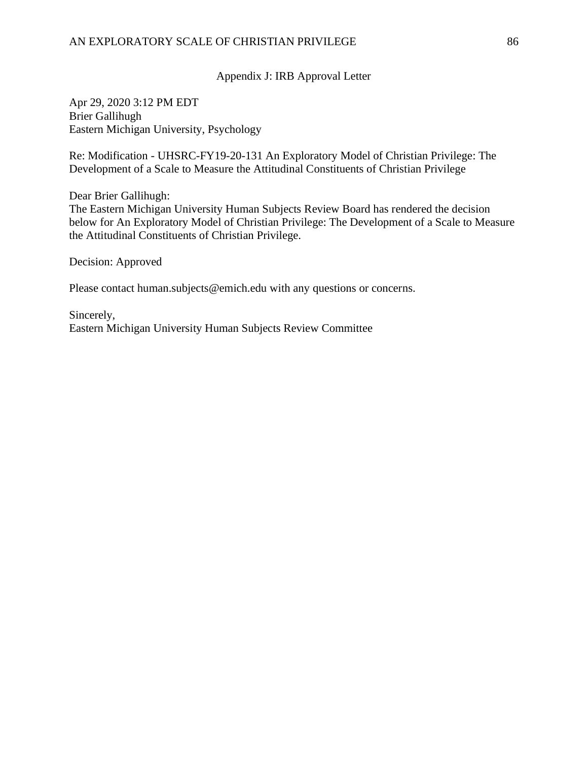# Appendix J: IRB Approval Letter

Apr 29, 2020 3:12 PM EDT
Brier Gallihugh
Eastern Michigan University, Psychology

Re: Modification - UHSRC-FY19-20-131 An Exploratory Model of Christian Privilege: The Development of a Scale to Measure the Attitudinal Constituents of Christian Privilege

Dear Brier Gallihugh:
The Eastern Michigan University Human Subjects Review Board has rendered the decision below for An Exploratory Model of Christian Privilege: The Development of a Scale to Measure the Attitudinal Constituents of Christian Privilege.

Decision: Approved

Please contact human.subjects@emich.edu with any questions or concerns.

Sincerely,
Eastern Michigan University Human Subjects Review Committee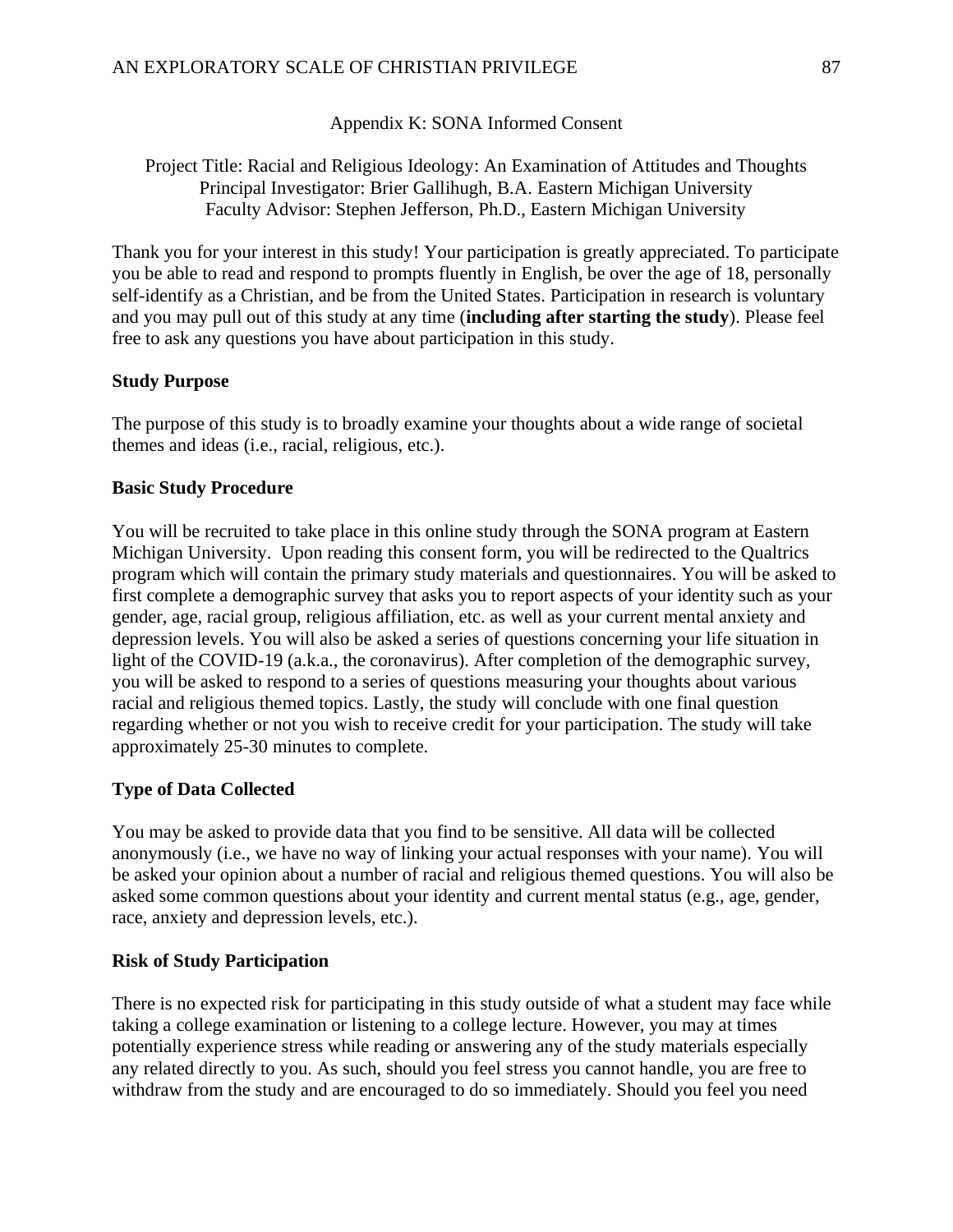Appendix K: SONA Informed Consent

Project Title: Racial and Religious Ideology: An Examination of Attitudes and Thoughts
Principal Investigator: Brier Gallihugh, B.A. Eastern Michigan University
Faculty Advisor: Stephen Jefferson, Ph.D., Eastern Michigan University

Thank you for your interest in this study! Your participation is greatly appreciated. To participate you be able to read and respond to prompts fluently in English, be over the age of 18, personally self-identify as a Christian, and be from the United States. Participation in research is voluntary and you may pull out of this study at any time (**including after starting the study**). Please feel free to ask any questions you have about participation in this study.

**Study Purpose**

The purpose of this study is to broadly examine your thoughts about a wide range of societal themes and ideas (i.e., racial, religious, etc.).

**Basic Study Procedure**

You will be recruited to take place in this online study through the SONA program at Eastern Michigan University. Upon reading this consent form, you will be redirected to the Qualtrics program which will contain the primary study materials and questionnaires. You will be asked to first complete a demographic survey that asks you to report aspects of your identity such as your gender, age, racial group, religious affiliation, etc. as well as your current mental anxiety and depression levels. You will also be asked a series of questions concerning your life situation in light of the COVID-19 (a.k.a., the coronavirus). After completion of the demographic survey, you will be asked to respond to a series of questions measuring your thoughts about various racial and religious themed topics. Lastly, the study will conclude with one final question regarding whether or not you wish to receive credit for your participation. The study will take approximately 25-30 minutes to complete.

**Type of Data Collected**

You may be asked to provide data that you find to be sensitive. All data will be collected anonymously (i.e., we have no way of linking your actual responses with your name). You will be asked your opinion about a number of racial and religious themed questions. You will also be asked some common questions about your identity and current mental status (e.g., age, gender, race, anxiety and depression levels, etc.).

**Risk of Study Participation**

There is no expected risk for participating in this study outside of what a student may face while taking a college examination or listening to a college lecture. However, you may at times potentially experience stress while reading or answering any of the study materials especially any related directly to you. As such, should you feel stress you cannot handle, you are free to withdraw from the study and are encouraged to do so immediately. Should you feel you need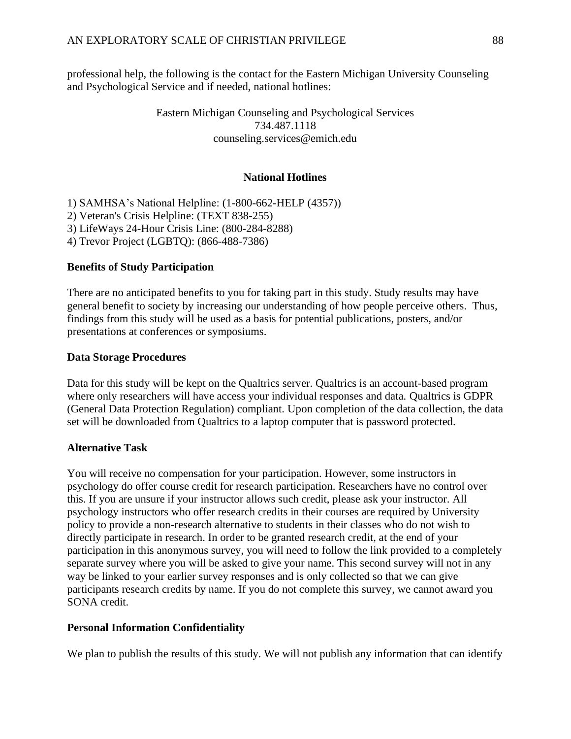professional help, the following is the contact for the Eastern Michigan University Counseling and Psychological Service and if needed, national hotlines:

Eastern Michigan Counseling and Psychological Services
734.487.1118
counseling.services@emich.edu

**National Hotlines**

1) SAMHSA's National Helpline: (1-800-662-HELP (4357))
2) Veteran's Crisis Helpline: (TEXT 838-255)
3) LifeWays 24-Hour Crisis Line: (800-284-8288)
4) Trevor Project (LGBTQ): (866-488-7386)

**Benefits of Study Participation**

There are no anticipated benefits to you for taking part in this study. Study results may have general benefit to society by increasing our understanding of how people perceive others. Thus, findings from this study will be used as a basis for potential publications, posters, and/or presentations at conferences or symposiums.

**Data Storage Procedures**

Data for this study will be kept on the Qualtrics server. Qualtrics is an account-based program where only researchers will have access your individual responses and data. Qualtrics is GDPR (General Data Protection Regulation) compliant. Upon completion of the data collection, the data set will be downloaded from Qualtrics to a laptop computer that is password protected.

**Alternative Task**

You will receive no compensation for your participation. However, some instructors in psychology do offer course credit for research participation. Researchers have no control over this. If you are unsure if your instructor allows such credit, please ask your instructor. All psychology instructors who offer research credits in their courses are required by University policy to provide a non-research alternative to students in their classes who do not wish to directly participate in research. In order to be granted research credit, at the end of your participation in this anonymous survey, you will need to follow the link provided to a completely separate survey where you will be asked to give your name. This second survey will not in any way be linked to your earlier survey responses and is only collected so that we can give participants research credits by name. If you do not complete this survey, we cannot award you SONA credit.

**Personal Information Confidentiality**

We plan to publish the results of this study. We will not publish any information that can identify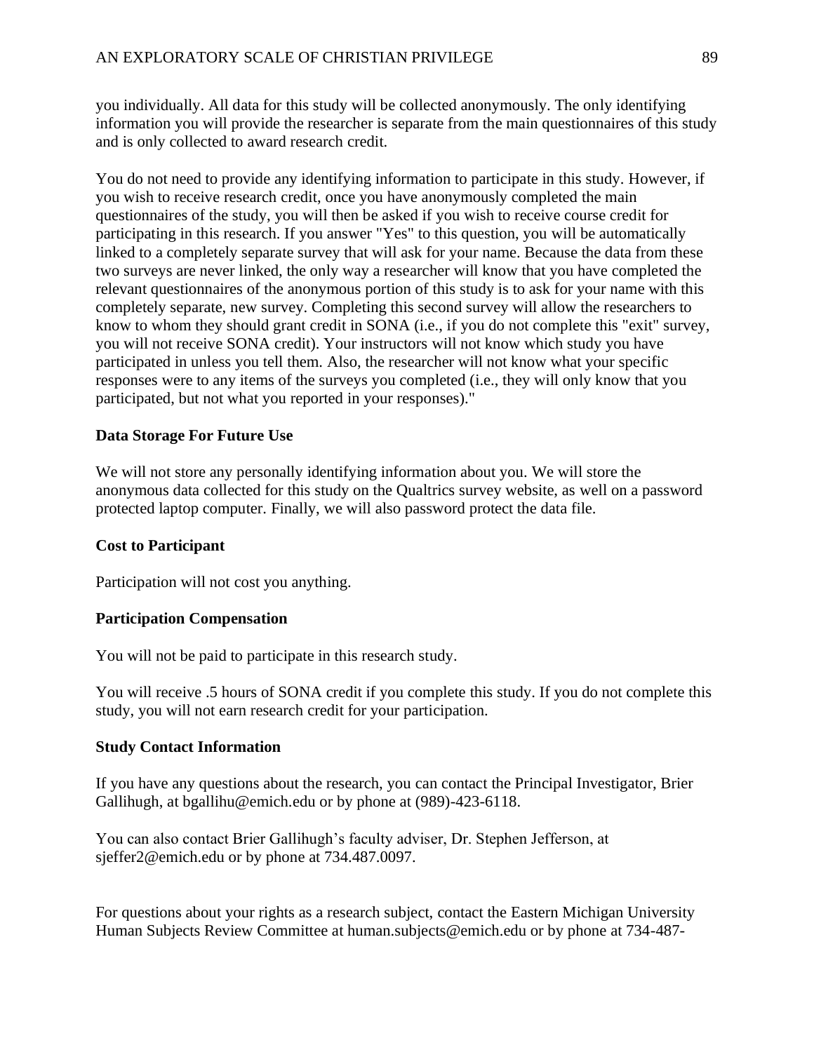you individually. All data for this study will be collected anonymously. The only identifying information you will provide the researcher is separate from the main questionnaires of this study and is only collected to award research credit.

You do not need to provide any identifying information to participate in this study. However, if you wish to receive research credit, once you have anonymously completed the main questionnaires of the study, you will then be asked if you wish to receive course credit for participating in this research. If you answer "Yes" to this question, you will be automatically linked to a completely separate survey that will ask for your name. Because the data from these two surveys are never linked, the only way a researcher will know that you have completed the relevant questionnaires of the anonymous portion of this study is to ask for your name with this completely separate, new survey. Completing this second survey will allow the researchers to know to whom they should grant credit in SONA (i.e., if you do not complete this "exit" survey, you will not receive SONA credit). Your instructors will not know which study you have participated in unless you tell them. Also, the researcher will not know what your specific responses were to any items of the surveys you completed (i.e., they will only know that you participated, but not what you reported in your responses)."

**Data Storage For Future Use**

We will not store any personally identifying information about you. We will store the anonymous data collected for this study on the Qualtrics survey website, as well on a password protected laptop computer. Finally, we will also password protect the data file.

**Cost to Participant**

Participation will not cost you anything.

**Participation Compensation**

You will not be paid to participate in this research study.

You will receive .5 hours of SONA credit if you complete this study. If you do not complete this study, you will not earn research credit for your participation.

**Study Contact Information**

If you have any questions about the research, you can contact the Principal Investigator, Brier Gallihugh, at bgallihu@emich.edu or by phone at (989)-423-6118.

You can also contact Brier Gallihugh's faculty adviser, Dr. Stephen Jefferson, at sjeffer2@emich.edu or by phone at 734.487.0097.

For questions about your rights as a research subject, contact the Eastern Michigan University Human Subjects Review Committee at human.subjects@emich.edu or by phone at 734-487-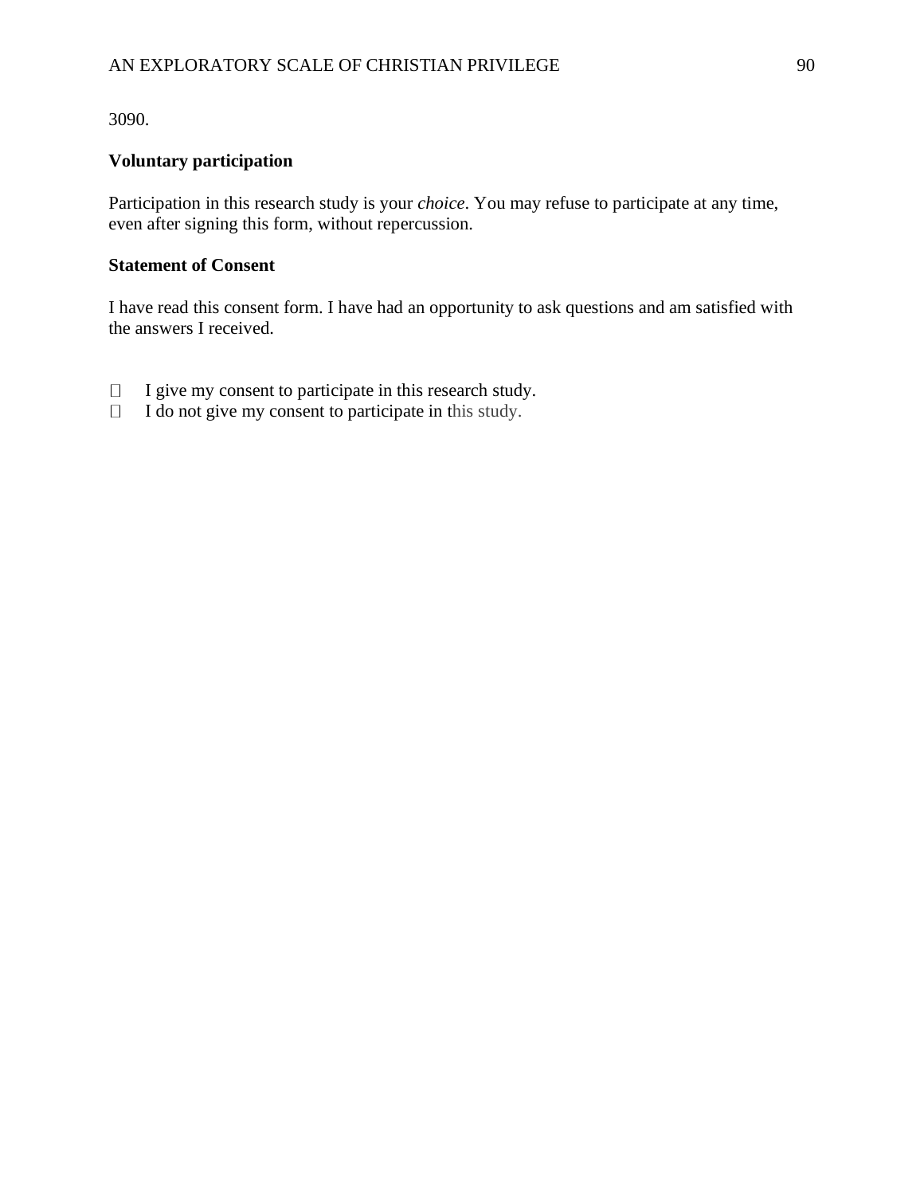3090.

**Voluntary participation**

Participation in this research study is your *choice*. You may refuse to participate at any time, even after signing this form, without repercussion.

**Statement of Consent**

I have read this consent form. I have had an opportunity to ask questions and am satisfied with the answers I received.

- ☐ I give my consent to participate in this research study.
- ☐ I do not give my consent to participate in this study.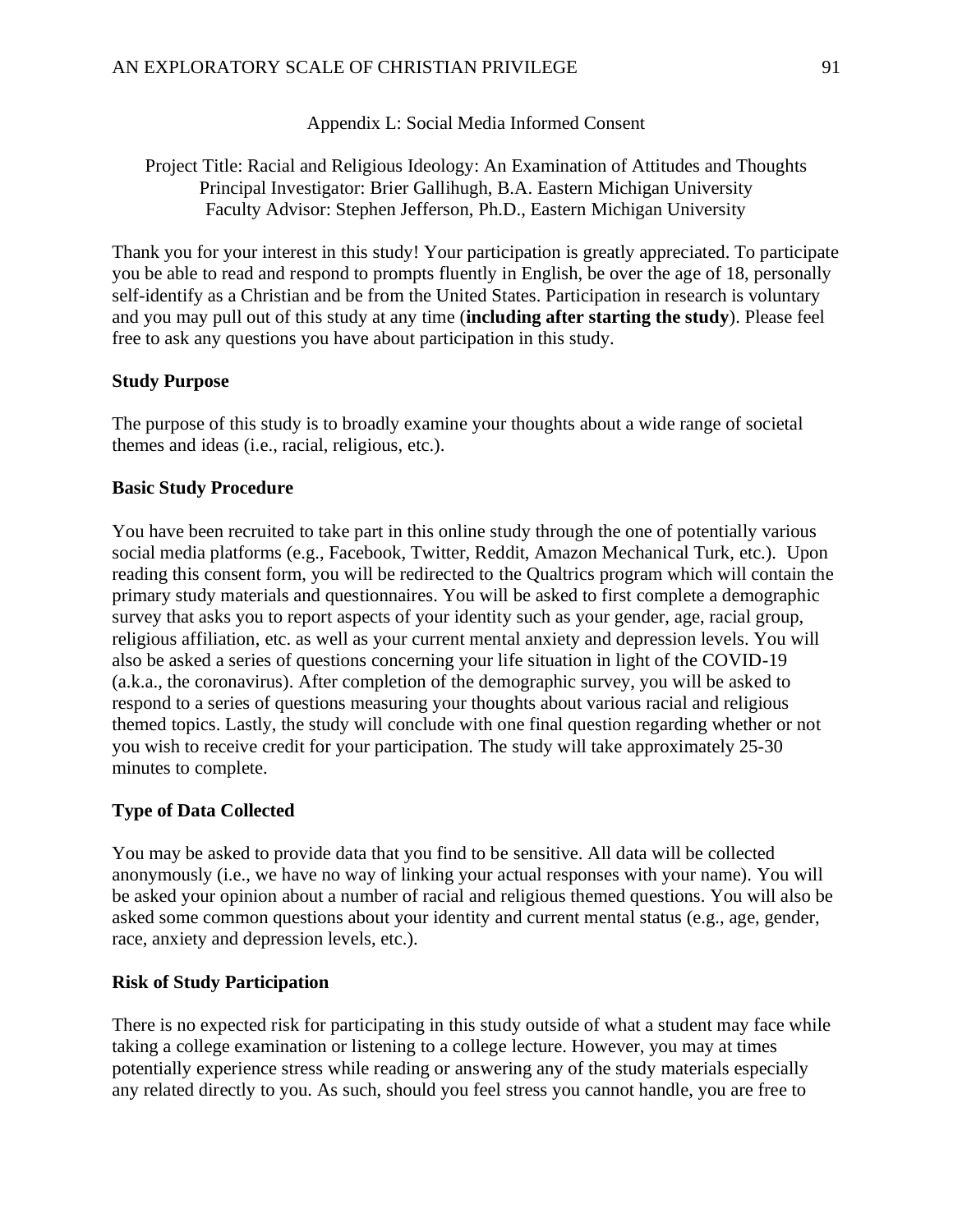Appendix L: Social Media Informed Consent

Project Title: Racial and Religious Ideology: An Examination of Attitudes and Thoughts
Principal Investigator: Brier Gallihugh, B.A. Eastern Michigan University
Faculty Advisor: Stephen Jefferson, Ph.D., Eastern Michigan University

Thank you for your interest in this study! Your participation is greatly appreciated. To participate you be able to read and respond to prompts fluently in English, be over the age of 18, personally self-identify as a Christian and be from the United States. Participation in research is voluntary and you may pull out of this study at any time (**including after starting the study**). Please feel free to ask any questions you have about participation in this study.

**Study Purpose**

The purpose of this study is to broadly examine your thoughts about a wide range of societal themes and ideas (i.e., racial, religious, etc.).

**Basic Study Procedure**

You have been recruited to take part in this online study through the one of potentially various social media platforms (e.g., Facebook, Twitter, Reddit, Amazon Mechanical Turk, etc.). Upon reading this consent form, you will be redirected to the Qualtrics program which will contain the primary study materials and questionnaires. You will be asked to first complete a demographic survey that asks you to report aspects of your identity such as your gender, age, racial group, religious affiliation, etc. as well as your current mental anxiety and depression levels. You will also be asked a series of questions concerning your life situation in light of the COVID-19 (a.k.a., the coronavirus). After completion of the demographic survey, you will be asked to respond to a series of questions measuring your thoughts about various racial and religious themed topics. Lastly, the study will conclude with one final question regarding whether or not you wish to receive credit for your participation. The study will take approximately 25-30 minutes to complete.

**Type of Data Collected**

You may be asked to provide data that you find to be sensitive. All data will be collected anonymously (i.e., we have no way of linking your actual responses with your name). You will be asked your opinion about a number of racial and religious themed questions. You will also be asked some common questions about your identity and current mental status (e.g., age, gender, race, anxiety and depression levels, etc.).

**Risk of Study Participation**

There is no expected risk for participating in this study outside of what a student may face while taking a college examination or listening to a college lecture. However, you may at times potentially experience stress while reading or answering any of the study materials especially any related directly to you. As such, should you feel stress you cannot handle, you are free to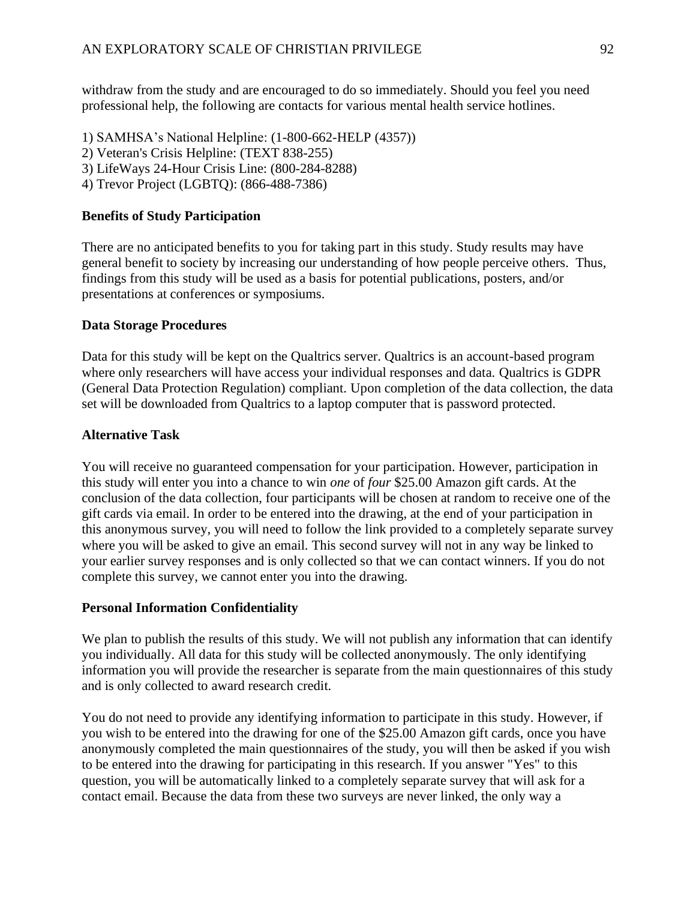withdraw from the study and are encouraged to do so immediately. Should you feel you need professional help, the following are contacts for various mental health service hotlines.

1) SAMHSA's National Helpline: (1-800-662-HELP (4357))
2) Veteran's Crisis Helpline: (TEXT 838-255)
3) LifeWays 24-Hour Crisis Line: (800-284-8288)
4) Trevor Project (LGBTQ): (866-488-7386)

**Benefits of Study Participation**

There are no anticipated benefits to you for taking part in this study. Study results may have general benefit to society by increasing our understanding of how people perceive others. Thus, findings from this study will be used as a basis for potential publications, posters, and/or presentations at conferences or symposiums.

**Data Storage Procedures**

Data for this study will be kept on the Qualtrics server. Qualtrics is an account-based program where only researchers will have access your individual responses and data. Qualtrics is GDPR (General Data Protection Regulation) compliant. Upon completion of the data collection, the data set will be downloaded from Qualtrics to a laptop computer that is password protected.

**Alternative Task**

You will receive no guaranteed compensation for your participation. However, participation in this study will enter you into a chance to win *one* of *four* $25.00 Amazon gift cards. At the conclusion of the data collection, four participants will be chosen at random to receive one of the gift cards via email. In order to be entered into the drawing, at the end of your participation in this anonymous survey, you will need to follow the link provided to a completely separate survey where you will be asked to give an email. This second survey will not in any way be linked to your earlier survey responses and is only collected so that we can contact winners. If you do not complete this survey, we cannot enter you into the drawing.

**Personal Information Confidentiality**

We plan to publish the results of this study. We will not publish any information that can identify you individually. All data for this study will be collected anonymously. The only identifying information you will provide the researcher is separate from the main questionnaires of this study and is only collected to award research credit.

You do not need to provide any identifying information to participate in this study. However, if you wish to be entered into the drawing for one of the $25.00 Amazon gift cards, once you have anonymously completed the main questionnaires of the study, you will then be asked if you wish to be entered into the drawing for participating in this research. If you answer "Yes" to this question, you will be automatically linked to a completely separate survey that will ask for a contact email. Because the data from these two surveys are never linked, the only way a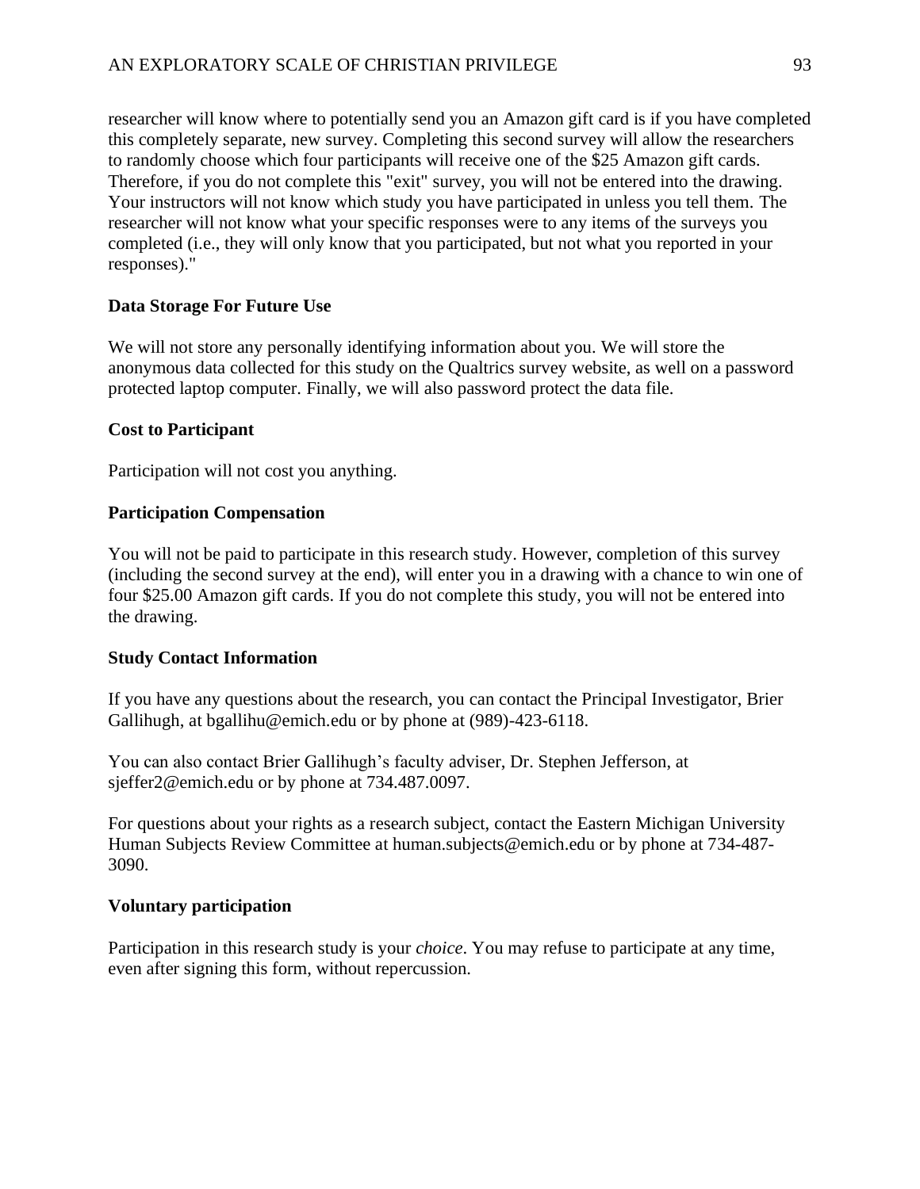researcher will know where to potentially send you an Amazon gift card is if you have completed this completely separate, new survey. Completing this second survey will allow the researchers to randomly choose which four participants will receive one of the $25 Amazon gift cards. Therefore, if you do not complete this "exit" survey, you will not be entered into the drawing. Your instructors will not know which study you have participated in unless you tell them. The researcher will not know what your specific responses were to any items of the surveys you completed (i.e., they will only know that you participated, but not what you reported in your responses)."

**Data Storage For Future Use**

We will not store any personally identifying information about you. We will store the anonymous data collected for this study on the Qualtrics survey website, as well on a password protected laptop computer. Finally, we will also password protect the data file.

**Cost to Participant**

Participation will not cost you anything.

**Participation Compensation**

You will not be paid to participate in this research study. However, completion of this survey (including the second survey at the end), will enter you in a drawing with a chance to win one of four $25.00 Amazon gift cards. If you do not complete this study, you will not be entered into the drawing.

**Study Contact Information**

If you have any questions about the research, you can contact the Principal Investigator, Brier Gallihugh, at bgallihu@emich.edu or by phone at (989)-423-6118.

You can also contact Brier Gallihugh's faculty adviser, Dr. Stephen Jefferson, at sjeffer2@emich.edu or by phone at 734.487.0097.

For questions about your rights as a research subject, contact the Eastern Michigan University Human Subjects Review Committee at human.subjects@emich.edu or by phone at 734-487-3090.

**Voluntary participation**

Participation in this research study is your *choice*. You may refuse to participate at any time, even after signing this form, without repercussion.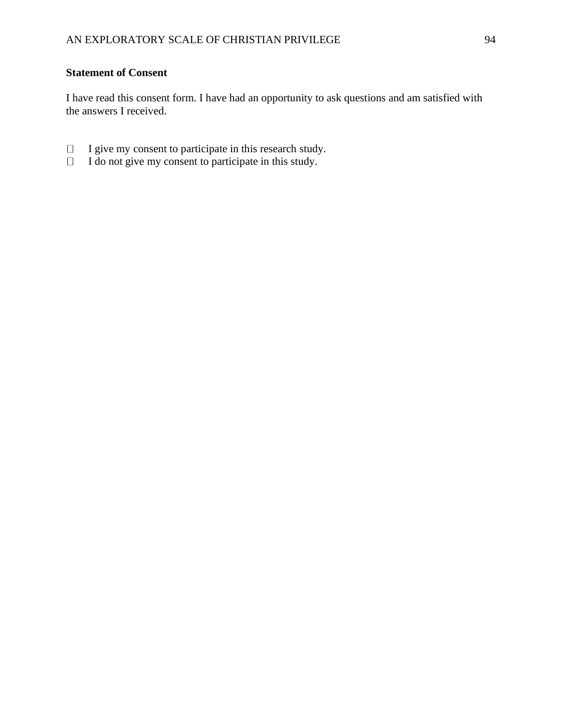**Statement of Consent**

I have read this consent form. I have had an opportunity to ask questions and am satisfied with the answers I received.

- ☐ I give my consent to participate in this research study.
- ☐ I do not give my consent to participate in this study.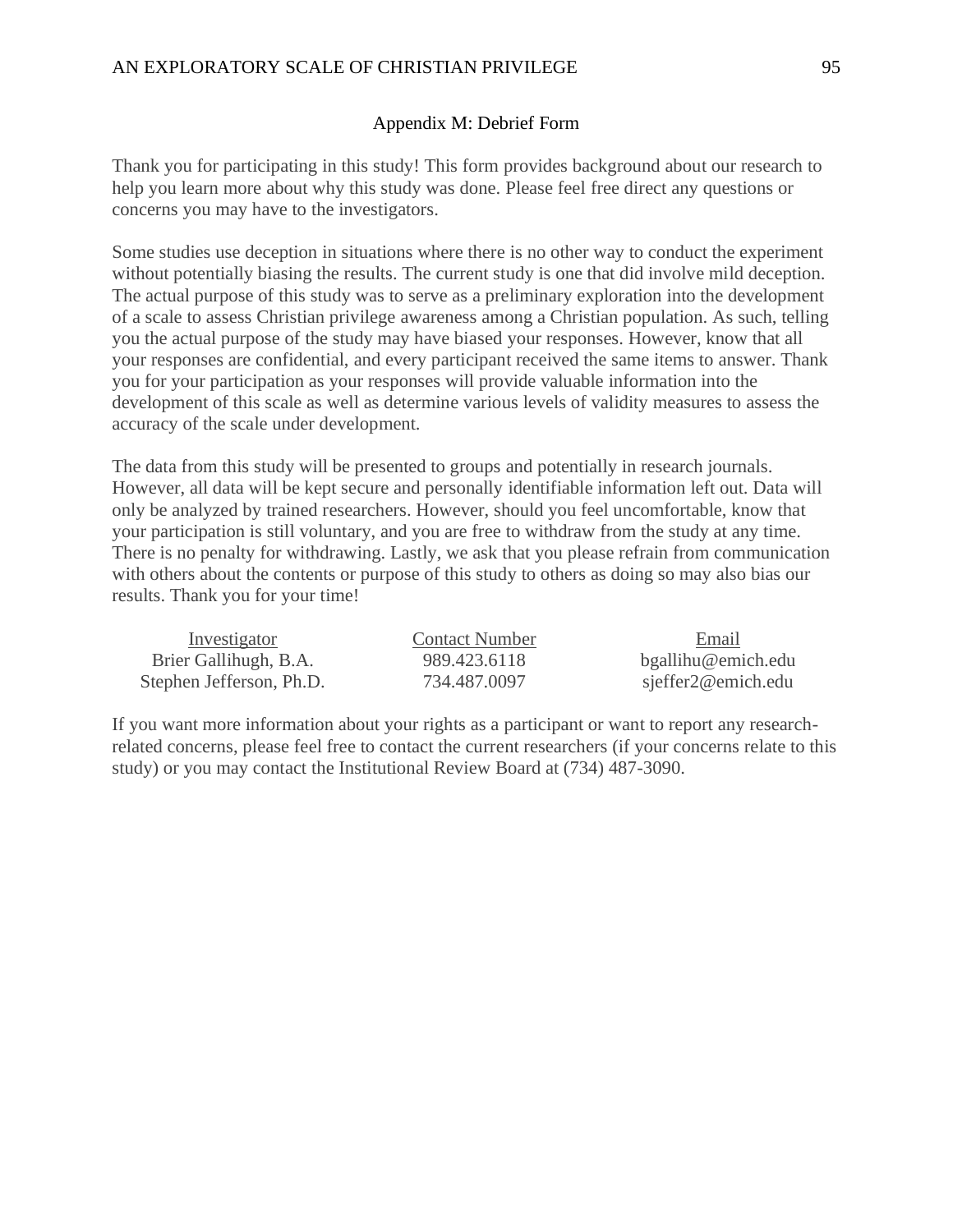## Appendix M: Debrief Form

Thank you for participating in this study! This form provides background about our research to help you learn more about why this study was done. Please feel free direct any questions or concerns you may have to the investigators.

Some studies use deception in situations where there is no other way to conduct the experiment without potentially biasing the results. The current study is one that did involve mild deception. The actual purpose of this study was to serve as a preliminary exploration into the development of a scale to assess Christian privilege awareness among a Christian population. As such, telling you the actual purpose of the study may have biased your responses. However, know that all your responses are confidential, and every participant received the same items to answer. Thank you for your participation as your responses will provide valuable information into the development of this scale as well as determine various levels of validity measures to assess the accuracy of the scale under development.

The data from this study will be presented to groups and potentially in research journals. However, all data will be kept secure and personally identifiable information left out. Data will only be analyzed by trained researchers. However, should you feel uncomfortable, know that your participation is still voluntary, and you are free to withdraw from the study at any time. There is no penalty for withdrawing. Lastly, we ask that you please refrain from communication with others about the contents or purpose of this study to others as doing so may also bias our results. Thank you for your time!

| Investigator | Contact Number | Email |
|---|---|---|
| Brier Gallihugh, B.A. | 989.423.6118 | bgallihu@emich.edu |
| Stephen Jefferson, Ph.D. | 734.487.0097 | sjeffer2@emich.edu |

If you want more information about your rights as a participant or want to report any research-related concerns, please feel free to contact the current researchers (if your concerns relate to this study) or you may contact the Institutional Review Board at (734) 487-3090.